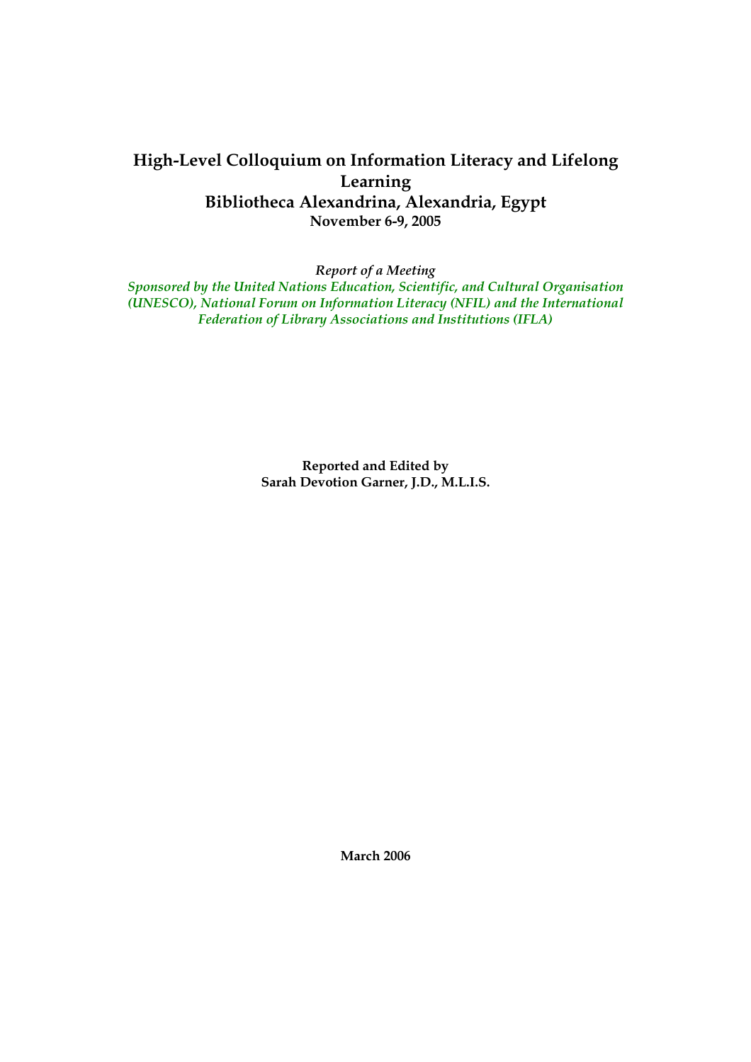# High-Level Colloquium on Information Literacy and Lifelong Learning

## Bibliotheca Alexandrina, Alexandria, Egypt

**November 6-9, 2005**

*Report of a Meeting*

*Sponsored by the United Nations Education, Scientific, and Cultural Organisation (UNESCO), National Forum on Information Literacy (NFIL) and the International Federation of Library Associations and Institutions (IFLA)*

**Reported and Edited by**
**Sarah Devotion Garner, J.D., M.L.I.S.**

**March 2006**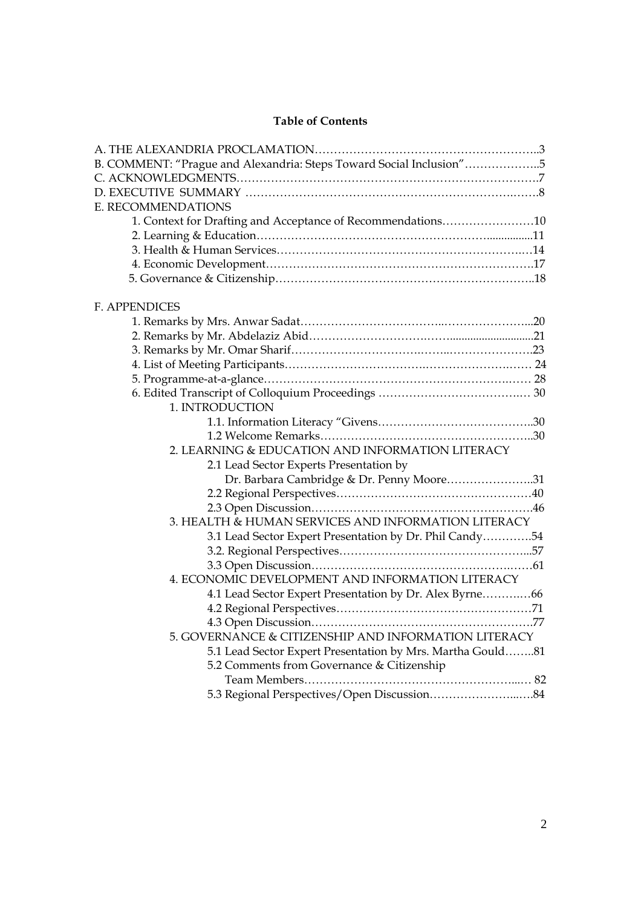**Table of Contents**

A. THE ALEXANDRIA PROCLAMATION…………………………………………………..3

B. COMMENT: "Prague and Alexandria: Steps Toward Social Inclusion"………………..5

C. ACKNOWLEDGMENTS…………………………………………………………………….7

D. EXECUTIVE SUMMARY ……………………………………………………………….……8

E. RECOMMENDATIONS

- 1. Context for Drafting and Acceptance of Recommendations……………………10
- 2. Learning & Education……………………………………………………................11
- 3. Health & Human Services……………………………………………………….…14
- 4. Economic Development…………………………………………………………….17
- 5. Governance & Citizenship…………………………………………………………..18

F. APPENDICES

- 1. Remarks by Mrs. Anwar Sadat……………………………...…………………...20
- 2. Remarks by Mr. Abdelaziz Abid………………………….……..........................21
- 3. Remarks by Mr. Omar Sharif…………………………….……..………………….23
- 4. List of Meeting Participants…………………………….……………………..…… 24
- 5. Programme-at-a-glance…………………………………………………………..…… 28
- 6. Edited Transcript of Colloquium Proceedings ……………………………….… 30
  - 1. INTRODUCTION
    - 1.1. Information Literacy "Givens…………………………………..30
    - 1.2 Welcome Remarks………………………………………………..30
  - 2. LEARNING & EDUCATION AND INFORMATION LITERACY
    - 2.1 Lead Sector Experts Presentation by Dr. Barbara Cambridge & Dr. Penny Moore…………………..31
    - 2.2 Regional Perspectives……………………………………………40
    - 2.3 Open Discussion………………………………………………….46
  - 3. HEALTH & HUMAN SERVICES AND INFORMATION LITERACY
    - 3.1 Lead Sector Expert Presentation by Dr. Phil Candy………….54
    - 3.2. Regional Perspectives…………………………………………...57
    - 3.3 Open Discussion…………………………………………….……61
  - 4. ECONOMIC DEVELOPMENT AND INFORMATION LITERACY
    - 4.1 Lead Sector Expert Presentation by Dr. Alex Byrne………..…66
    - 4.2 Regional Perspectives……………………………………………71
    - 4.3 Open Discussion………………………………………………….77
  - 5. GOVERNANCE & CITIZENSHIP AND INFORMATION LITERACY
    - 5.1 Lead Sector Expert Presentation by Mrs. Martha Gould……..81
    - 5.2 Comments from Governance & Citizenship Team Members…………………………………………………...… 82
    - 5.3 Regional Perspectives/Open Discussion…………………...….84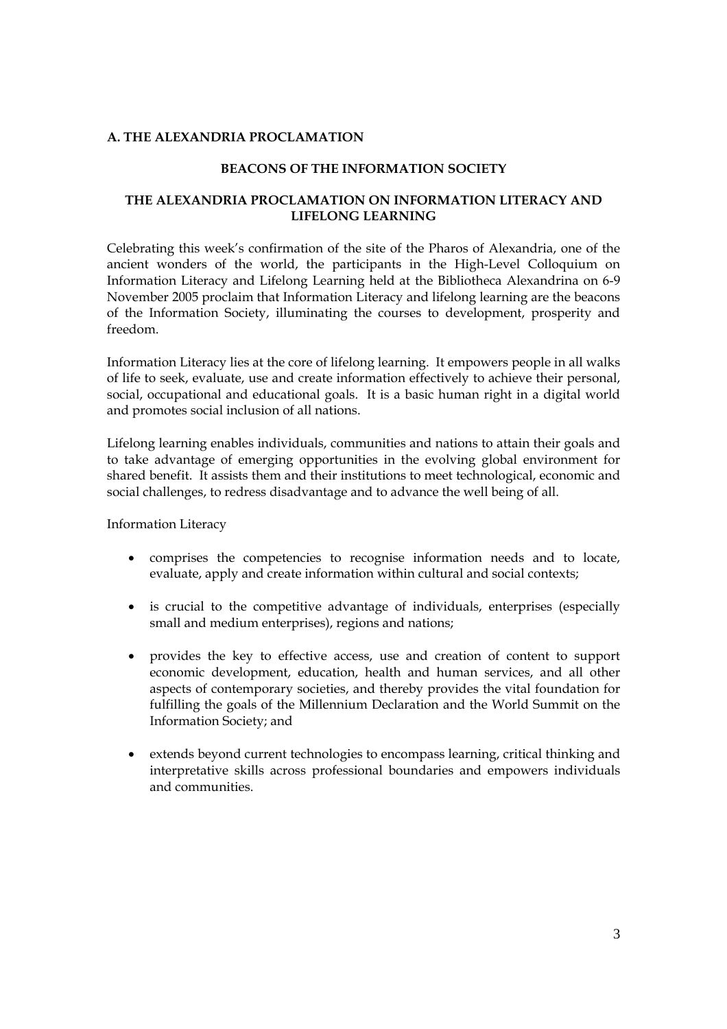## A. THE ALEXANDRIA PROCLAMATION

### BEACONS OF THE INFORMATION SOCIETY

### THE ALEXANDRIA PROCLAMATION ON INFORMATION LITERACY AND LIFELONG LEARNING

Celebrating this week's confirmation of the site of the Pharos of Alexandria, one of the ancient wonders of the world, the participants in the High-Level Colloquium on Information Literacy and Lifelong Learning held at the Bibliotheca Alexandrina on 6-9 November 2005 proclaim that Information Literacy and lifelong learning are the beacons of the Information Society, illuminating the courses to development, prosperity and freedom.

Information Literacy lies at the core of lifelong learning. It empowers people in all walks of life to seek, evaluate, use and create information effectively to achieve their personal, social, occupational and educational goals. It is a basic human right in a digital world and promotes social inclusion of all nations.

Lifelong learning enables individuals, communities and nations to attain their goals and to take advantage of emerging opportunities in the evolving global environment for shared benefit. It assists them and their institutions to meet technological, economic and social challenges, to redress disadvantage and to advance the well being of all.

Information Literacy

- comprises the competencies to recognise information needs and to locate, evaluate, apply and create information within cultural and social contexts;
- is crucial to the competitive advantage of individuals, enterprises (especially small and medium enterprises), regions and nations;
- provides the key to effective access, use and creation of content to support economic development, education, health and human services, and all other aspects of contemporary societies, and thereby provides the vital foundation for fulfilling the goals of the Millennium Declaration and the World Summit on the Information Society; and
- extends beyond current technologies to encompass learning, critical thinking and interpretative skills across professional boundaries and empowers individuals and communities.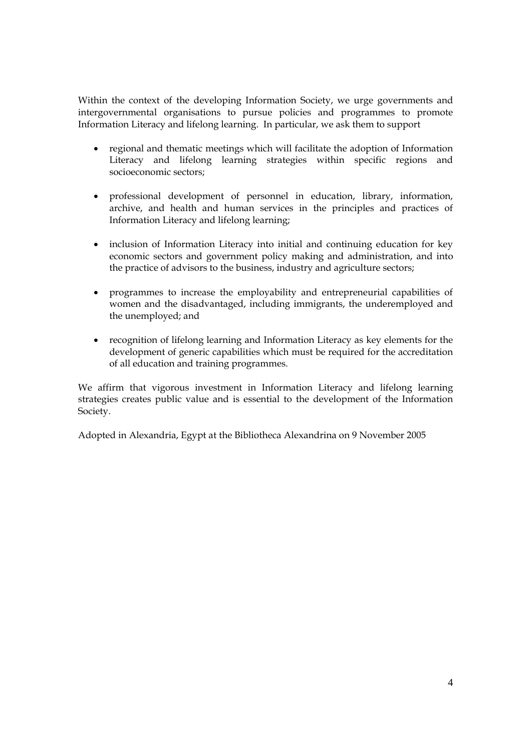Within the context of the developing Information Society, we urge governments and intergovernmental organisations to pursue policies and programmes to promote Information Literacy and lifelong learning. In particular, we ask them to support

- regional and thematic meetings which will facilitate the adoption of Information Literacy and lifelong learning strategies within specific regions and socioeconomic sectors;

- professional development of personnel in education, library, information, archive, and health and human services in the principles and practices of Information Literacy and lifelong learning;

- inclusion of Information Literacy into initial and continuing education for key economic sectors and government policy making and administration, and into the practice of advisors to the business, industry and agriculture sectors;

- programmes to increase the employability and entrepreneurial capabilities of women and the disadvantaged, including immigrants, the underemployed and the unemployed; and

- recognition of lifelong learning and Information Literacy as key elements for the development of generic capabilities which must be required for the accreditation of all education and training programmes.

We affirm that vigorous investment in Information Literacy and lifelong learning strategies creates public value and is essential to the development of the Information Society.

Adopted in Alexandria, Egypt at the Bibliotheca Alexandrina on 9 November 2005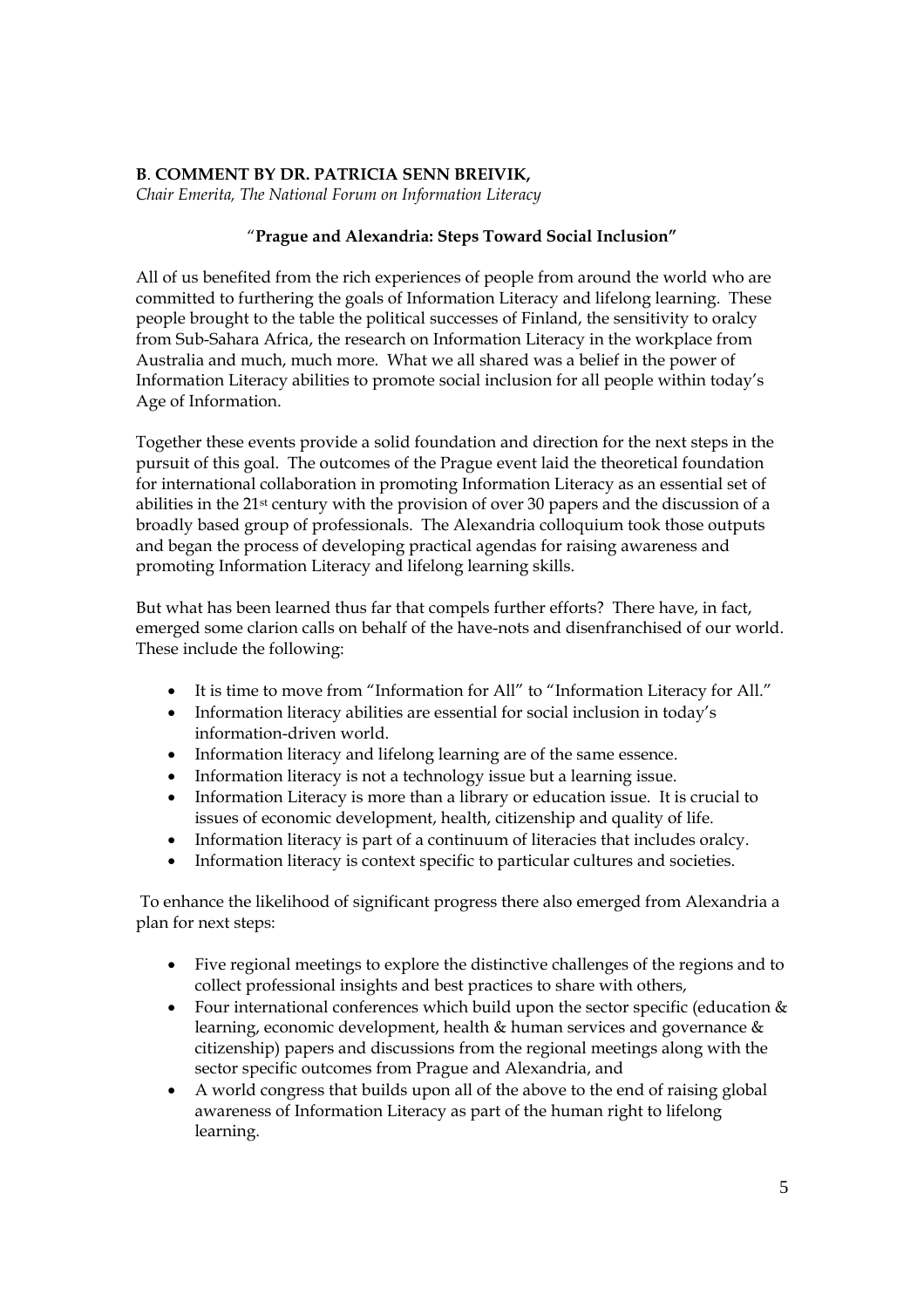**B. COMMENT BY DR. PATRICIA SENN BREIVIK,**
*Chair Emerita, The National Forum on Information Literacy*

### "Prague and Alexandria: Steps Toward Social Inclusion"

All of us benefited from the rich experiences of people from around the world who are committed to furthering the goals of Information Literacy and lifelong learning. These people brought to the table the political successes of Finland, the sensitivity to oralcy from Sub-Sahara Africa, the research on Information Literacy in the workplace from Australia and much, much more. What we all shared was a belief in the power of Information Literacy abilities to promote social inclusion for all people within today's Age of Information.

Together these events provide a solid foundation and direction for the next steps in the pursuit of this goal. The outcomes of the Prague event laid the theoretical foundation for international collaboration in promoting Information Literacy as an essential set of abilities in the 21st century with the provision of over 30 papers and the discussion of a broadly based group of professionals. The Alexandria colloquium took those outputs and began the process of developing practical agendas for raising awareness and promoting Information Literacy and lifelong learning skills.

But what has been learned thus far that compels further efforts? There have, in fact, emerged some clarion calls on behalf of the have-nots and disenfranchised of our world. These include the following:

- It is time to move from "Information for All" to "Information Literacy for All."
- Information literacy abilities are essential for social inclusion in today's information-driven world.
- Information literacy and lifelong learning are of the same essence.
- Information literacy is not a technology issue but a learning issue.
- Information Literacy is more than a library or education issue. It is crucial to issues of economic development, health, citizenship and quality of life.
- Information literacy is part of a continuum of literacies that includes oralcy.
- Information literacy is context specific to particular cultures and societies.

To enhance the likelihood of significant progress there also emerged from Alexandria a plan for next steps:

- Five regional meetings to explore the distinctive challenges of the regions and to collect professional insights and best practices to share with others,
- Four international conferences which build upon the sector specific (education & learning, economic development, health & human services and governance & citizenship) papers and discussions from the regional meetings along with the sector specific outcomes from Prague and Alexandria, and
- A world congress that builds upon all of the above to the end of raising global awareness of Information Literacy as part of the human right to lifelong learning.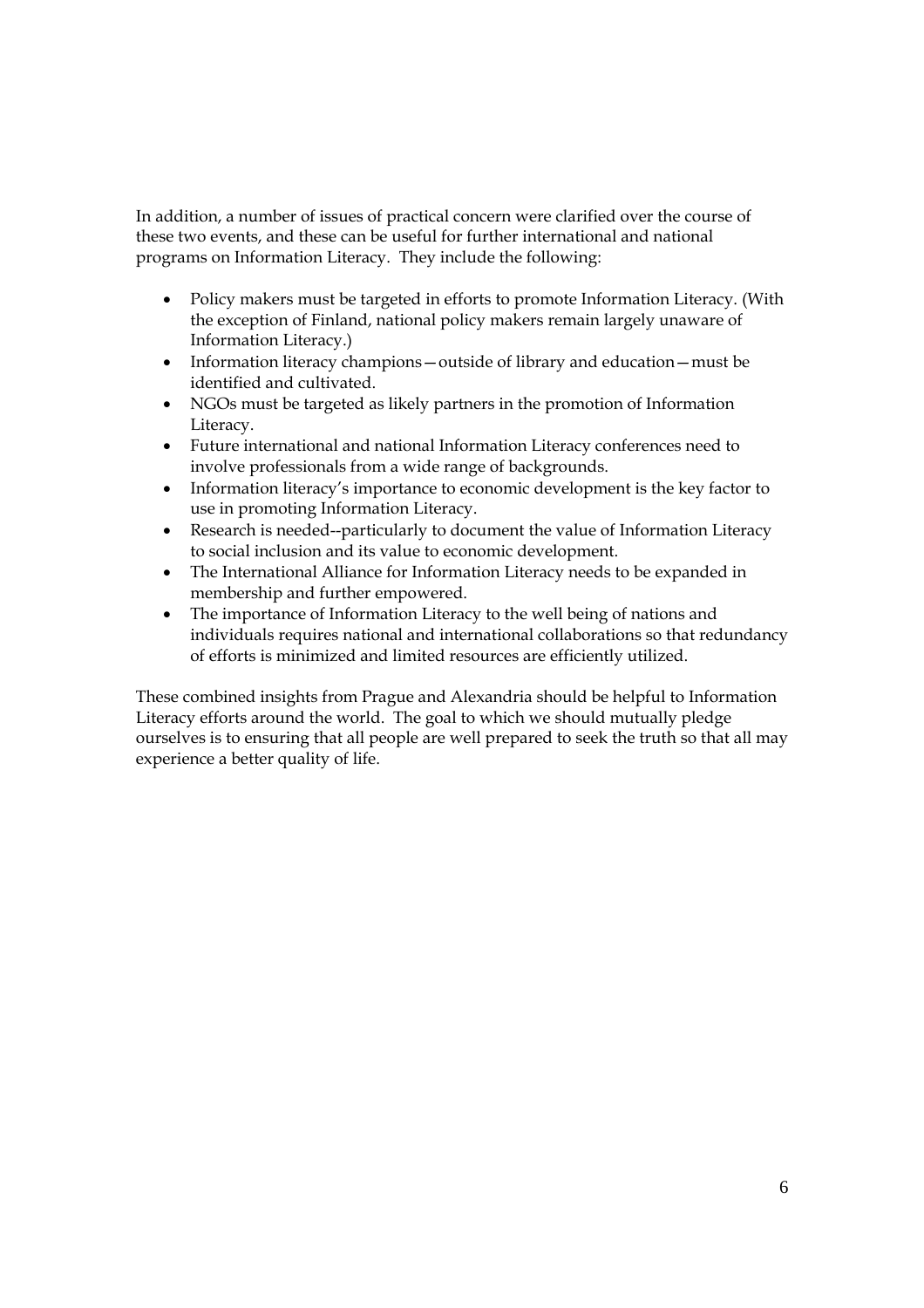In addition, a number of issues of practical concern were clarified over the course of these two events, and these can be useful for further international and national programs on Information Literacy. They include the following:

- Policy makers must be targeted in efforts to promote Information Literacy. (With the exception of Finland, national policy makers remain largely unaware of Information Literacy.)
- Information literacy champions—outside of library and education—must be identified and cultivated.
- NGOs must be targeted as likely partners in the promotion of Information Literacy.
- Future international and national Information Literacy conferences need to involve professionals from a wide range of backgrounds.
- Information literacy's importance to economic development is the key factor to use in promoting Information Literacy.
- Research is needed--particularly to document the value of Information Literacy to social inclusion and its value to economic development.
- The International Alliance for Information Literacy needs to be expanded in membership and further empowered.
- The importance of Information Literacy to the well being of nations and individuals requires national and international collaborations so that redundancy of efforts is minimized and limited resources are efficiently utilized.

These combined insights from Prague and Alexandria should be helpful to Information Literacy efforts around the world. The goal to which we should mutually pledge ourselves is to ensuring that all people are well prepared to seek the truth so that all may experience a better quality of life.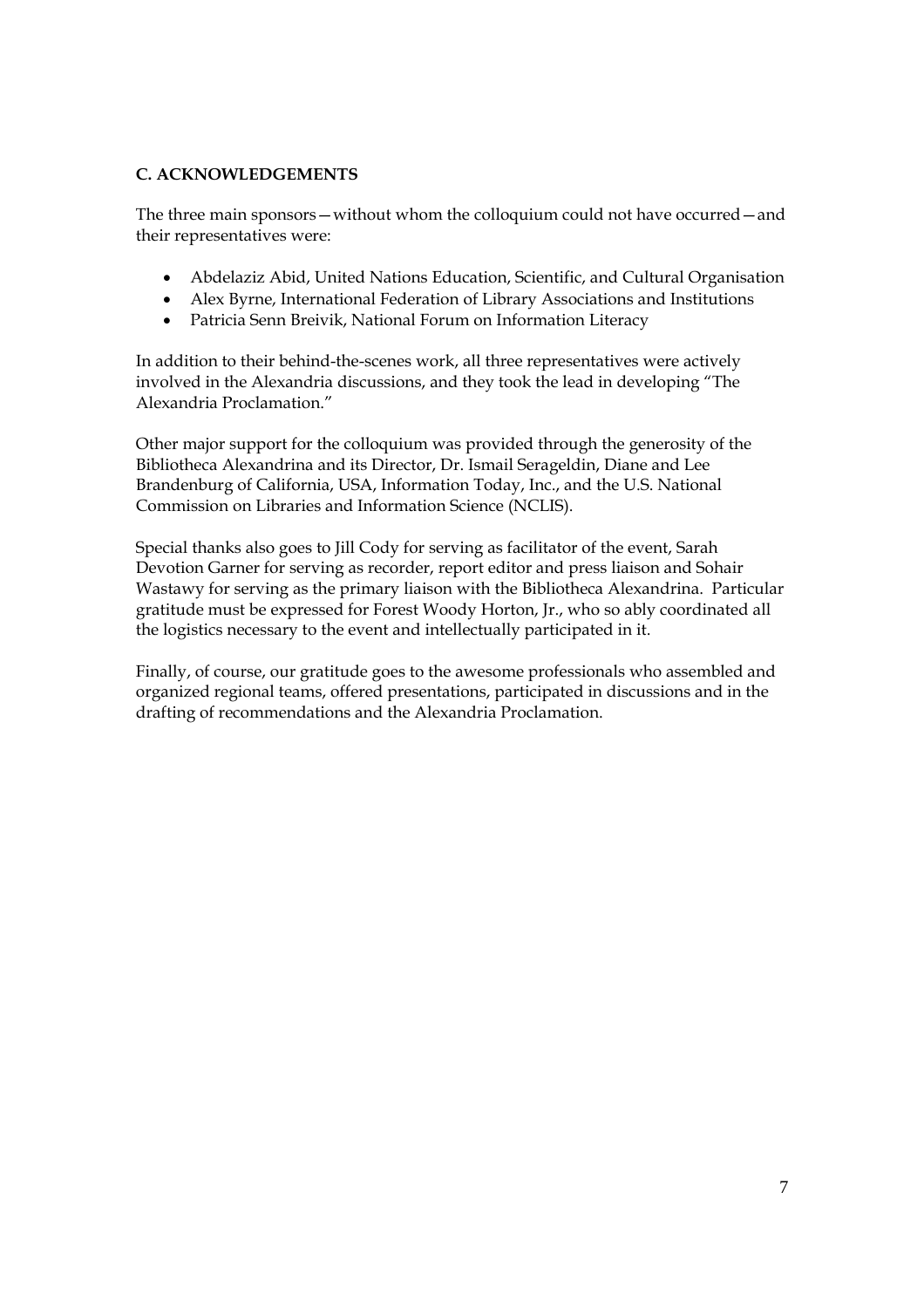## C. ACKNOWLEDGEMENTS

The three main sponsors—without whom the colloquium could not have occurred—and their representatives were:

- Abdelaziz Abid, United Nations Education, Scientific, and Cultural Organisation
- Alex Byrne, International Federation of Library Associations and Institutions
- Patricia Senn Breivik, National Forum on Information Literacy

In addition to their behind-the-scenes work, all three representatives were actively involved in the Alexandria discussions, and they took the lead in developing "The Alexandria Proclamation."

Other major support for the colloquium was provided through the generosity of the Bibliotheca Alexandrina and its Director, Dr. Ismail Serageldin, Diane and Lee Brandenburg of California, USA, Information Today, Inc., and the U.S. National Commission on Libraries and Information Science (NCLIS).

Special thanks also goes to Jill Cody for serving as facilitator of the event, Sarah Devotion Garner for serving as recorder, report editor and press liaison and Sohair Wastawy for serving as the primary liaison with the Bibliotheca Alexandrina. Particular gratitude must be expressed for Forest Woody Horton, Jr., who so ably coordinated all the logistics necessary to the event and intellectually participated in it.

Finally, of course, our gratitude goes to the awesome professionals who assembled and organized regional teams, offered presentations, participated in discussions and in the drafting of recommendations and the Alexandria Proclamation.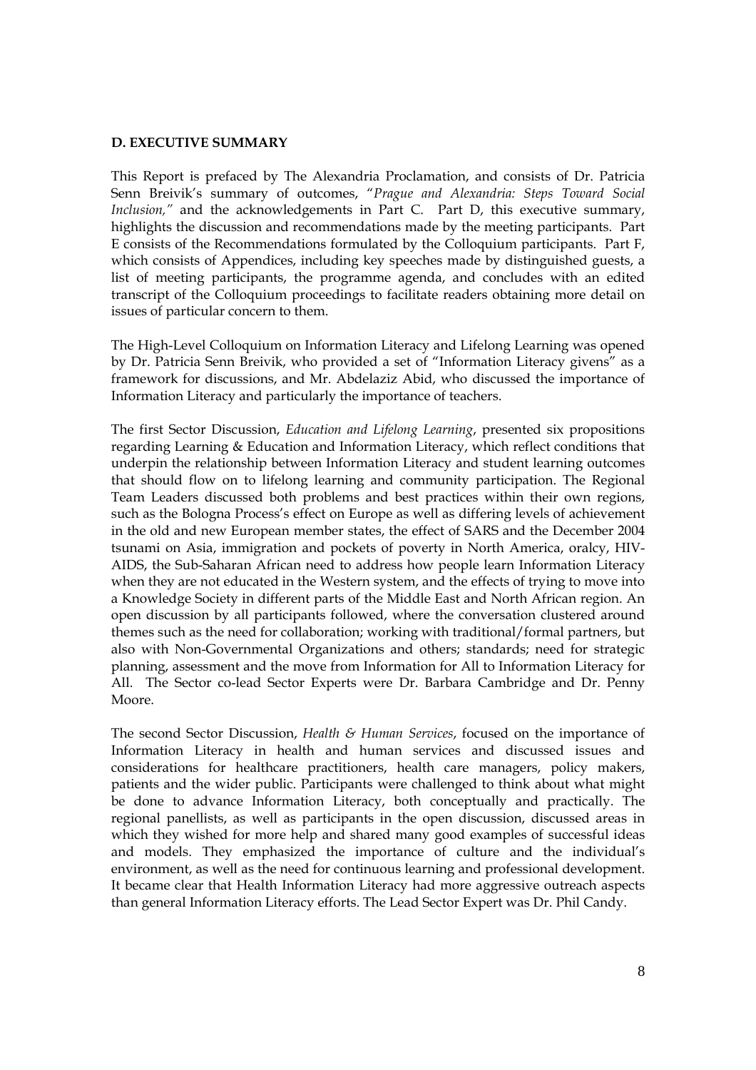**D. EXECUTIVE SUMMARY**

This Report is prefaced by The Alexandria Proclamation, and consists of Dr. Patricia Senn Breivik's summary of outcomes, "*Prague and Alexandria: Steps Toward Social Inclusion,"* and the acknowledgements in Part C. Part D, this executive summary, highlights the discussion and recommendations made by the meeting participants. Part E consists of the Recommendations formulated by the Colloquium participants. Part F, which consists of Appendices, including key speeches made by distinguished guests, a list of meeting participants, the programme agenda, and concludes with an edited transcript of the Colloquium proceedings to facilitate readers obtaining more detail on issues of particular concern to them.

The High-Level Colloquium on Information Literacy and Lifelong Learning was opened by Dr. Patricia Senn Breivik, who provided a set of "Information Literacy givens" as a framework for discussions, and Mr. Abdelaziz Abid, who discussed the importance of Information Literacy and particularly the importance of teachers.

The first Sector Discussion, *Education and Lifelong Learning*, presented six propositions regarding Learning & Education and Information Literacy, which reflect conditions that underpin the relationship between Information Literacy and student learning outcomes that should flow on to lifelong learning and community participation. The Regional Team Leaders discussed both problems and best practices within their own regions, such as the Bologna Process's effect on Europe as well as differing levels of achievement in the old and new European member states, the effect of SARS and the December 2004 tsunami on Asia, immigration and pockets of poverty in North America, oralcy, HIV-AIDS, the Sub-Saharan African need to address how people learn Information Literacy when they are not educated in the Western system, and the effects of trying to move into a Knowledge Society in different parts of the Middle East and North African region. An open discussion by all participants followed, where the conversation clustered around themes such as the need for collaboration; working with traditional/formal partners, but also with Non-Governmental Organizations and others; standards; need for strategic planning, assessment and the move from Information for All to Information Literacy for All. The Sector co-lead Sector Experts were Dr. Barbara Cambridge and Dr. Penny Moore.

The second Sector Discussion, *Health & Human Services*, focused on the importance of Information Literacy in health and human services and discussed issues and considerations for healthcare practitioners, health care managers, policy makers, patients and the wider public. Participants were challenged to think about what might be done to advance Information Literacy, both conceptually and practically. The regional panellists, as well as participants in the open discussion, discussed areas in which they wished for more help and shared many good examples of successful ideas and models. They emphasized the importance of culture and the individual's environment, as well as the need for continuous learning and professional development. It became clear that Health Information Literacy had more aggressive outreach aspects than general Information Literacy efforts. The Lead Sector Expert was Dr. Phil Candy.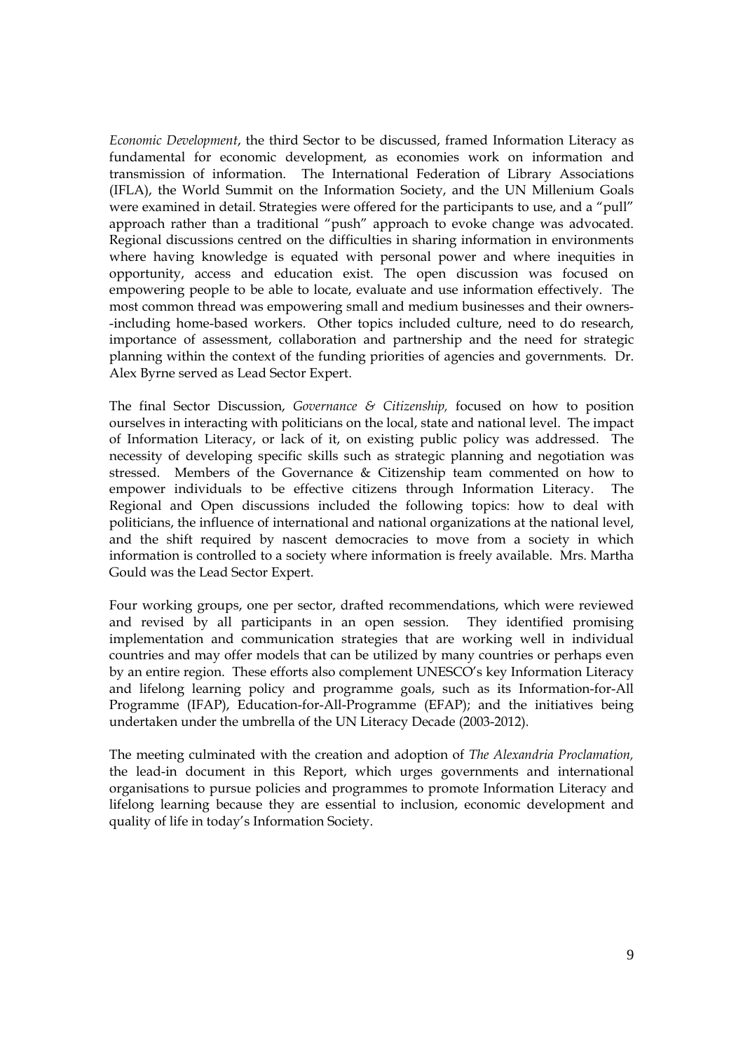*Economic Development*, the third Sector to be discussed, framed Information Literacy as fundamental for economic development, as economies work on information and transmission of information. The International Federation of Library Associations (IFLA), the World Summit on the Information Society, and the UN Millenium Goals were examined in detail. Strategies were offered for the participants to use, and a "pull" approach rather than a traditional "push" approach to evoke change was advocated. Regional discussions centred on the difficulties in sharing information in environments where having knowledge is equated with personal power and where inequities in opportunity, access and education exist. The open discussion was focused on empowering people to be able to locate, evaluate and use information effectively. The most common thread was empowering small and medium businesses and their owners--including home-based workers. Other topics included culture, need to do research, importance of assessment, collaboration and partnership and the need for strategic planning within the context of the funding priorities of agencies and governments. Dr. Alex Byrne served as Lead Sector Expert.

The final Sector Discussion, *Governance & Citizenship,* focused on how to position ourselves in interacting with politicians on the local, state and national level. The impact of Information Literacy, or lack of it, on existing public policy was addressed. The necessity of developing specific skills such as strategic planning and negotiation was stressed. Members of the Governance & Citizenship team commented on how to empower individuals to be effective citizens through Information Literacy. The Regional and Open discussions included the following topics: how to deal with politicians, the influence of international and national organizations at the national level, and the shift required by nascent democracies to move from a society in which information is controlled to a society where information is freely available. Mrs. Martha Gould was the Lead Sector Expert.

Four working groups, one per sector, drafted recommendations, which were reviewed and revised by all participants in an open session. They identified promising implementation and communication strategies that are working well in individual countries and may offer models that can be utilized by many countries or perhaps even by an entire region. These efforts also complement UNESCO's key Information Literacy and lifelong learning policy and programme goals, such as its Information-for-All Programme (IFAP), Education-for-All-Programme (EFAP); and the initiatives being undertaken under the umbrella of the UN Literacy Decade (2003-2012).

The meeting culminated with the creation and adoption of *The Alexandria Proclamation,* the lead-in document in this Report, which urges governments and international organisations to pursue policies and programmes to promote Information Literacy and lifelong learning because they are essential to inclusion, economic development and quality of life in today's Information Society.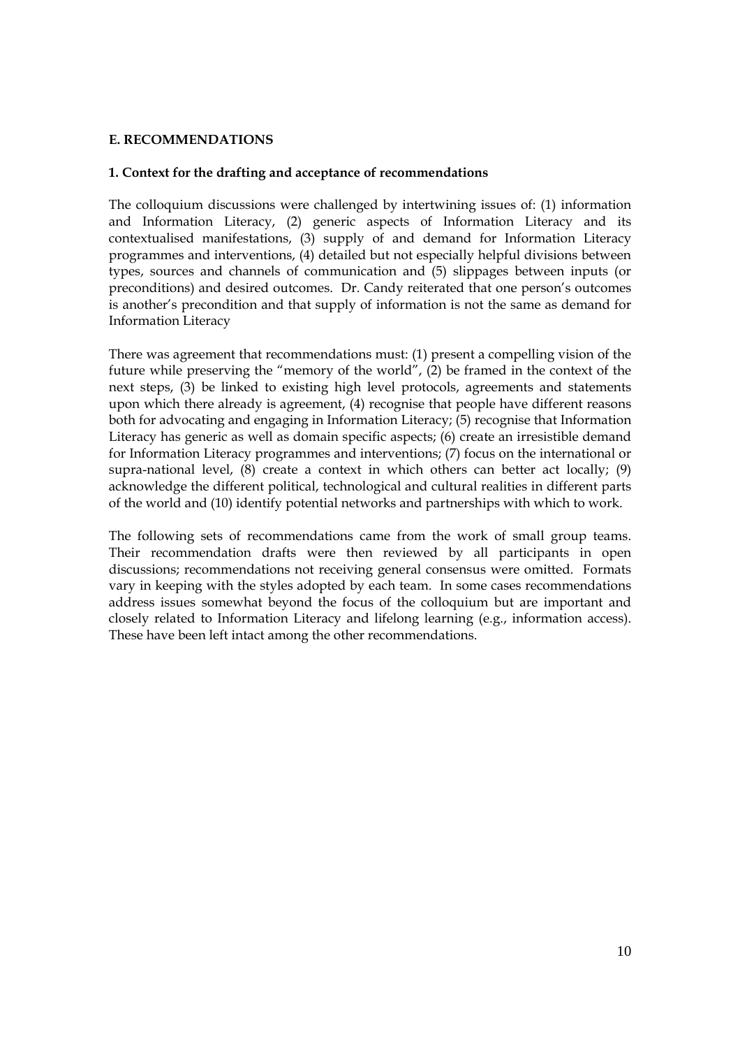## E. RECOMMENDATIONS

### 1. Context for the drafting and acceptance of recommendations

The colloquium discussions were challenged by intertwining issues of: (1) information and Information Literacy, (2) generic aspects of Information Literacy and its contextualised manifestations, (3) supply of and demand for Information Literacy programmes and interventions, (4) detailed but not especially helpful divisions between types, sources and channels of communication and (5) slippages between inputs (or preconditions) and desired outcomes. Dr. Candy reiterated that one person's outcomes is another's precondition and that supply of information is not the same as demand for Information Literacy

There was agreement that recommendations must: (1) present a compelling vision of the future while preserving the "memory of the world", (2) be framed in the context of the next steps, (3) be linked to existing high level protocols, agreements and statements upon which there already is agreement, (4) recognise that people have different reasons both for advocating and engaging in Information Literacy; (5) recognise that Information Literacy has generic as well as domain specific aspects; (6) create an irresistible demand for Information Literacy programmes and interventions; (7) focus on the international or supra-national level, (8) create a context in which others can better act locally; (9) acknowledge the different political, technological and cultural realities in different parts of the world and (10) identify potential networks and partnerships with which to work.

The following sets of recommendations came from the work of small group teams. Their recommendation drafts were then reviewed by all participants in open discussions; recommendations not receiving general consensus were omitted. Formats vary in keeping with the styles adopted by each team. In some cases recommendations address issues somewhat beyond the focus of the colloquium but are important and closely related to Information Literacy and lifelong learning (e.g., information access). These have been left intact among the other recommendations.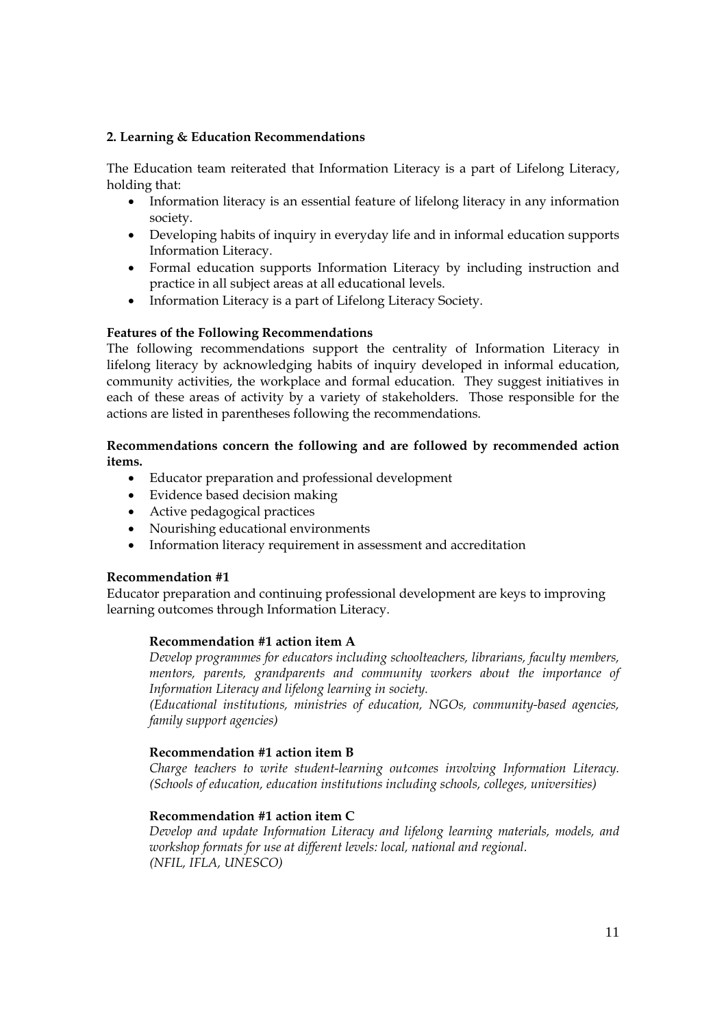**2. Learning & Education Recommendations**

The Education team reiterated that Information Literacy is a part of Lifelong Literacy, holding that:

- Information literacy is an essential feature of lifelong literacy in any information society.
- Developing habits of inquiry in everyday life and in informal education supports Information Literacy.
- Formal education supports Information Literacy by including instruction and practice in all subject areas at all educational levels.
- Information Literacy is a part of Lifelong Literacy Society.

**Features of the Following Recommendations**

The following recommendations support the centrality of Information Literacy in lifelong literacy by acknowledging habits of inquiry developed in informal education, community activities, the workplace and formal education. They suggest initiatives in each of these areas of activity by a variety of stakeholders. Those responsible for the actions are listed in parentheses following the recommendations.

**Recommendations concern the following and are followed by recommended action items.**

- Educator preparation and professional development
- Evidence based decision making
- Active pedagogical practices
- Nourishing educational environments
- Information literacy requirement in assessment and accreditation

**Recommendation #1**

Educator preparation and continuing professional development are keys to improving learning outcomes through Information Literacy.

**Recommendation #1 action item A**

*Develop programmes for educators including schoolteachers, librarians, faculty members, mentors, parents, grandparents and community workers about the importance of Information Literacy and lifelong learning in society.*
*(Educational institutions, ministries of education, NGOs, community-based agencies, family support agencies)*

**Recommendation #1 action item B**

*Charge teachers to write student-learning outcomes involving Information Literacy. (Schools of education, education institutions including schools, colleges, universities)*

**Recommendation #1 action item C**

*Develop and update Information Literacy and lifelong learning materials, models, and workshop formats for use at different levels: local, national and regional.*
*(NFIL, IFLA, UNESCO)*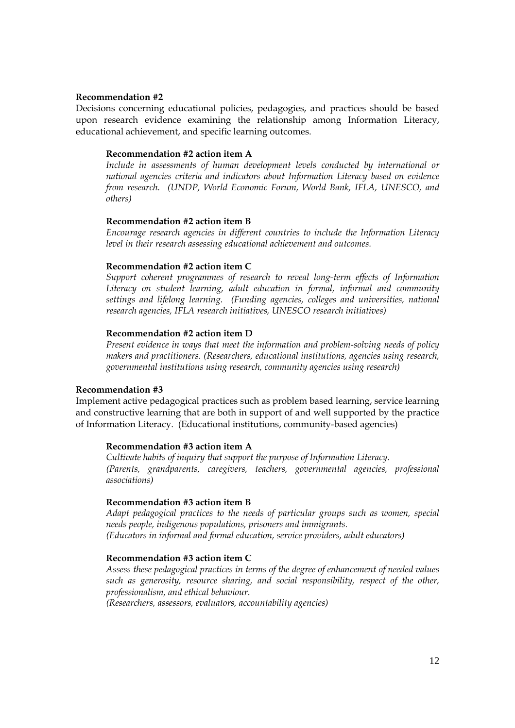**Recommendation #2**

Decisions concerning educational policies, pedagogies, and practices should be based upon research evidence examining the relationship among Information Literacy, educational achievement, and specific learning outcomes.

**Recommendation #2 action item A**

*Include in assessments of human development levels conducted by international or national agencies criteria and indicators about Information Literacy based on evidence from research. (UNDP, World Economic Forum, World Bank, IFLA, UNESCO, and others)*

**Recommendation #2 action item B**

*Encourage research agencies in different countries to include the Information Literacy level in their research assessing educational achievement and outcomes.*

**Recommendation #2 action item C**

*Support coherent programmes of research to reveal long-term effects of Information Literacy on student learning, adult education in formal, informal and community settings and lifelong learning. (Funding agencies, colleges and universities, national research agencies, IFLA research initiatives, UNESCO research initiatives)*

**Recommendation #2 action item D**

*Present evidence in ways that meet the information and problem-solving needs of policy makers and practitioners. (Researchers, educational institutions, agencies using research, governmental institutions using research, community agencies using research)*

**Recommendation #3**

Implement active pedagogical practices such as problem based learning, service learning and constructive learning that are both in support of and well supported by the practice of Information Literacy. (Educational institutions, community-based agencies)

**Recommendation #3 action item A**

*Cultivate habits of inquiry that support the purpose of Information Literacy.*
*(Parents, grandparents, caregivers, teachers, governmental agencies, professional associations)*

**Recommendation #3 action item B**

*Adapt pedagogical practices to the needs of particular groups such as women, special needs people, indigenous populations, prisoners and immigrants.*
*(Educators in informal and formal education, service providers, adult educators)*

**Recommendation #3 action item C**

*Assess these pedagogical practices in terms of the degree of enhancement of needed values such as generosity, resource sharing, and social responsibility, respect of the other, professionalism, and ethical behaviour.*
*(Researchers, assessors, evaluators, accountability agencies)*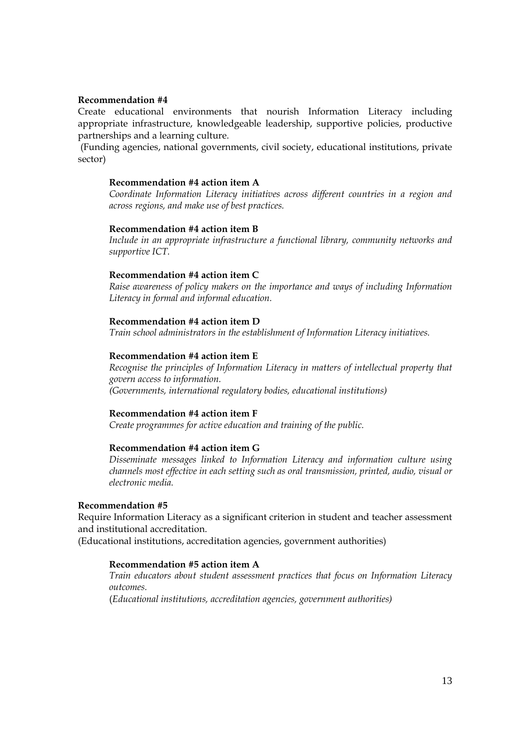**Recommendation #4**

Create educational environments that nourish Information Literacy including appropriate infrastructure, knowledgeable leadership, supportive policies, productive partnerships and a learning culture.

(Funding agencies, national governments, civil society, educational institutions, private sector)

> **Recommendation #4 action item A**
>
> *Coordinate Information Literacy initiatives across different countries in a region and across regions, and make use of best practices.*
>
> **Recommendation #4 action item B**
>
> *Include in an appropriate infrastructure a functional library, community networks and supportive ICT.*
>
> **Recommendation #4 action item C**
>
> *Raise awareness of policy makers on the importance and ways of including Information Literacy in formal and informal education.*
>
> **Recommendation #4 action item D**
>
> *Train school administrators in the establishment of Information Literacy initiatives.*
>
> **Recommendation #4 action item E**
>
> *Recognise the principles of Information Literacy in matters of intellectual property that govern access to information.*
> *(Governments, international regulatory bodies, educational institutions)*
>
> **Recommendation #4 action item F**
>
> *Create programmes for active education and training of the public.*
>
> **Recommendation #4 action item G**
>
> *Disseminate messages linked to Information Literacy and information culture using channels most effective in each setting such as oral transmission, printed, audio, visual or electronic media.*

**Recommendation #5**

Require Information Literacy as a significant criterion in student and teacher assessment and institutional accreditation.

(Educational institutions, accreditation agencies, government authorities)

> **Recommendation #5 action item A**
>
> *Train educators about student assessment practices that focus on Information Literacy outcomes.*
> (*Educational institutions, accreditation agencies, government authorities)*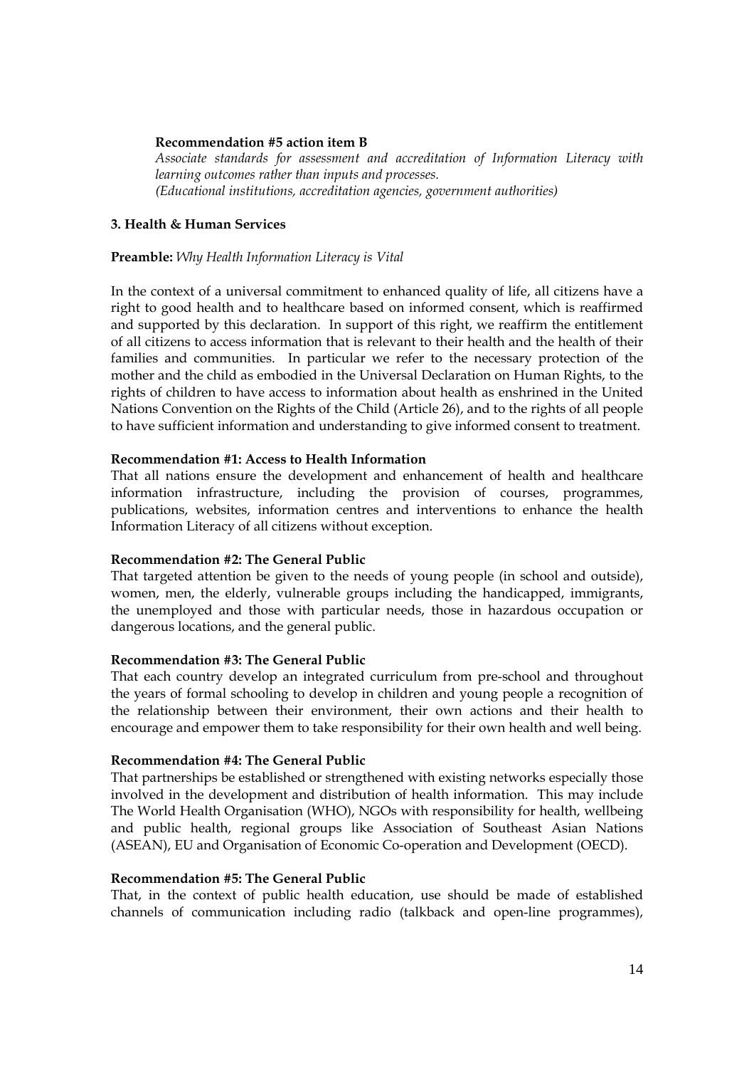**Recommendation #5 action item B**

*Associate standards for assessment and accreditation of Information Literacy with learning outcomes rather than inputs and processes.*
*(Educational institutions, accreditation agencies, government authorities)*

### 3. Health & Human Services

**Preamble:** *Why Health Information Literacy is Vital*

In the context of a universal commitment to enhanced quality of life, all citizens have a right to good health and to healthcare based on informed consent, which is reaffirmed and supported by this declaration. In support of this right, we reaffirm the entitlement of all citizens to access information that is relevant to their health and the health of their families and communities. In particular we refer to the necessary protection of the mother and the child as embodied in the Universal Declaration on Human Rights, to the rights of children to have access to information about health as enshrined in the United Nations Convention on the Rights of the Child (Article 26), and to the rights of all people to have sufficient information and understanding to give informed consent to treatment.

**Recommendation #1: Access to Health Information**
That all nations ensure the development and enhancement of health and healthcare information infrastructure, including the provision of courses, programmes, publications, websites, information centres and interventions to enhance the health Information Literacy of all citizens without exception.

**Recommendation #2: The General Public**
That targeted attention be given to the needs of young people (in school and outside), women, men, the elderly, vulnerable groups including the handicapped, immigrants, the unemployed and those with particular needs, those in hazardous occupation or dangerous locations, and the general public.

**Recommendation #3: The General Public**
That each country develop an integrated curriculum from pre-school and throughout the years of formal schooling to develop in children and young people a recognition of the relationship between their environment, their own actions and their health to encourage and empower them to take responsibility for their own health and well being.

**Recommendation #4: The General Public**
That partnerships be established or strengthened with existing networks especially those involved in the development and distribution of health information. This may include The World Health Organisation (WHO), NGOs with responsibility for health, wellbeing and public health, regional groups like Association of Southeast Asian Nations (ASEAN), EU and Organisation of Economic Co-operation and Development (OECD).

**Recommendation #5: The General Public**
That, in the context of public health education, use should be made of established channels of communication including radio (talkback and open-line programmes),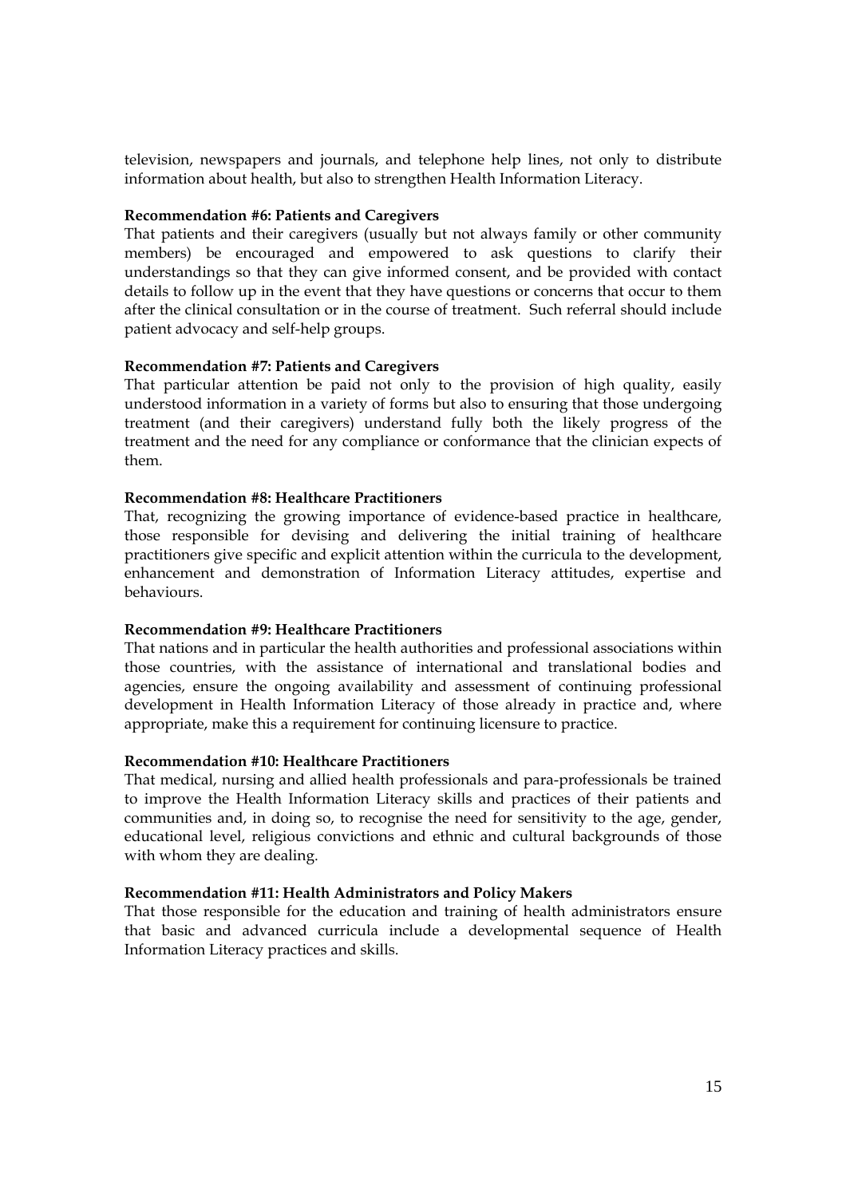television, newspapers and journals, and telephone help lines, not only to distribute information about health, but also to strengthen Health Information Literacy.

**Recommendation #6: Patients and Caregivers**

That patients and their caregivers (usually but not always family or other community members) be encouraged and empowered to ask questions to clarify their understandings so that they can give informed consent, and be provided with contact details to follow up in the event that they have questions or concerns that occur to them after the clinical consultation or in the course of treatment. Such referral should include patient advocacy and self-help groups.

**Recommendation #7: Patients and Caregivers**

That particular attention be paid not only to the provision of high quality, easily understood information in a variety of forms but also to ensuring that those undergoing treatment (and their caregivers) understand fully both the likely progress of the treatment and the need for any compliance or conformance that the clinician expects of them.

**Recommendation #8: Healthcare Practitioners**

That, recognizing the growing importance of evidence-based practice in healthcare, those responsible for devising and delivering the initial training of healthcare practitioners give specific and explicit attention within the curricula to the development, enhancement and demonstration of Information Literacy attitudes, expertise and behaviours.

**Recommendation #9: Healthcare Practitioners**

That nations and in particular the health authorities and professional associations within those countries, with the assistance of international and translational bodies and agencies, ensure the ongoing availability and assessment of continuing professional development in Health Information Literacy of those already in practice and, where appropriate, make this a requirement for continuing licensure to practice.

**Recommendation #10: Healthcare Practitioners**

That medical, nursing and allied health professionals and para-professionals be trained to improve the Health Information Literacy skills and practices of their patients and communities and, in doing so, to recognise the need for sensitivity to the age, gender, educational level, religious convictions and ethnic and cultural backgrounds of those with whom they are dealing.

**Recommendation #11: Health Administrators and Policy Makers**

That those responsible for the education and training of health administrators ensure that basic and advanced curricula include a developmental sequence of Health Information Literacy practices and skills.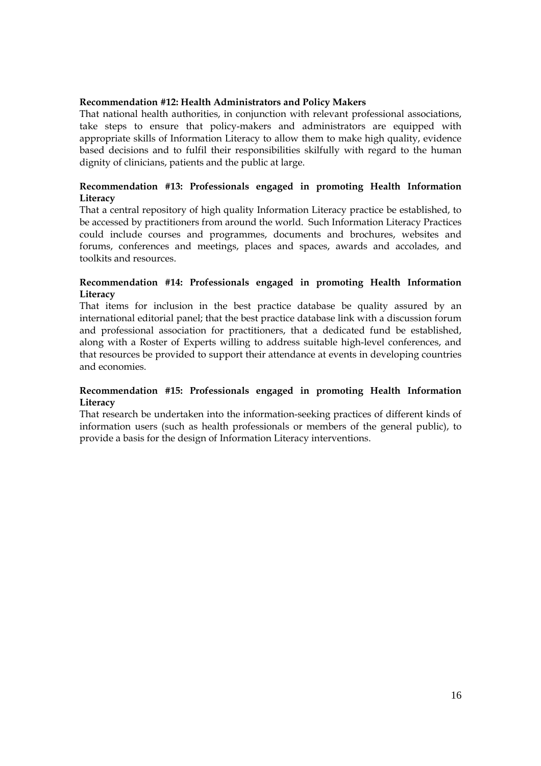**Recommendation #12: Health Administrators and Policy Makers**

That national health authorities, in conjunction with relevant professional associations, take steps to ensure that policy-makers and administrators are equipped with appropriate skills of Information Literacy to allow them to make high quality, evidence based decisions and to fulfil their responsibilities skilfully with regard to the human dignity of clinicians, patients and the public at large.

**Recommendation #13: Professionals engaged in promoting Health Information Literacy**

That a central repository of high quality Information Literacy practice be established, to be accessed by practitioners from around the world. Such Information Literacy Practices could include courses and programmes, documents and brochures, websites and forums, conferences and meetings, places and spaces, awards and accolades, and toolkits and resources.

**Recommendation #14: Professionals engaged in promoting Health Information Literacy**

That items for inclusion in the best practice database be quality assured by an international editorial panel; that the best practice database link with a discussion forum and professional association for practitioners, that a dedicated fund be established, along with a Roster of Experts willing to address suitable high-level conferences, and that resources be provided to support their attendance at events in developing countries and economies.

**Recommendation #15: Professionals engaged in promoting Health Information Literacy**

That research be undertaken into the information-seeking practices of different kinds of information users (such as health professionals or members of the general public), to provide a basis for the design of Information Literacy interventions.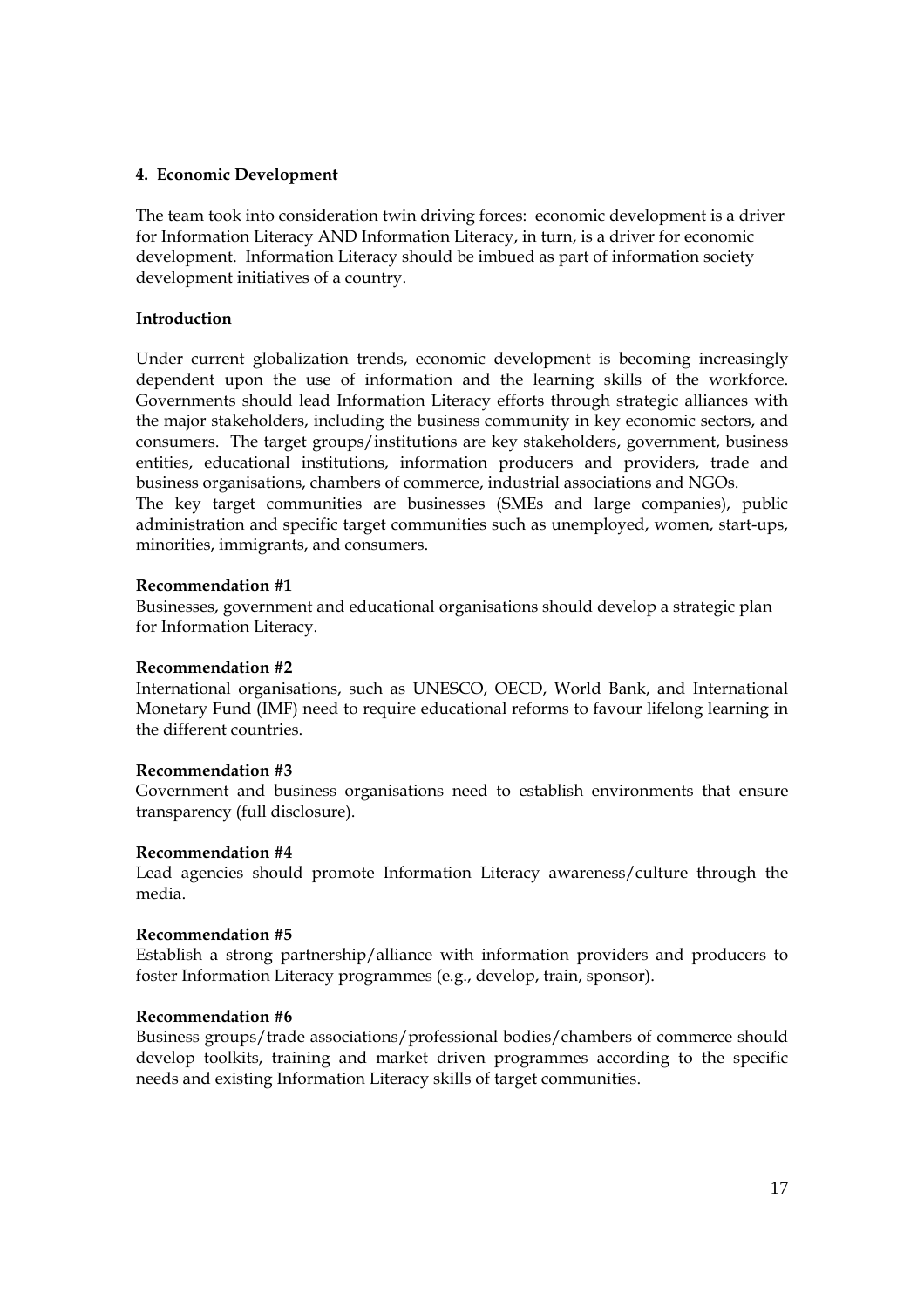## 4. Economic Development

The team took into consideration twin driving forces: economic development is a driver for Information Literacy AND Information Literacy, in turn, is a driver for economic development. Information Literacy should be imbued as part of information society development initiatives of a country.

### Introduction

Under current globalization trends, economic development is becoming increasingly dependent upon the use of information and the learning skills of the workforce. Governments should lead Information Literacy efforts through strategic alliances with the major stakeholders, including the business community in key economic sectors, and consumers. The target groups/institutions are key stakeholders, government, business entities, educational institutions, information producers and providers, trade and business organisations, chambers of commerce, industrial associations and NGOs.
The key target communities are businesses (SMEs and large companies), public administration and specific target communities such as unemployed, women, start-ups, minorities, immigrants, and consumers.

**Recommendation #1**
Businesses, government and educational organisations should develop a strategic plan for Information Literacy.

**Recommendation #2**
International organisations, such as UNESCO, OECD, World Bank, and International Monetary Fund (IMF) need to require educational reforms to favour lifelong learning in the different countries.

**Recommendation #3**
Government and business organisations need to establish environments that ensure transparency (full disclosure).

**Recommendation #4**
Lead agencies should promote Information Literacy awareness/culture through the media.

**Recommendation #5**
Establish a strong partnership/alliance with information providers and producers to foster Information Literacy programmes (e.g., develop, train, sponsor).

**Recommendation #6**
Business groups/trade associations/professional bodies/chambers of commerce should develop toolkits, training and market driven programmes according to the specific needs and existing Information Literacy skills of target communities.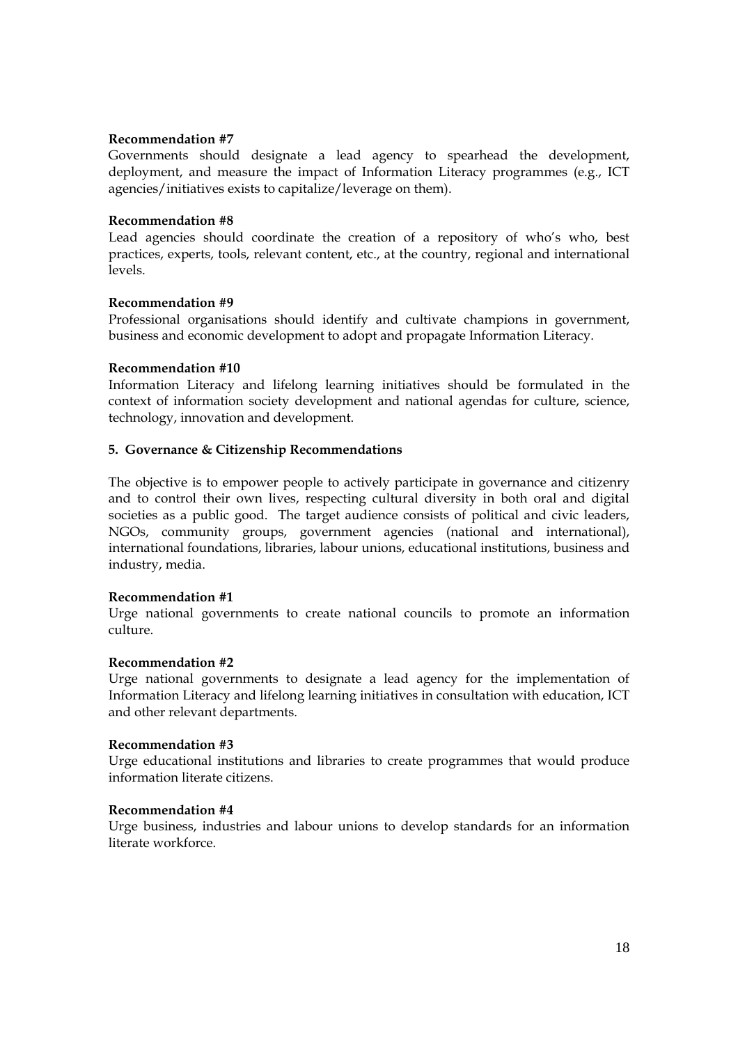**Recommendation #7**
Governments should designate a lead agency to spearhead the development, deployment, and measure the impact of Information Literacy programmes (e.g., ICT agencies/initiatives exists to capitalize/leverage on them).

**Recommendation #8**
Lead agencies should coordinate the creation of a repository of who's who, best practices, experts, tools, relevant content, etc., at the country, regional and international levels.

**Recommendation #9**
Professional organisations should identify and cultivate champions in government, business and economic development to adopt and propagate Information Literacy.

**Recommendation #10**
Information Literacy and lifelong learning initiatives should be formulated in the context of information society development and national agendas for culture, science, technology, innovation and development.

## 5. Governance & Citizenship Recommendations

The objective is to empower people to actively participate in governance and citizenry and to control their own lives, respecting cultural diversity in both oral and digital societies as a public good. The target audience consists of political and civic leaders, NGOs, community groups, government agencies (national and international), international foundations, libraries, labour unions, educational institutions, business and industry, media.

**Recommendation #1**
Urge national governments to create national councils to promote an information culture.

**Recommendation #2**
Urge national governments to designate a lead agency for the implementation of Information Literacy and lifelong learning initiatives in consultation with education, ICT and other relevant departments.

**Recommendation #3**
Urge educational institutions and libraries to create programmes that would produce information literate citizens.

**Recommendation #4**
Urge business, industries and labour unions to develop standards for an information literate workforce.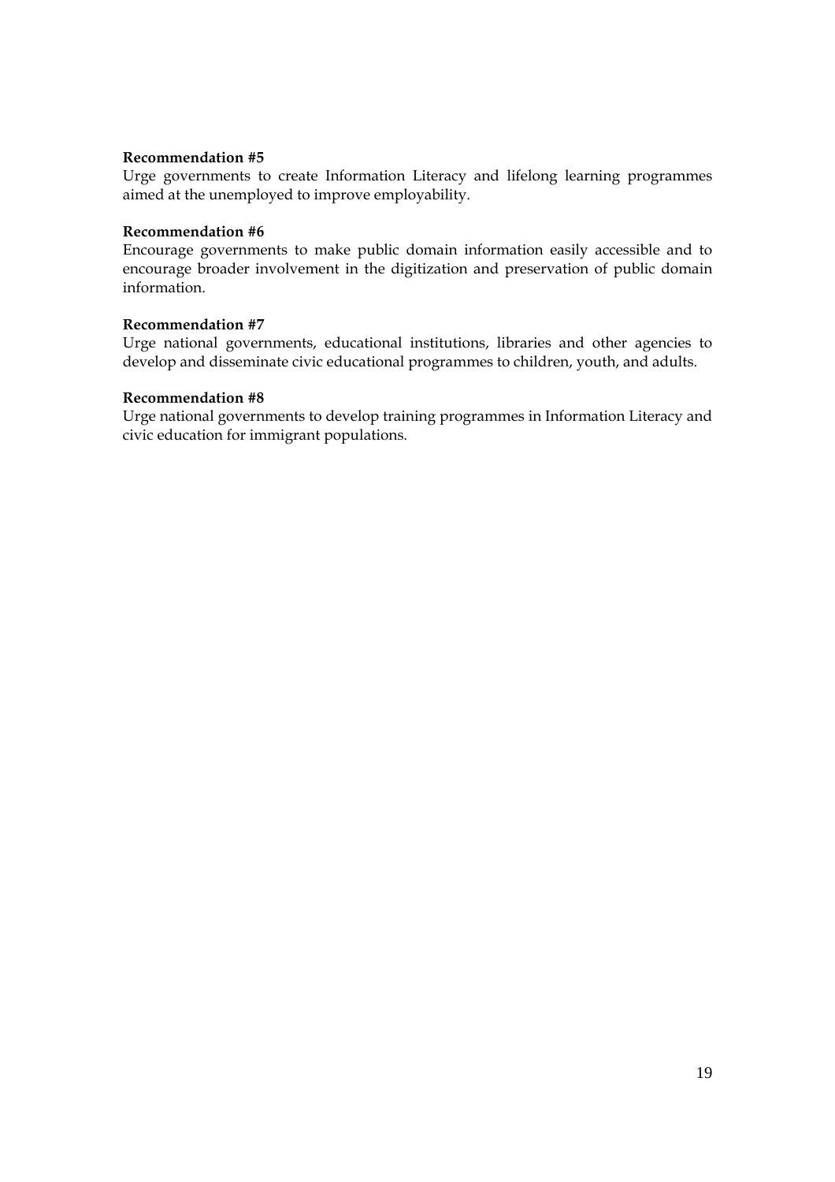**Recommendation #5**
Urge governments to create Information Literacy and lifelong learning programmes aimed at the unemployed to improve employability.

**Recommendation #6**
Encourage governments to make public domain information easily accessible and to encourage broader involvement in the digitization and preservation of public domain information.

**Recommendation #7**
Urge national governments, educational institutions, libraries and other agencies to develop and disseminate civic educational programmes to children, youth, and adults.

**Recommendation #8**
Urge national governments to develop training programmes in Information Literacy and civic education for immigrant populations.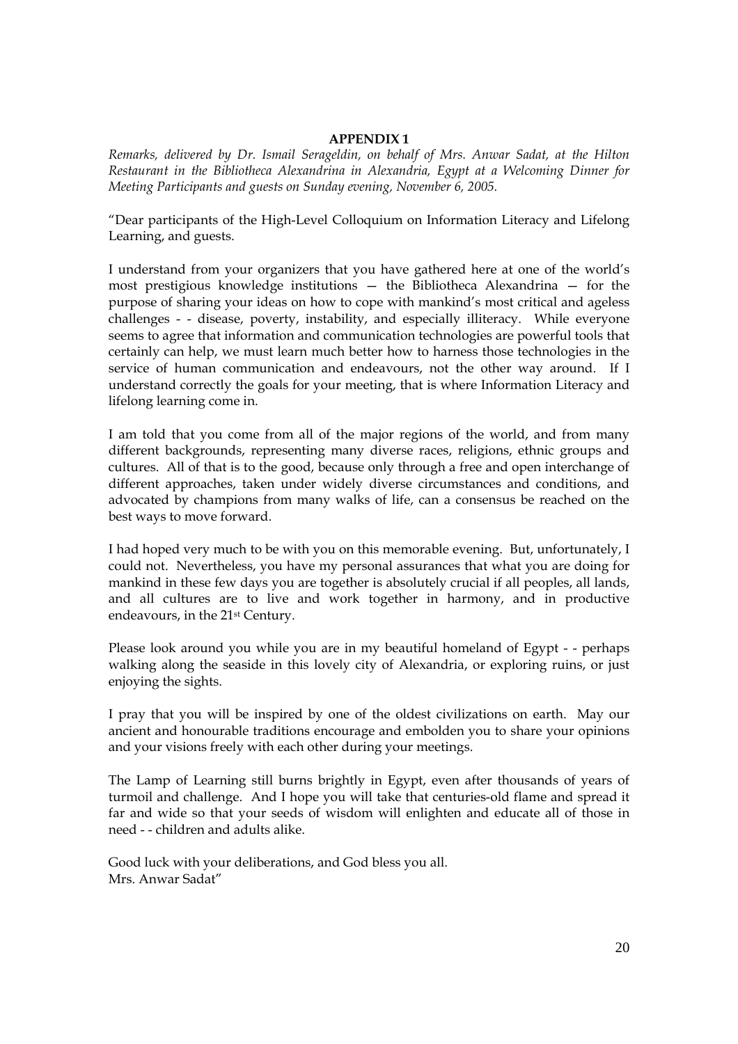**APPENDIX 1**

*Remarks, delivered by Dr. Ismail Serageldin, on behalf of Mrs. Anwar Sadat, at the Hilton Restaurant in the Bibliotheca Alexandrina in Alexandria, Egypt at a Welcoming Dinner for Meeting Participants and guests on Sunday evening, November 6, 2005.*

"Dear participants of the High-Level Colloquium on Information Literacy and Lifelong Learning, and guests.

I understand from your organizers that you have gathered here at one of the world's most prestigious knowledge institutions — the Bibliotheca Alexandrina — for the purpose of sharing your ideas on how to cope with mankind's most critical and ageless challenges - - disease, poverty, instability, and especially illiteracy. While everyone seems to agree that information and communication technologies are powerful tools that certainly can help, we must learn much better how to harness those technologies in the service of human communication and endeavours, not the other way around. If I understand correctly the goals for your meeting, that is where Information Literacy and lifelong learning come in.

I am told that you come from all of the major regions of the world, and from many different backgrounds, representing many diverse races, religions, ethnic groups and cultures. All of that is to the good, because only through a free and open interchange of different approaches, taken under widely diverse circumstances and conditions, and advocated by champions from many walks of life, can a consensus be reached on the best ways to move forward.

I had hoped very much to be with you on this memorable evening. But, unfortunately, I could not. Nevertheless, you have my personal assurances that what you are doing for mankind in these few days you are together is absolutely crucial if all peoples, all lands, and all cultures are to live and work together in harmony, and in productive endeavours, in the 21st Century.

Please look around you while you are in my beautiful homeland of Egypt - - perhaps walking along the seaside in this lovely city of Alexandria, or exploring ruins, or just enjoying the sights.

I pray that you will be inspired by one of the oldest civilizations on earth. May our ancient and honourable traditions encourage and embolden you to share your opinions and your visions freely with each other during your meetings.

The Lamp of Learning still burns brightly in Egypt, even after thousands of years of turmoil and challenge. And I hope you will take that centuries-old flame and spread it far and wide so that your seeds of wisdom will enlighten and educate all of those in need - - children and adults alike.

Good luck with your deliberations, and God bless you all.
Mrs. Anwar Sadat"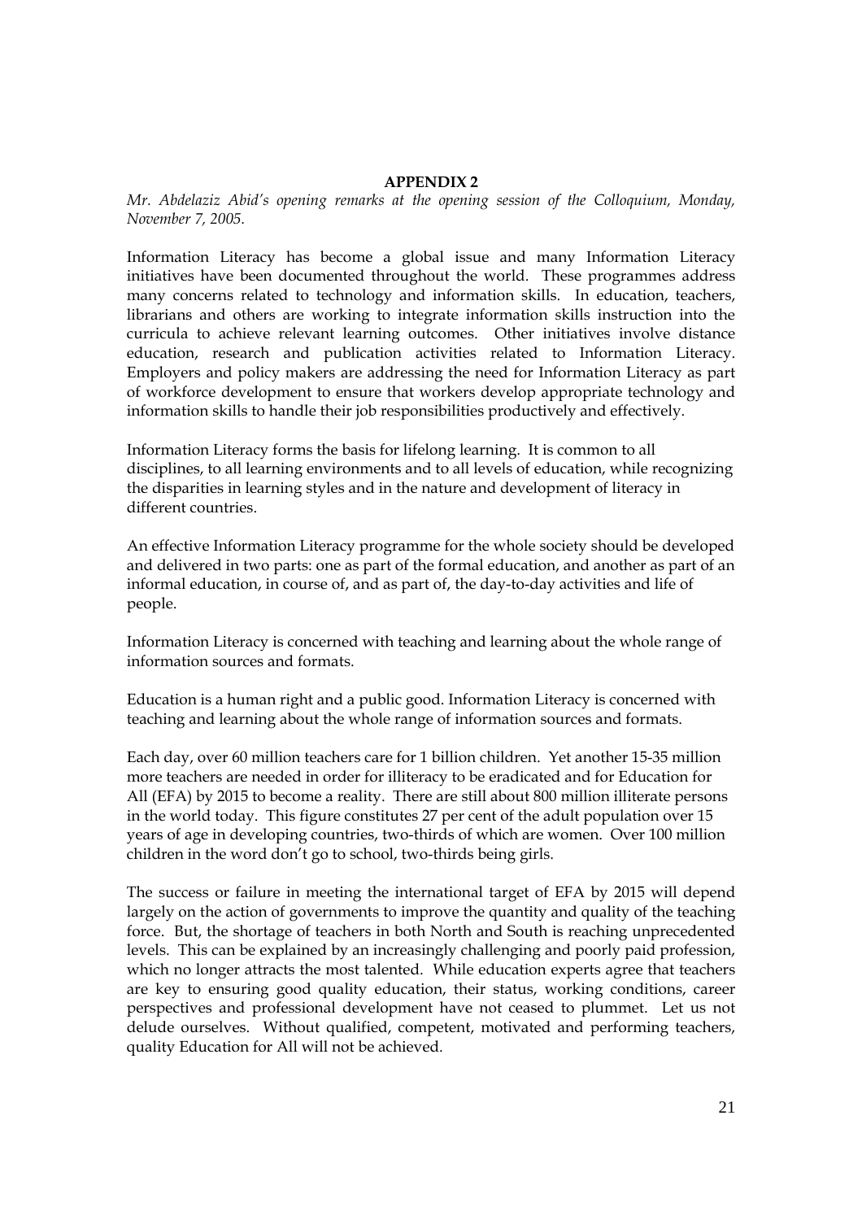**APPENDIX 2**

*Mr. Abdelaziz Abid's opening remarks at the opening session of the Colloquium, Monday, November 7, 2005.*

Information Literacy has become a global issue and many Information Literacy initiatives have been documented throughout the world. These programmes address many concerns related to technology and information skills. In education, teachers, librarians and others are working to integrate information skills instruction into the curricula to achieve relevant learning outcomes. Other initiatives involve distance education, research and publication activities related to Information Literacy. Employers and policy makers are addressing the need for Information Literacy as part of workforce development to ensure that workers develop appropriate technology and information skills to handle their job responsibilities productively and effectively.

Information Literacy forms the basis for lifelong learning. It is common to all disciplines, to all learning environments and to all levels of education, while recognizing the disparities in learning styles and in the nature and development of literacy in different countries.

An effective Information Literacy programme for the whole society should be developed and delivered in two parts: one as part of the formal education, and another as part of an informal education, in course of, and as part of, the day-to-day activities and life of people.

Information Literacy is concerned with teaching and learning about the whole range of information sources and formats.

Education is a human right and a public good. Information Literacy is concerned with teaching and learning about the whole range of information sources and formats.

Each day, over 60 million teachers care for 1 billion children. Yet another 15-35 million more teachers are needed in order for illiteracy to be eradicated and for Education for All (EFA) by 2015 to become a reality. There are still about 800 million illiterate persons in the world today. This figure constitutes 27 per cent of the adult population over 15 years of age in developing countries, two-thirds of which are women. Over 100 million children in the word don't go to school, two-thirds being girls.

The success or failure in meeting the international target of EFA by 2015 will depend largely on the action of governments to improve the quantity and quality of the teaching force. But, the shortage of teachers in both North and South is reaching unprecedented levels. This can be explained by an increasingly challenging and poorly paid profession, which no longer attracts the most talented. While education experts agree that teachers are key to ensuring good quality education, their status, working conditions, career perspectives and professional development have not ceased to plummet. Let us not delude ourselves. Without qualified, competent, motivated and performing teachers, quality Education for All will not be achieved.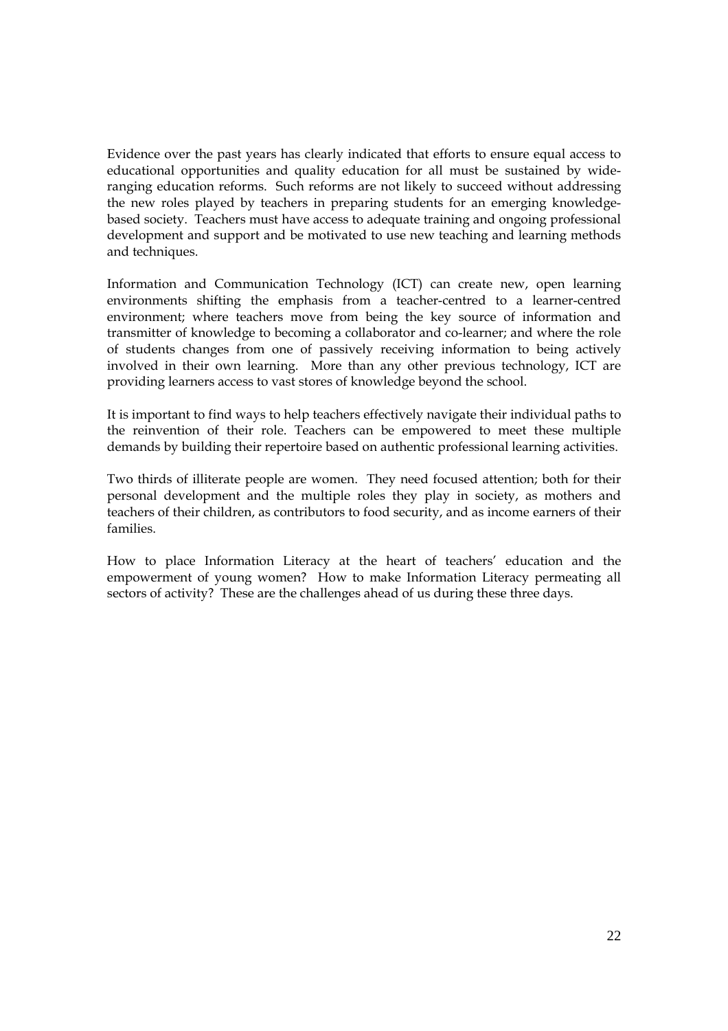Evidence over the past years has clearly indicated that efforts to ensure equal access to educational opportunities and quality education for all must be sustained by wide-ranging education reforms. Such reforms are not likely to succeed without addressing the new roles played by teachers in preparing students for an emerging knowledge-based society. Teachers must have access to adequate training and ongoing professional development and support and be motivated to use new teaching and learning methods and techniques.

Information and Communication Technology (ICT) can create new, open learning environments shifting the emphasis from a teacher-centred to a learner-centred environment; where teachers move from being the key source of information and transmitter of knowledge to becoming a collaborator and co-learner; and where the role of students changes from one of passively receiving information to being actively involved in their own learning. More than any other previous technology, ICT are providing learners access to vast stores of knowledge beyond the school.

It is important to find ways to help teachers effectively navigate their individual paths to the reinvention of their role. Teachers can be empowered to meet these multiple demands by building their repertoire based on authentic professional learning activities.

Two thirds of illiterate people are women. They need focused attention; both for their personal development and the multiple roles they play in society, as mothers and teachers of their children, as contributors to food security, and as income earners of their families.

How to place Information Literacy at the heart of teachers' education and the empowerment of young women? How to make Information Literacy permeating all sectors of activity? These are the challenges ahead of us during these three days.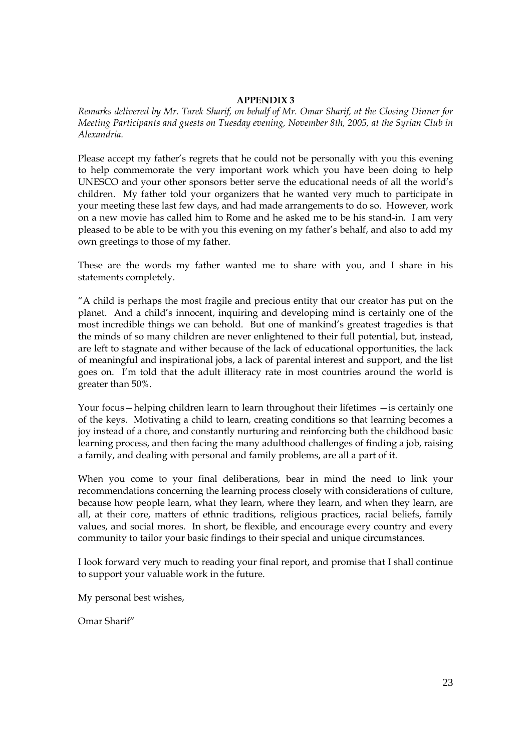## APPENDIX 3

*Remarks delivered by Mr. Tarek Sharif, on behalf of Mr. Omar Sharif, at the Closing Dinner for Meeting Participants and guests on Tuesday evening, November 8th, 2005, at the Syrian Club in Alexandria.*

Please accept my father's regrets that he could not be personally with you this evening to help commemorate the very important work which you have been doing to help UNESCO and your other sponsors better serve the educational needs of all the world's children. My father told your organizers that he wanted very much to participate in your meeting these last few days, and had made arrangements to do so. However, work on a new movie has called him to Rome and he asked me to be his stand-in. I am very pleased to be able to be with you this evening on my father's behalf, and also to add my own greetings to those of my father.

These are the words my father wanted me to share with you, and I share in his statements completely.

"A child is perhaps the most fragile and precious entity that our creator has put on the planet. And a child's innocent, inquiring and developing mind is certainly one of the most incredible things we can behold. But one of mankind's greatest tragedies is that the minds of so many children are never enlightened to their full potential, but, instead, are left to stagnate and wither because of the lack of educational opportunities, the lack of meaningful and inspirational jobs, a lack of parental interest and support, and the list goes on. I'm told that the adult illiteracy rate in most countries around the world is greater than 50%.

Your focus—helping children learn to learn throughout their lifetimes —is certainly one of the keys. Motivating a child to learn, creating conditions so that learning becomes a joy instead of a chore, and constantly nurturing and reinforcing both the childhood basic learning process, and then facing the many adulthood challenges of finding a job, raising a family, and dealing with personal and family problems, are all a part of it.

When you come to your final deliberations, bear in mind the need to link your recommendations concerning the learning process closely with considerations of culture, because how people learn, what they learn, where they learn, and when they learn, are all, at their core, matters of ethnic traditions, religious practices, racial beliefs, family values, and social mores. In short, be flexible, and encourage every country and every community to tailor your basic findings to their special and unique circumstances.

I look forward very much to reading your final report, and promise that I shall continue to support your valuable work in the future.

My personal best wishes,

Omar Sharif"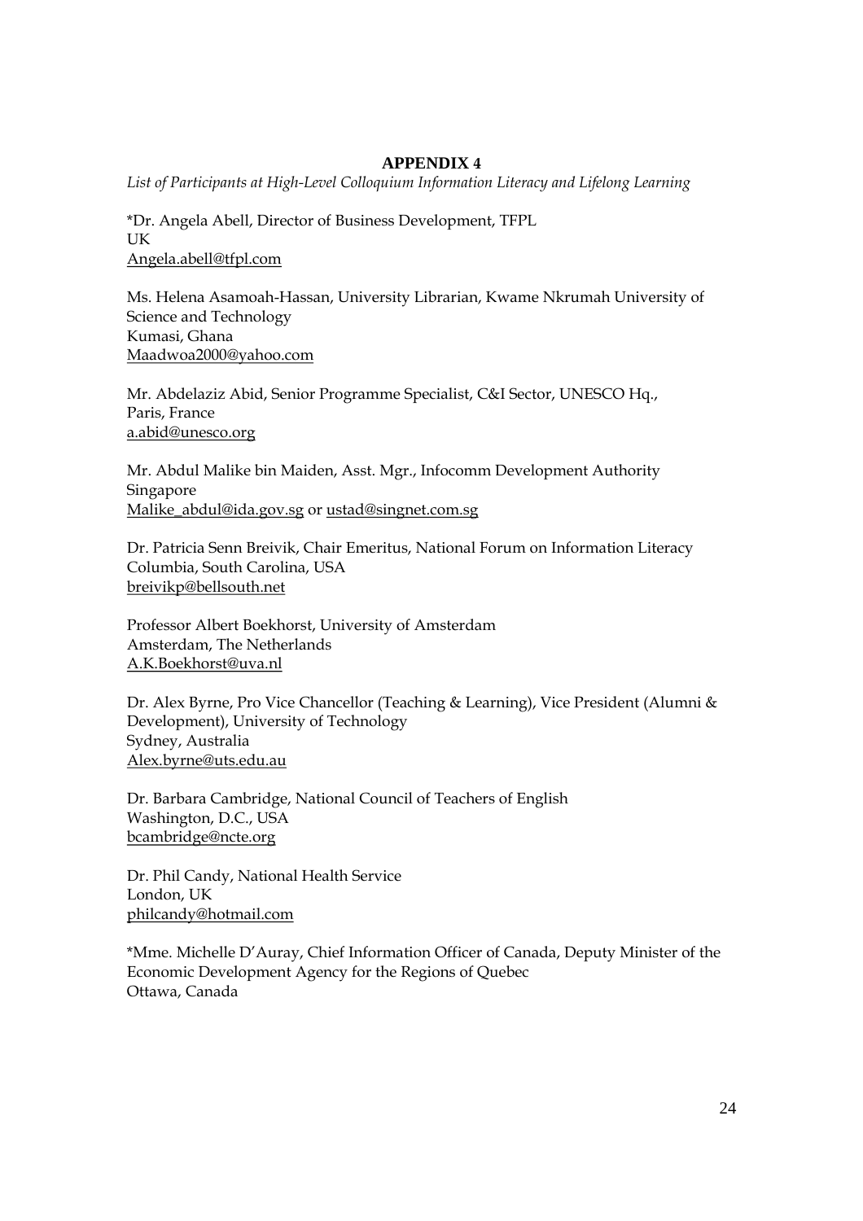**APPENDIX 4**

*List of Participants at High-Level Colloquium Information Literacy and Lifelong Learning*

*Dr. Angela Abell, Director of Business Development, TFPL
UK
Angela.abell@tfpl.com

Ms. Helena Asamoah-Hassan, University Librarian, Kwame Nkrumah University of Science and Technology
Kumasi, Ghana
Maadwoa2000@yahoo.com

Mr. Abdelaziz Abid, Senior Programme Specialist, C&I Sector, UNESCO Hq.,
Paris, France
a.abid@unesco.org

Mr. Abdul Malike bin Maiden, Asst. Mgr., Infocomm Development Authority
Singapore
Malike_abdul@ida.gov.sg or ustad@singnet.com.sg

Dr. Patricia Senn Breivik, Chair Emeritus, National Forum on Information Literacy
Columbia, South Carolina, USA
breivikp@bellsouth.net

Professor Albert Boekhorst, University of Amsterdam
Amsterdam, The Netherlands
A.K.Boekhorst@uva.nl

Dr. Alex Byrne, Pro Vice Chancellor (Teaching & Learning), Vice President (Alumni & Development), University of Technology
Sydney, Australia
Alex.byrne@uts.edu.au

Dr. Barbara Cambridge, National Council of Teachers of English
Washington, D.C., USA
bcambridge@ncte.org

Dr. Phil Candy, National Health Service
London, UK
philcandy@hotmail.com

*Mme. Michelle D'Auray, Chief Information Officer of Canada, Deputy Minister of the Economic Development Agency for the Regions of Quebec
Ottawa, Canada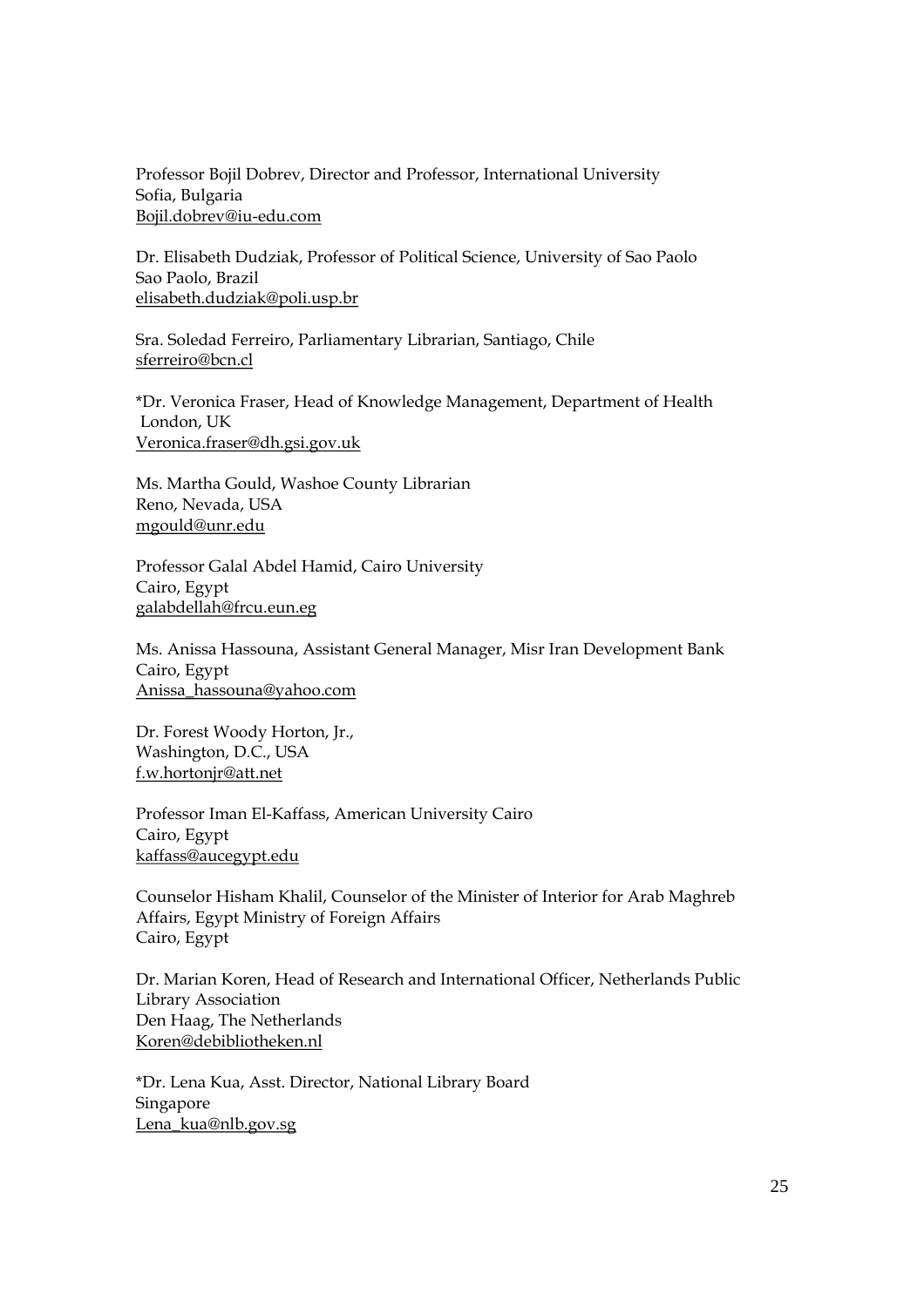Professor Bojil Dobrev, Director and Professor, International University
Sofia, Bulgaria
Bojil.dobrev@iu-edu.com

Dr. Elisabeth Dudziak, Professor of Political Science, University of Sao Paolo
Sao Paolo, Brazil
elisabeth.dudziak@poli.usp.br

Sra. Soledad Ferreiro, Parliamentary Librarian, Santiago, Chile
sferreiro@bcn.cl

*Dr. Veronica Fraser, Head of Knowledge Management, Department of Health
London, UK
Veronica.fraser@dh.gsi.gov.uk

Ms. Martha Gould, Washoe County Librarian
Reno, Nevada, USA
mgould@unr.edu

Professor Galal Abdel Hamid, Cairo University
Cairo, Egypt
galabdellah@frcu.eun.eg

Ms. Anissa Hassouna, Assistant General Manager, Misr Iran Development Bank
Cairo, Egypt
Anissa_hassouna@yahoo.com

Dr. Forest Woody Horton, Jr.,
Washington, D.C., USA
f.w.hortonjr@att.net

Professor Iman El-Kaffass, American University Cairo
Cairo, Egypt
kaffass@aucegypt.edu

Counselor Hisham Khalil, Counselor of the Minister of Interior for Arab Maghreb Affairs, Egypt Ministry of Foreign Affairs
Cairo, Egypt

Dr. Marian Koren, Head of Research and International Officer, Netherlands Public Library Association
Den Haag, The Netherlands
Koren@debibliotheken.nl

*Dr. Lena Kua, Asst. Director, National Library Board
Singapore
Lena_kua@nlb.gov.sg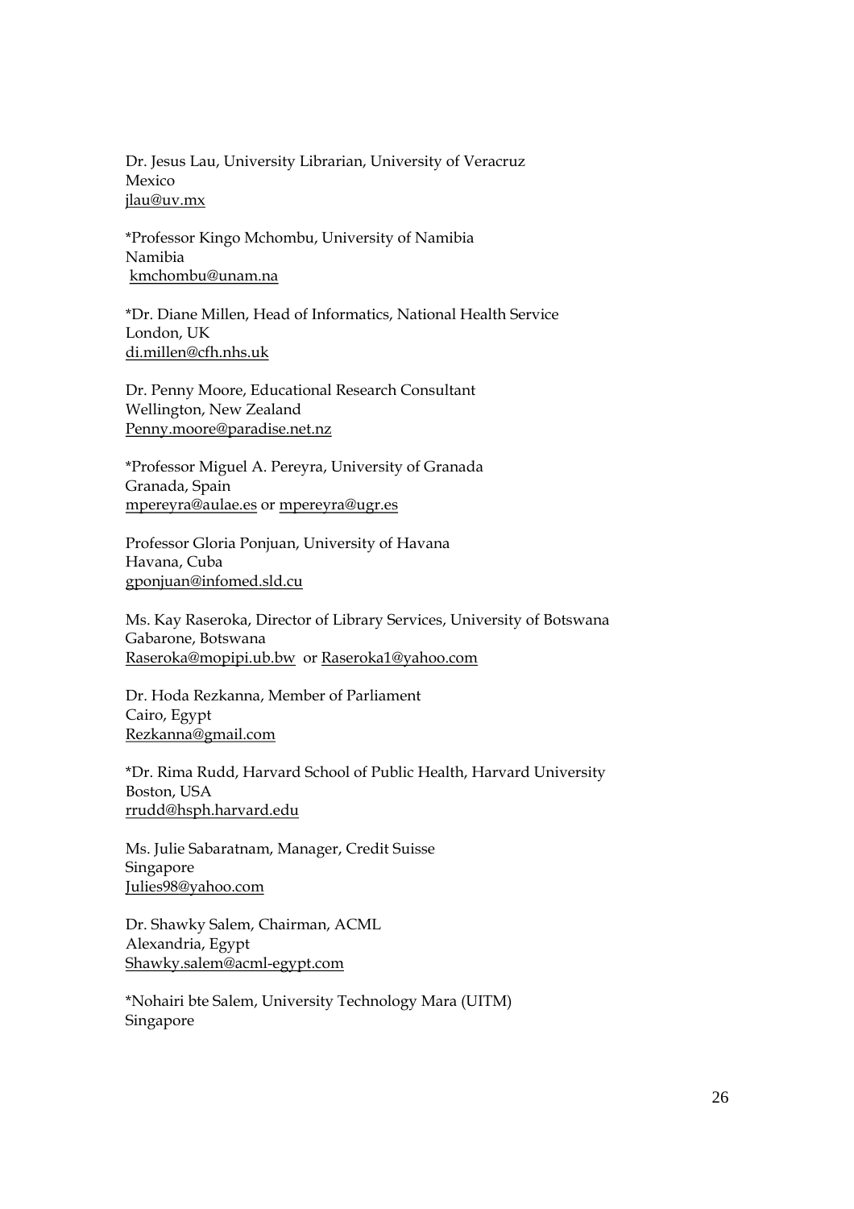Dr. Jesus Lau, University Librarian, University of Veracruz
Mexico
jlau@uv.mx

*Professor Kingo Mchombu, University of Namibia
Namibia
kmchombu@unam.na

*Dr. Diane Millen, Head of Informatics, National Health Service
London, UK
di.millen@cfh.nhs.uk

Dr. Penny Moore, Educational Research Consultant
Wellington, New Zealand
Penny.moore@paradise.net.nz

*Professor Miguel A. Pereyra, University of Granada
Granada, Spain
mpereyra@aulae.es or mpereyra@ugr.es

Professor Gloria Ponjuan, University of Havana
Havana, Cuba
gponjuan@infomed.sld.cu

Ms. Kay Raseroka, Director of Library Services, University of Botswana
Gabarone, Botswana
Raseroka@mopipi.ub.bw or Raseroka1@yahoo.com

Dr. Hoda Rezkanna, Member of Parliament
Cairo, Egypt
Rezkanna@gmail.com

*Dr. Rima Rudd, Harvard School of Public Health, Harvard University
Boston, USA
rrudd@hsph.harvard.edu

Ms. Julie Sabaratnam, Manager, Credit Suisse
Singapore
Julies98@yahoo.com

Dr. Shawky Salem, Chairman, ACML
Alexandria, Egypt
Shawky.salem@acml-egypt.com

*Nohairi bte Salem, University Technology Mara (UITM)
Singapore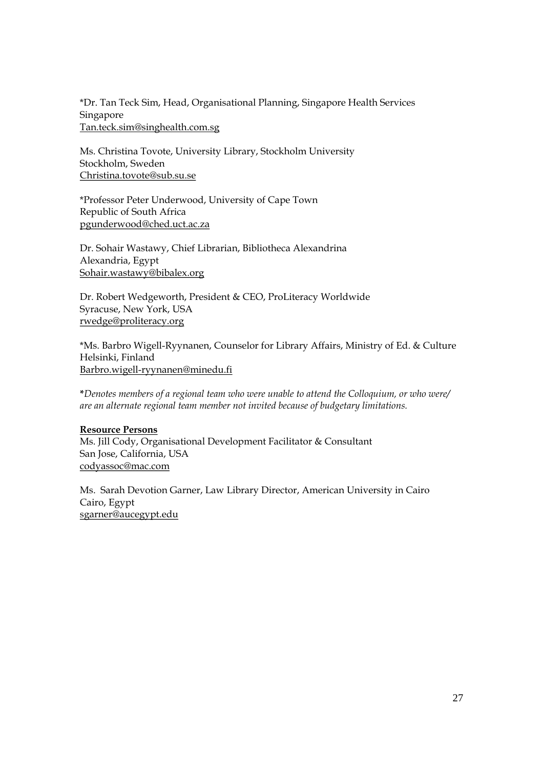*Dr. Tan Teck Sim, Head, Organisational Planning, Singapore Health Services
Singapore
Tan.teck.sim@singhealth.com.sg

Ms. Christina Tovote, University Library, Stockholm University
Stockholm, Sweden
Christina.tovote@sub.su.se

*Professor Peter Underwood, University of Cape Town
Republic of South Africa
pgunderwood@ched.uct.ac.za

Dr. Sohair Wastawy, Chief Librarian, Bibliotheca Alexandrina
Alexandria, Egypt
Sohair.wastawy@bibalex.org

Dr. Robert Wedgeworth, President & CEO, ProLiteracy Worldwide
Syracuse, New York, USA
rwedge@proliteracy.org

*Ms. Barbro Wigell-Ryynanen, Counselor for Library Affairs, Ministry of Ed. & Culture
Helsinki, Finland
Barbro.wigell-ryynanen@minedu.fi

**Denotes members of a regional team who were unable to attend the Colloquium, or who were/ are an alternate regional team member not invited because of budgetary limitations.*

**Resource Persons**

Ms. Jill Cody, Organisational Development Facilitator & Consultant
San Jose, California, USA
codyassoc@mac.com

Ms. Sarah Devotion Garner, Law Library Director, American University in Cairo
Cairo, Egypt
sgarner@aucegypt.edu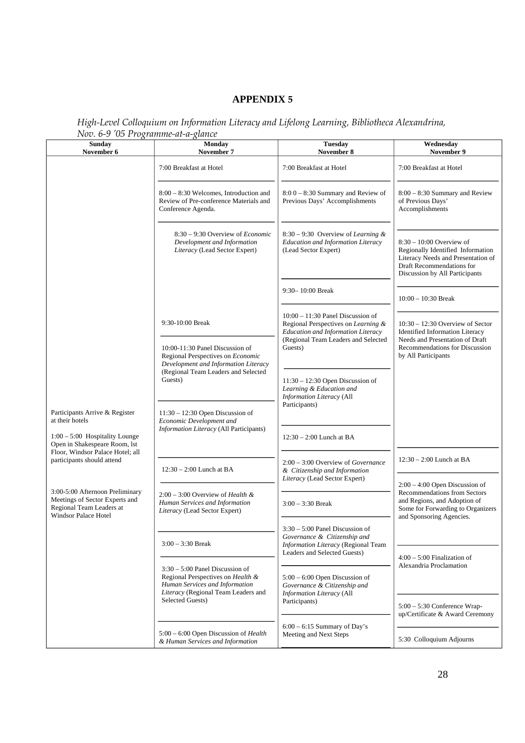# APPENDIX 5

*High-Level Colloquium on Information Literacy and Lifelong Learning, Bibliotheca Alexandrina, Nov. 6-9 '05 Programme-at-a-glance*

| Sunday November 6 | Monday November 7 | Tuesday November 8 | Wednesday November 9 |
|---|---|---|---|
| Participants Arrive & Register at their hotels<br><br>1:00 – 5:00 Hospitality Lounge Open in Shakespeare Room, lst Floor, Windsor Palace Hotel; all participants should attend<br><br>3:00-5:00 Afternoon Preliminary Meetings of Sector Experts and Regional Team Leaders at Windsor Palace Hotel | 7:00 Breakfast at Hotel | 7:00 Breakfast at Hotel | 7:00 Breakfast at Hotel |
| | 8:00 – 8:30 Welcomes, Introduction and Review of Pre-conference Materials and Conference Agenda. | 8:0 0 – 8:30 Summary and Review of Previous Days' Accomplishments | 8:00 – 8:30 Summary and Review of Previous Days' Accomplishments |
| | 8:30 – 9:30 Overview of *Economic Development and Information Literacy* (Lead Sector Expert) | 8:30 – 9:30 Overview of *Learning & Education and Information Literacy* (Lead Sector Expert) | 8:30 – 10:00 Overview of Regionally Identified Information Literacy Needs and Presentation of Draft Recommendations for Discussion by All Participants |
| | 9:30-10:00 Break | 9:30– 10:00 Break | 10:00 – 10:30 Break |
| | 10:00-11:30 Panel Discussion of Regional Perspectives on *Economic Development and Information Literacy* (Regional Team Leaders and Selected Guests) | 10:00 – 11:30 Panel Discussion of Regional Perspectives on *Learning & Education and Information Literacy* (Regional Team Leaders and Selected Guests) | 10:30 – 12:30 Overview of Sector Identified Information Literacy Needs and Presentation of Draft Recommendations for Discussion by All Participants |
| | 11:30 – 12:30 Open Discussion of *Economic Development and Information Literacy* (All Participants) | 11:30 – 12:30 Open Discussion of *Learning & Education and Information Literacy* (All Participants) | |
| | 12:30 – 2:00 Lunch at BA | 12:30 – 2:00 Lunch at BA | 12:30 – 2:00 Lunch at BA |
| | 2:00 – 3:00 Overview of *Health & Human Services and Information Literacy* (Lead Sector Expert) | 2:00 – 3:00 Overview of *Governance & Citizenship and Information Literacy* (Lead Sector Expert) | 2:00 – 4:00 Open Discussion of Recommendations from Sectors and Regions, and Adoption of Some for Forwarding to Organizers and Sponsoring Agencies. |
| | 3:00 – 3:30 Break | 3:00 – 3:30 Break | |
| | 3:30 – 5:00 Panel Discussion of Regional Perspectives on *Health & Human Services and Information Literacy* (Regional Team Leaders and Selected Guests) | 3:30 – 5:00 Panel Discussion of *Governance & Citizenship and Information Literacy* (Regional Team Leaders and Selected Guests) | 4:00 – 5:00 Finalization of Alexandria Proclamation |
| | 5:00 – 6:00 Open Discussion of *Health & Human Services and Information* | 5:00 – 6:00 Open Discussion of *Governance & Citizenship and Information Literacy* (All Participants) | 5:00 – 5:30 Conference Wrap-up/Certificate & Award Ceremony |
| | | 6:00 – 6:15 Summary of Day's Meeting and Next Steps | 5:30 Colloquium Adjourns |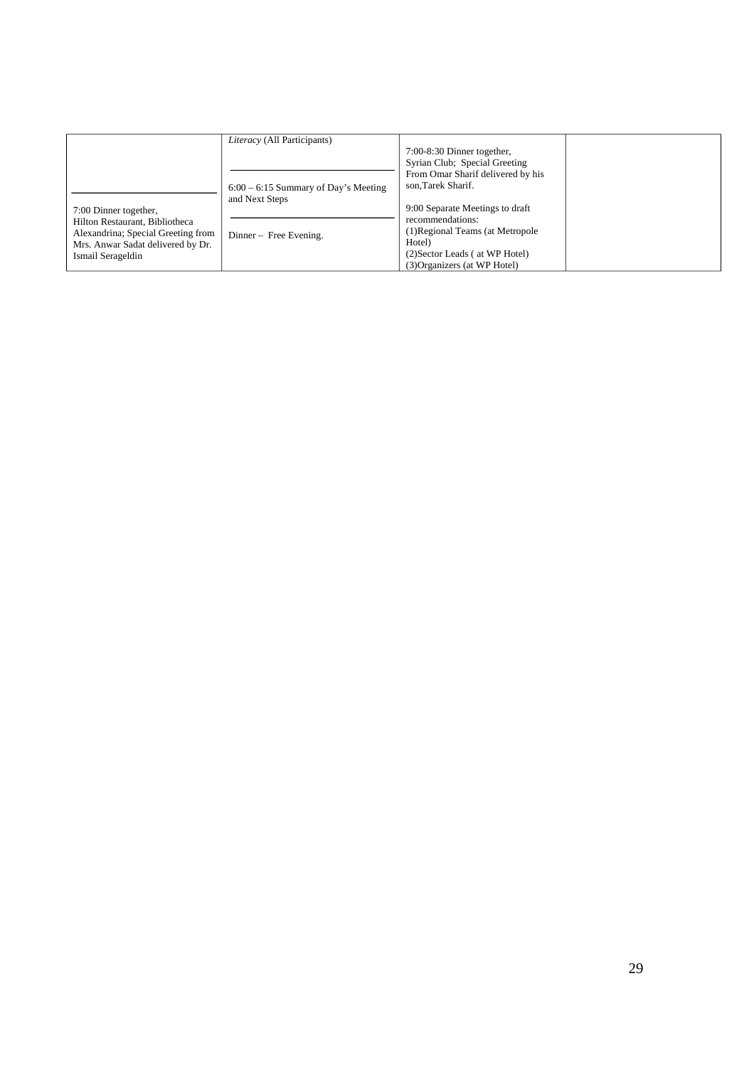| | | | |
|---|---|---|---|
| 7:00 Dinner together, Hilton Restaurant, Bibliotheca Alexandrina; Special Greeting from Mrs. Anwar Sadat delivered by Dr. Ismail Serageldin | *Literacy* (All Participants)<br><br>6:00 – 6:15 Summary of Day's Meeting and Next Steps<br><br>Dinner – Free Evening. | 7:00-8:30 Dinner together, Syrian Club; Special Greeting From Omar Sharif delivered by his son,Tarek Sharif.<br><br>9:00 Separate Meetings to draft recommendations:<br>(1)Regional Teams (at Metropole Hotel)<br>(2)Sector Leads ( at WP Hotel)<br>(3)Organizers (at WP Hotel) | |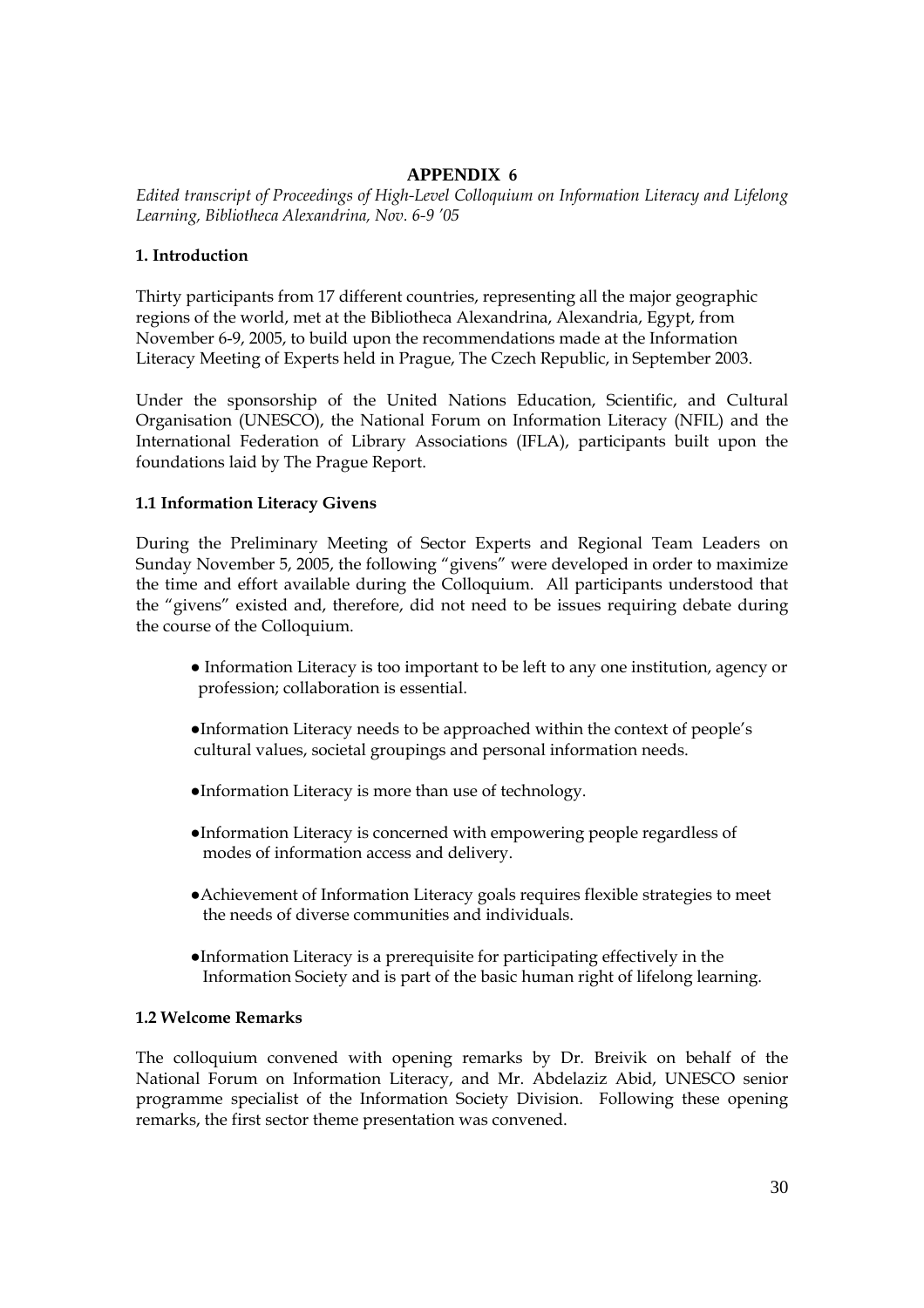# APPENDIX 6

*Edited transcript of Proceedings of High-Level Colloquium on Information Literacy and Lifelong Learning, Bibliotheca Alexandrina, Nov. 6-9 '05*

## 1. Introduction

Thirty participants from 17 different countries, representing all the major geographic regions of the world, met at the Bibliotheca Alexandrina, Alexandria, Egypt, from November 6-9, 2005, to build upon the recommendations made at the Information Literacy Meeting of Experts held in Prague, The Czech Republic, in September 2003.

Under the sponsorship of the United Nations Education, Scientific, and Cultural Organisation (UNESCO), the National Forum on Information Literacy (NFIL) and the International Federation of Library Associations (IFLA), participants built upon the foundations laid by The Prague Report.

### 1.1 Information Literacy Givens

During the Preliminary Meeting of Sector Experts and Regional Team Leaders on Sunday November 5, 2005, the following "givens" were developed in order to maximize the time and effort available during the Colloquium. All participants understood that the "givens" existed and, therefore, did not need to be issues requiring debate during the course of the Colloquium.

- Information Literacy is too important to be left to any one institution, agency or profession; collaboration is essential.
- Information Literacy needs to be approached within the context of people's cultural values, societal groupings and personal information needs.
- Information Literacy is more than use of technology.
- Information Literacy is concerned with empowering people regardless of modes of information access and delivery.
- Achievement of Information Literacy goals requires flexible strategies to meet the needs of diverse communities and individuals.
- Information Literacy is a prerequisite for participating effectively in the Information Society and is part of the basic human right of lifelong learning.

### 1.2 Welcome Remarks

The colloquium convened with opening remarks by Dr. Breivik on behalf of the National Forum on Information Literacy, and Mr. Abdelaziz Abid, UNESCO senior programme specialist of the Information Society Division. Following these opening remarks, the first sector theme presentation was convened.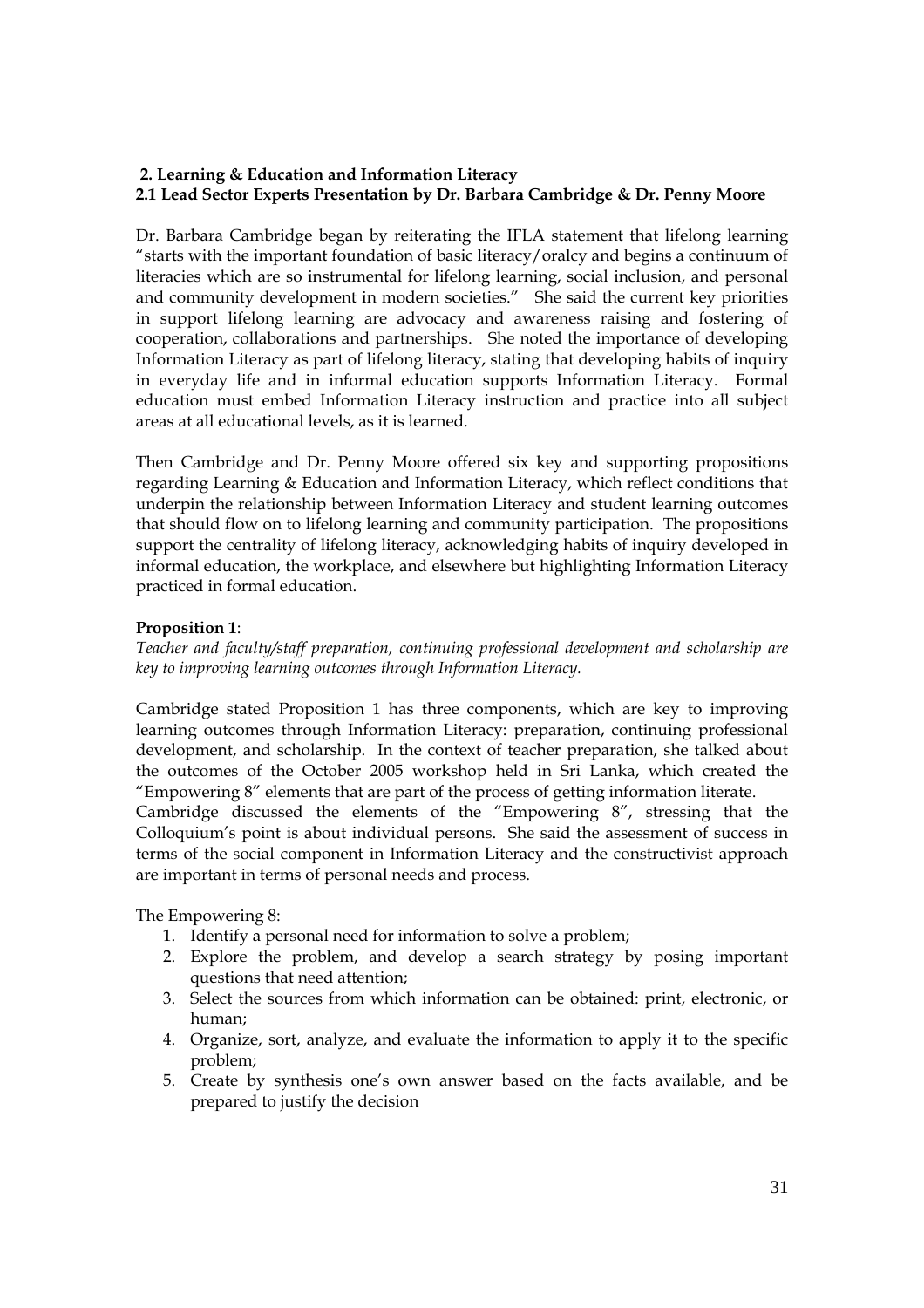## 2. Learning & Education and Information Literacy

### 2.1 Lead Sector Experts Presentation by Dr. Barbara Cambridge & Dr. Penny Moore

Dr. Barbara Cambridge began by reiterating the IFLA statement that lifelong learning "starts with the important foundation of basic literacy/oralcy and begins a continuum of literacies which are so instrumental for lifelong learning, social inclusion, and personal and community development in modern societies." She said the current key priorities in support lifelong learning are advocacy and awareness raising and fostering of cooperation, collaborations and partnerships. She noted the importance of developing Information Literacy as part of lifelong literacy, stating that developing habits of inquiry in everyday life and in informal education supports Information Literacy. Formal education must embed Information Literacy instruction and practice into all subject areas at all educational levels, as it is learned.

Then Cambridge and Dr. Penny Moore offered six key and supporting propositions regarding Learning & Education and Information Literacy, which reflect conditions that underpin the relationship between Information Literacy and student learning outcomes that should flow on to lifelong learning and community participation. The propositions support the centrality of lifelong literacy, acknowledging habits of inquiry developed in informal education, the workplace, and elsewhere but highlighting Information Literacy practiced in formal education.

**Proposition 1**:
*Teacher and faculty/staff preparation, continuing professional development and scholarship are key to improving learning outcomes through Information Literacy.*

Cambridge stated Proposition 1 has three components, which are key to improving learning outcomes through Information Literacy: preparation, continuing professional development, and scholarship. In the context of teacher preparation, she talked about the outcomes of the October 2005 workshop held in Sri Lanka, which created the "Empowering 8" elements that are part of the process of getting information literate.
Cambridge discussed the elements of the "Empowering 8", stressing that the Colloquium's point is about individual persons. She said the assessment of success in terms of the social component in Information Literacy and the constructivist approach are important in terms of personal needs and process.

The Empowering 8:

1. Identify a personal need for information to solve a problem;
2. Explore the problem, and develop a search strategy by posing important questions that need attention;
3. Select the sources from which information can be obtained: print, electronic, or human;
4. Organize, sort, analyze, and evaluate the information to apply it to the specific problem;
5. Create by synthesis one's own answer based on the facts available, and be prepared to justify the decision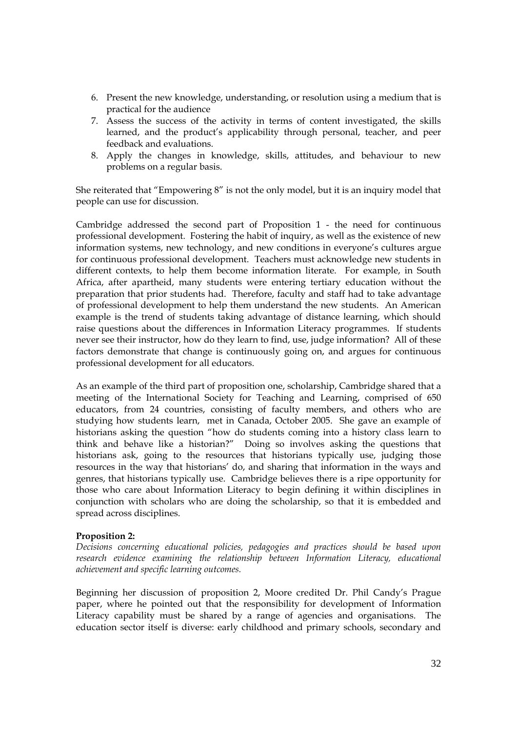6. Present the new knowledge, understanding, or resolution using a medium that is practical for the audience
7. Assess the success of the activity in terms of content investigated, the skills learned, and the product's applicability through personal, teacher, and peer feedback and evaluations.
8. Apply the changes in knowledge, skills, attitudes, and behaviour to new problems on a regular basis.

She reiterated that "Empowering 8" is not the only model, but it is an inquiry model that people can use for discussion.

Cambridge addressed the second part of Proposition 1 - the need for continuous professional development. Fostering the habit of inquiry, as well as the existence of new information systems, new technology, and new conditions in everyone's cultures argue for continuous professional development. Teachers must acknowledge new students in different contexts, to help them become information literate. For example, in South Africa, after apartheid, many students were entering tertiary education without the preparation that prior students had. Therefore, faculty and staff had to take advantage of professional development to help them understand the new students. An American example is the trend of students taking advantage of distance learning, which should raise questions about the differences in Information Literacy programmes. If students never see their instructor, how do they learn to find, use, judge information? All of these factors demonstrate that change is continuously going on, and argues for continuous professional development for all educators.

As an example of the third part of proposition one, scholarship, Cambridge shared that a meeting of the International Society for Teaching and Learning, comprised of 650 educators, from 24 countries, consisting of faculty members, and others who are studying how students learn, met in Canada, October 2005. She gave an example of historians asking the question "how do students coming into a history class learn to think and behave like a historian?" Doing so involves asking the questions that historians ask, going to the resources that historians typically use, judging those resources in the way that historians' do, and sharing that information in the ways and genres, that historians typically use. Cambridge believes there is a ripe opportunity for those who care about Information Literacy to begin defining it within disciplines in conjunction with scholars who are doing the scholarship, so that it is embedded and spread across disciplines.

**Proposition 2:**
*Decisions concerning educational policies, pedagogies and practices should be based upon research evidence examining the relationship between Information Literacy, educational achievement and specific learning outcomes.*

Beginning her discussion of proposition 2, Moore credited Dr. Phil Candy's Prague paper, where he pointed out that the responsibility for development of Information Literacy capability must be shared by a range of agencies and organisations. The education sector itself is diverse: early childhood and primary schools, secondary and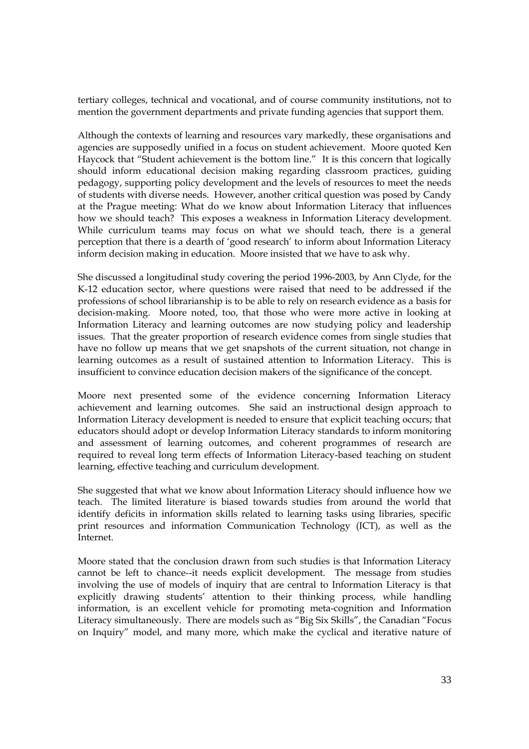tertiary colleges, technical and vocational, and of course community institutions, not to mention the government departments and private funding agencies that support them.

Although the contexts of learning and resources vary markedly, these organisations and agencies are supposedly unified in a focus on student achievement. Moore quoted Ken Haycock that "Student achievement is the bottom line." It is this concern that logically should inform educational decision making regarding classroom practices, guiding pedagogy, supporting policy development and the levels of resources to meet the needs of students with diverse needs. However, another critical question was posed by Candy at the Prague meeting: What do we know about Information Literacy that influences how we should teach? This exposes a weakness in Information Literacy development. While curriculum teams may focus on what we should teach, there is a general perception that there is a dearth of 'good research' to inform about Information Literacy inform decision making in education. Moore insisted that we have to ask why.

She discussed a longitudinal study covering the period 1996-2003, by Ann Clyde, for the K-12 education sector, where questions were raised that need to be addressed if the professions of school librarianship is to be able to rely on research evidence as a basis for decision-making. Moore noted, too, that those who were more active in looking at Information Literacy and learning outcomes are now studying policy and leadership issues. That the greater proportion of research evidence comes from single studies that have no follow up means that we get snapshots of the current situation, not change in learning outcomes as a result of sustained attention to Information Literacy. This is insufficient to convince education decision makers of the significance of the concept.

Moore next presented some of the evidence concerning Information Literacy achievement and learning outcomes. She said an instructional design approach to Information Literacy development is needed to ensure that explicit teaching occurs; that educators should adopt or develop Information Literacy standards to inform monitoring and assessment of learning outcomes, and coherent programmes of research are required to reveal long term effects of Information Literacy-based teaching on student learning, effective teaching and curriculum development.

She suggested that what we know about Information Literacy should influence how we teach. The limited literature is biased towards studies from around the world that identify deficits in information skills related to learning tasks using libraries, specific print resources and information Communication Technology (ICT), as well as the Internet.

Moore stated that the conclusion drawn from such studies is that Information Literacy cannot be left to chance--it needs explicit development. The message from studies involving the use of models of inquiry that are central to Information Literacy is that explicitly drawing students' attention to their thinking process, while handling information, is an excellent vehicle for promoting meta-cognition and Information Literacy simultaneously. There are models such as "Big Six Skills", the Canadian "Focus on Inquiry" model, and many more, which make the cyclical and iterative nature of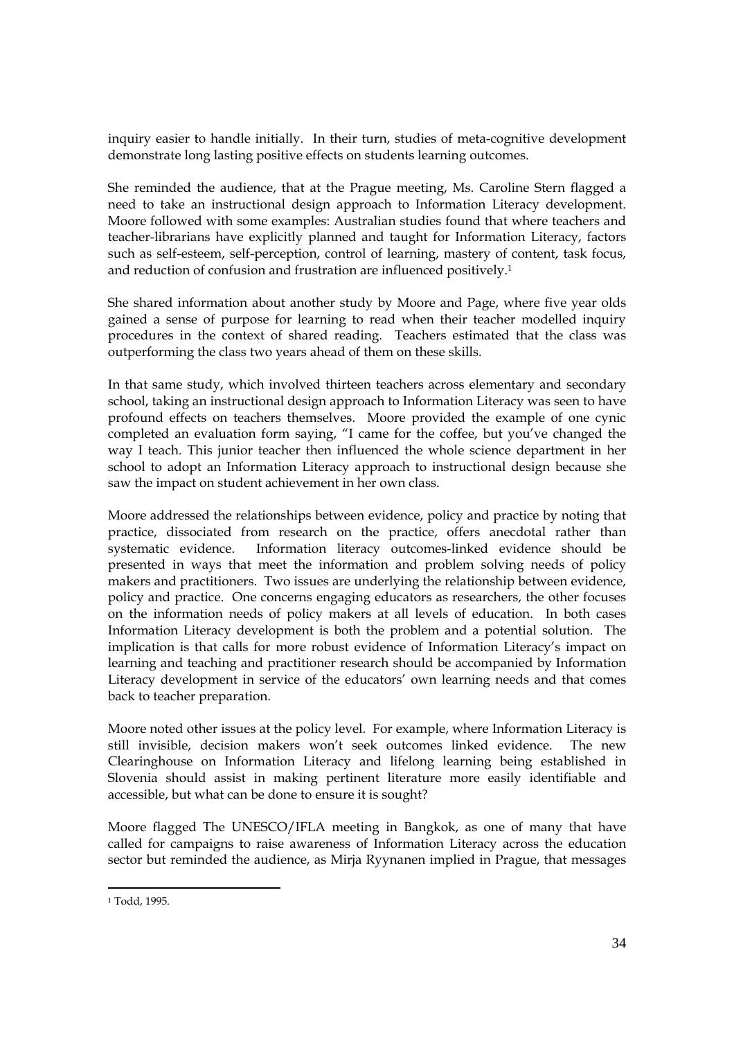inquiry easier to handle initially. In their turn, studies of meta-cognitive development demonstrate long lasting positive effects on students learning outcomes.

She reminded the audience, that at the Prague meeting, Ms. Caroline Stern flagged a need to take an instructional design approach to Information Literacy development. Moore followed with some examples: Australian studies found that where teachers and teacher-librarians have explicitly planned and taught for Information Literacy, factors such as self-esteem, self-perception, control of learning, mastery of content, task focus, and reduction of confusion and frustration are influenced positively.[1]

She shared information about another study by Moore and Page, where five year olds gained a sense of purpose for learning to read when their teacher modelled inquiry procedures in the context of shared reading. Teachers estimated that the class was outperforming the class two years ahead of them on these skills.

In that same study, which involved thirteen teachers across elementary and secondary school, taking an instructional design approach to Information Literacy was seen to have profound effects on teachers themselves. Moore provided the example of one cynic completed an evaluation form saying, "I came for the coffee, but you've changed the way I teach. This junior teacher then influenced the whole science department in her school to adopt an Information Literacy approach to instructional design because she saw the impact on student achievement in her own class.

Moore addressed the relationships between evidence, policy and practice by noting that practice, dissociated from research on the practice, offers anecdotal rather than systematic evidence. Information literacy outcomes-linked evidence should be presented in ways that meet the information and problem solving needs of policy makers and practitioners. Two issues are underlying the relationship between evidence, policy and practice. One concerns engaging educators as researchers, the other focuses on the information needs of policy makers at all levels of education. In both cases Information Literacy development is both the problem and a potential solution. The implication is that calls for more robust evidence of Information Literacy's impact on learning and teaching and practitioner research should be accompanied by Information Literacy development in service of the educators' own learning needs and that comes back to teacher preparation.

Moore noted other issues at the policy level. For example, where Information Literacy is still invisible, decision makers won't seek outcomes linked evidence. The new Clearinghouse on Information Literacy and lifelong learning being established in Slovenia should assist in making pertinent literature more easily identifiable and accessible, but what can be done to ensure it is sought?

Moore flagged The UNESCO/IFLA meeting in Bangkok, as one of many that have called for campaigns to raise awareness of Information Literacy across the education sector but reminded the audience, as Mirja Ryynanen implied in Prague, that messages

---

[1] Todd, 1995.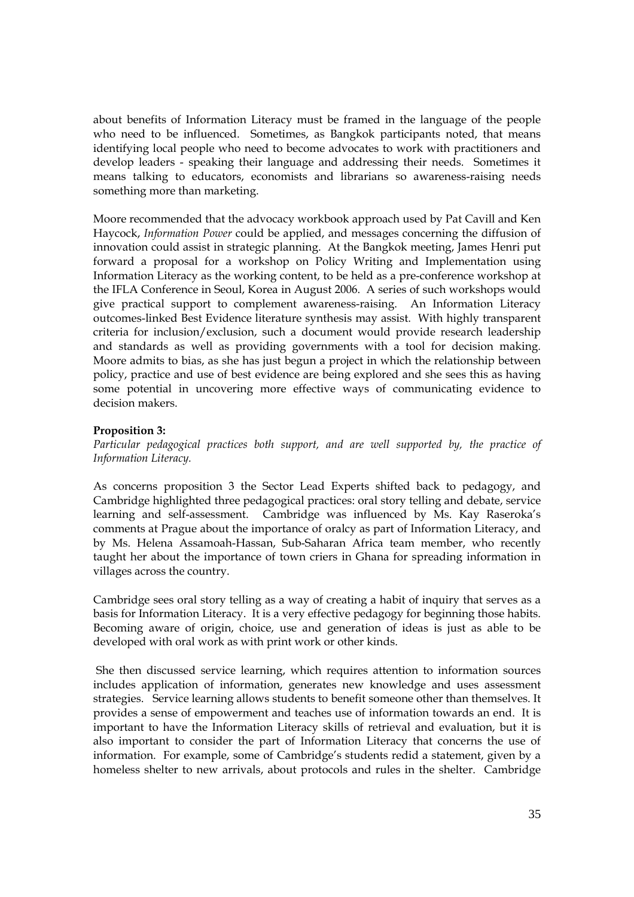about benefits of Information Literacy must be framed in the language of the people who need to be influenced. Sometimes, as Bangkok participants noted, that means identifying local people who need to become advocates to work with practitioners and develop leaders - speaking their language and addressing their needs. Sometimes it means talking to educators, economists and librarians so awareness-raising needs something more than marketing.

Moore recommended that the advocacy workbook approach used by Pat Cavill and Ken Haycock, *Information Power* could be applied, and messages concerning the diffusion of innovation could assist in strategic planning. At the Bangkok meeting, James Henri put forward a proposal for a workshop on Policy Writing and Implementation using Information Literacy as the working content, to be held as a pre-conference workshop at the IFLA Conference in Seoul, Korea in August 2006. A series of such workshops would give practical support to complement awareness-raising. An Information Literacy outcomes-linked Best Evidence literature synthesis may assist. With highly transparent criteria for inclusion/exclusion, such a document would provide research leadership and standards as well as providing governments with a tool for decision making. Moore admits to bias, as she has just begun a project in which the relationship between policy, practice and use of best evidence are being explored and she sees this as having some potential in uncovering more effective ways of communicating evidence to decision makers.

**Proposition 3:**
*Particular pedagogical practices both support, and are well supported by, the practice of Information Literacy.*

As concerns proposition 3 the Sector Lead Experts shifted back to pedagogy, and Cambridge highlighted three pedagogical practices: oral story telling and debate, service learning and self-assessment. Cambridge was influenced by Ms. Kay Raseroka's comments at Prague about the importance of oralcy as part of Information Literacy, and by Ms. Helena Assamoah-Hassan, Sub-Saharan Africa team member, who recently taught her about the importance of town criers in Ghana for spreading information in villages across the country.

Cambridge sees oral story telling as a way of creating a habit of inquiry that serves as a basis for Information Literacy. It is a very effective pedagogy for beginning those habits. Becoming aware of origin, choice, use and generation of ideas is just as able to be developed with oral work as with print work or other kinds.

She then discussed service learning, which requires attention to information sources includes application of information, generates new knowledge and uses assessment strategies. Service learning allows students to benefit someone other than themselves. It provides a sense of empowerment and teaches use of information towards an end. It is important to have the Information Literacy skills of retrieval and evaluation, but it is also important to consider the part of Information Literacy that concerns the use of information. For example, some of Cambridge's students redid a statement, given by a homeless shelter to new arrivals, about protocols and rules in the shelter. Cambridge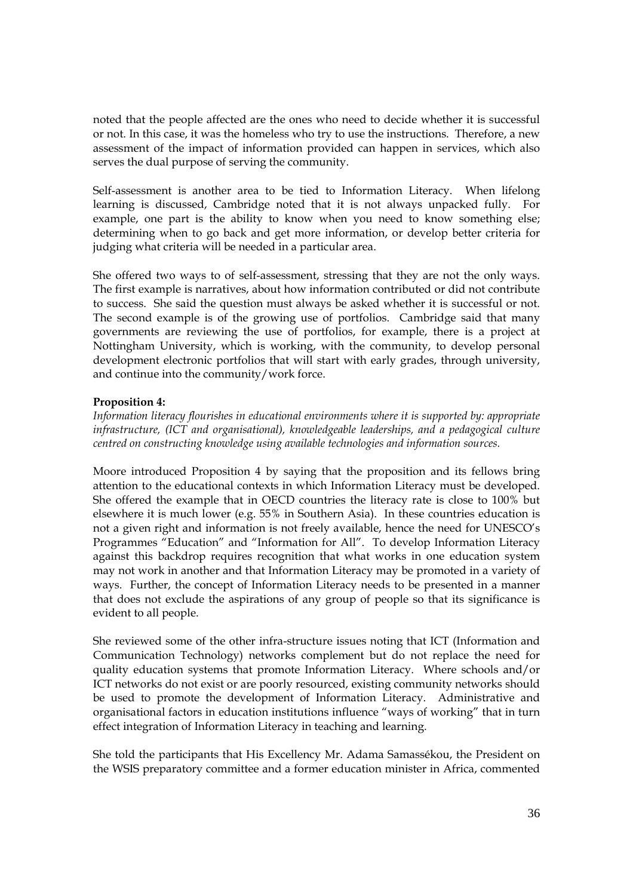noted that the people affected are the ones who need to decide whether it is successful or not. In this case, it was the homeless who try to use the instructions. Therefore, a new assessment of the impact of information provided can happen in services, which also serves the dual purpose of serving the community.

Self-assessment is another area to be tied to Information Literacy. When lifelong learning is discussed, Cambridge noted that it is not always unpacked fully. For example, one part is the ability to know when you need to know something else; determining when to go back and get more information, or develop better criteria for judging what criteria will be needed in a particular area.

She offered two ways to of self-assessment, stressing that they are not the only ways. The first example is narratives, about how information contributed or did not contribute to success. She said the question must always be asked whether it is successful or not. The second example is of the growing use of portfolios. Cambridge said that many governments are reviewing the use of portfolios, for example, there is a project at Nottingham University, which is working, with the community, to develop personal development electronic portfolios that will start with early grades, through university, and continue into the community/work force.

**Proposition 4:**

*Information literacy flourishes in educational environments where it is supported by: appropriate infrastructure, (ICT and organisational), knowledgeable leaderships, and a pedagogical culture centred on constructing knowledge using available technologies and information sources.*

Moore introduced Proposition 4 by saying that the proposition and its fellows bring attention to the educational contexts in which Information Literacy must be developed. She offered the example that in OECD countries the literacy rate is close to 100% but elsewhere it is much lower (e.g. 55% in Southern Asia). In these countries education is not a given right and information is not freely available, hence the need for UNESCO's Programmes "Education" and "Information for All". To develop Information Literacy against this backdrop requires recognition that what works in one education system may not work in another and that Information Literacy may be promoted in a variety of ways. Further, the concept of Information Literacy needs to be presented in a manner that does not exclude the aspirations of any group of people so that its significance is evident to all people.

She reviewed some of the other infra-structure issues noting that ICT (Information and Communication Technology) networks complement but do not replace the need for quality education systems that promote Information Literacy. Where schools and/or ICT networks do not exist or are poorly resourced, existing community networks should be used to promote the development of Information Literacy. Administrative and organisational factors in education institutions influence "ways of working" that in turn effect integration of Information Literacy in teaching and learning.

She told the participants that His Excellency Mr. Adama Samassékou, the President on the WSIS preparatory committee and a former education minister in Africa, commented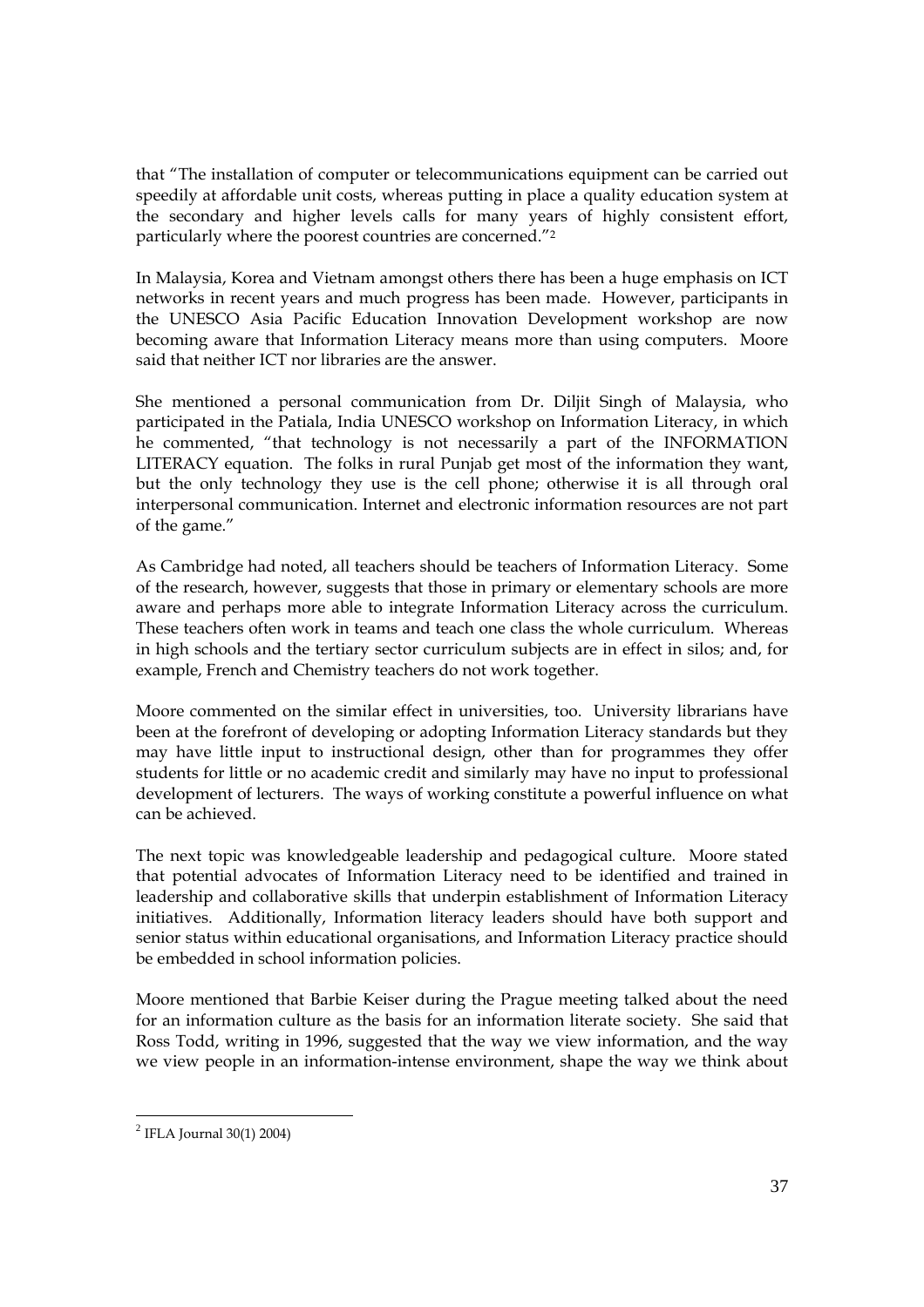that "The installation of computer or telecommunications equipment can be carried out speedily at affordable unit costs, whereas putting in place a quality education system at the secondary and higher levels calls for many years of highly consistent effort, particularly where the poorest countries are concerned."[2]

In Malaysia, Korea and Vietnam amongst others there has been a huge emphasis on ICT networks in recent years and much progress has been made. However, participants in the UNESCO Asia Pacific Education Innovation Development workshop are now becoming aware that Information Literacy means more than using computers. Moore said that neither ICT nor libraries are the answer.

She mentioned a personal communication from Dr. Diljit Singh of Malaysia, who participated in the Patiala, India UNESCO workshop on Information Literacy, in which he commented, "that technology is not necessarily a part of the INFORMATION LITERACY equation. The folks in rural Punjab get most of the information they want, but the only technology they use is the cell phone; otherwise it is all through oral interpersonal communication. Internet and electronic information resources are not part of the game."

As Cambridge had noted, all teachers should be teachers of Information Literacy. Some of the research, however, suggests that those in primary or elementary schools are more aware and perhaps more able to integrate Information Literacy across the curriculum. These teachers often work in teams and teach one class the whole curriculum. Whereas in high schools and the tertiary sector curriculum subjects are in effect in silos; and, for example, French and Chemistry teachers do not work together.

Moore commented on the similar effect in universities, too. University librarians have been at the forefront of developing or adopting Information Literacy standards but they may have little input to instructional design, other than for programmes they offer students for little or no academic credit and similarly may have no input to professional development of lecturers. The ways of working constitute a powerful influence on what can be achieved.

The next topic was knowledgeable leadership and pedagogical culture. Moore stated that potential advocates of Information Literacy need to be identified and trained in leadership and collaborative skills that underpin establishment of Information Literacy initiatives. Additionally, Information literacy leaders should have both support and senior status within educational organisations, and Information Literacy practice should be embedded in school information policies.

Moore mentioned that Barbie Keiser during the Prague meeting talked about the need for an information culture as the basis for an information literate society. She said that Ross Todd, writing in 1996, suggested that the way we view information, and the way we view people in an information-intense environment, shape the way we think about

---

[2] IFLA Journal 30(1) 2004)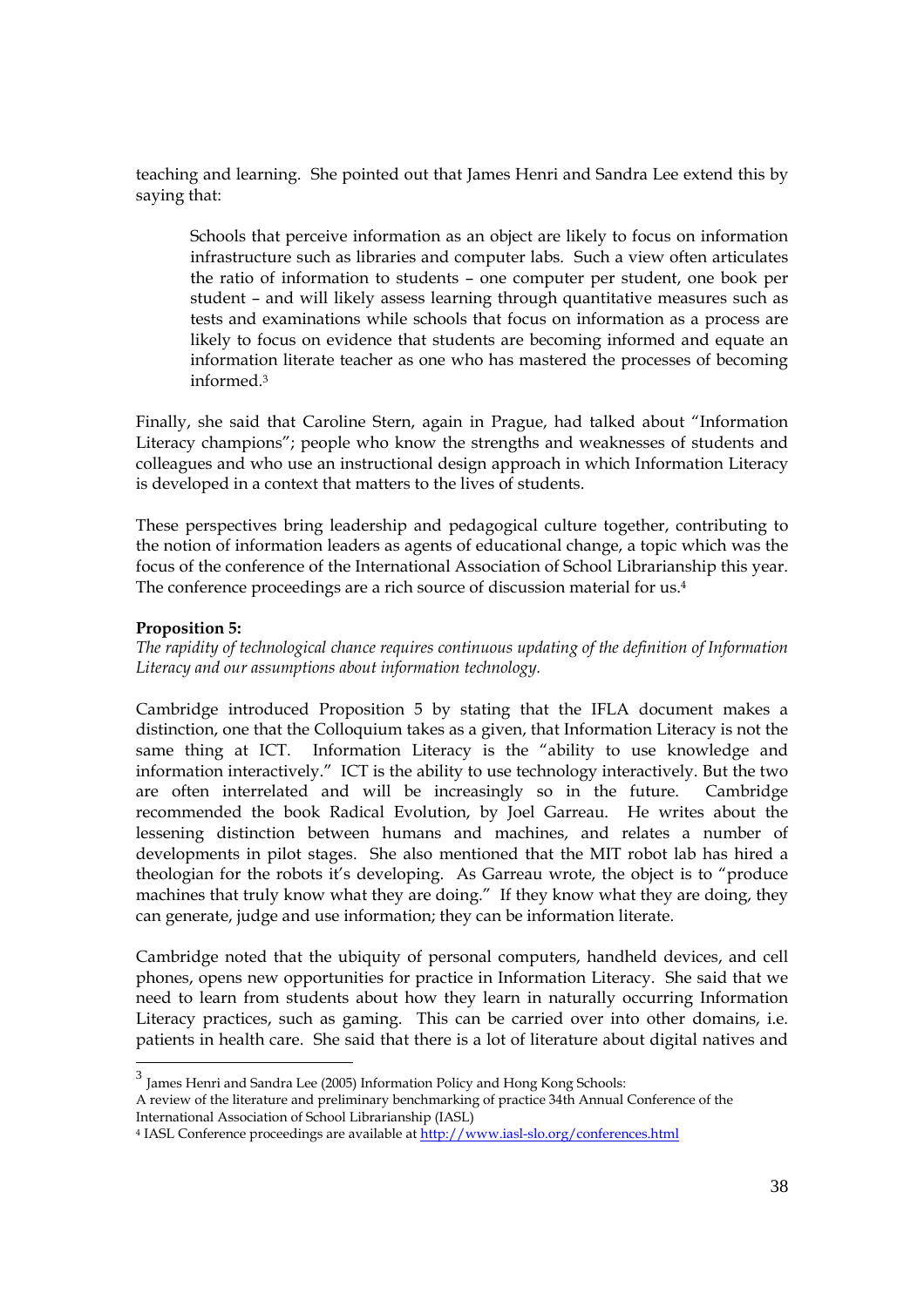teaching and learning. She pointed out that James Henri and Sandra Lee extend this by saying that:

> Schools that perceive information as an object are likely to focus on information infrastructure such as libraries and computer labs. Such a view often articulates the ratio of information to students – one computer per student, one book per student – and will likely assess learning through quantitative measures such as tests and examinations while schools that focus on information as a process are likely to focus on evidence that students are becoming informed and equate an information literate teacher as one who has mastered the processes of becoming informed.[3]

Finally, she said that Caroline Stern, again in Prague, had talked about "Information Literacy champions"; people who know the strengths and weaknesses of students and colleagues and who use an instructional design approach in which Information Literacy is developed in a context that matters to the lives of students.

These perspectives bring leadership and pedagogical culture together, contributing to the notion of information leaders as agents of educational change, a topic which was the focus of the conference of the International Association of School Librarianship this year. The conference proceedings are a rich source of discussion material for us.[4]

**Proposition 5:**
*The rapidity of technological chance requires continuous updating of the definition of Information Literacy and our assumptions about information technology.*

Cambridge introduced Proposition 5 by stating that the IFLA document makes a distinction, one that the Colloquium takes as a given, that Information Literacy is not the same thing at ICT. Information Literacy is the "ability to use knowledge and information interactively." ICT is the ability to use technology interactively. But the two are often interrelated and will be increasingly so in the future. Cambridge recommended the book Radical Evolution, by Joel Garreau. He writes about the lessening distinction between humans and machines, and relates a number of developments in pilot stages. She also mentioned that the MIT robot lab has hired a theologian for the robots it's developing. As Garreau wrote, the object is to "produce machines that truly know what they are doing." If they know what they are doing, they can generate, judge and use information; they can be information literate.

Cambridge noted that the ubiquity of personal computers, handheld devices, and cell phones, opens new opportunities for practice in Information Literacy. She said that we need to learn from students about how they learn in naturally occurring Information Literacy practices, such as gaming. This can be carried over into other domains, i.e. patients in health care. She said that there is a lot of literature about digital natives and

---

[3] James Henri and Sandra Lee (2005) Information Policy and Hong Kong Schools: A review of the literature and preliminary benchmarking of practice 34th Annual Conference of the International Association of School Librarianship (IASL)

[4] IASL Conference proceedings are available at http://www.iasl-slo.org/conferences.html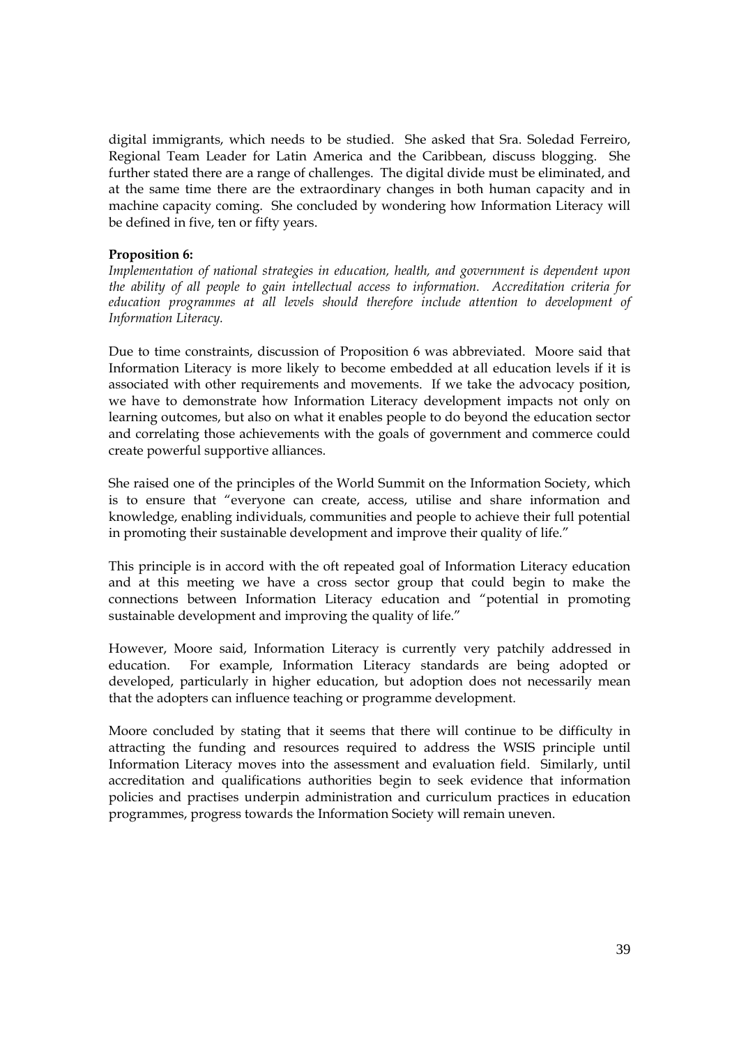digital immigrants, which needs to be studied. She asked that Sra. Soledad Ferreiro, Regional Team Leader for Latin America and the Caribbean, discuss blogging. She further stated there are a range of challenges. The digital divide must be eliminated, and at the same time there are the extraordinary changes in both human capacity and in machine capacity coming. She concluded by wondering how Information Literacy will be defined in five, ten or fifty years.

**Proposition 6:**
*Implementation of national strategies in education, health, and government is dependent upon the ability of all people to gain intellectual access to information. Accreditation criteria for education programmes at all levels should therefore include attention to development of Information Literacy.*

Due to time constraints, discussion of Proposition 6 was abbreviated. Moore said that Information Literacy is more likely to become embedded at all education levels if it is associated with other requirements and movements. If we take the advocacy position, we have to demonstrate how Information Literacy development impacts not only on learning outcomes, but also on what it enables people to do beyond the education sector and correlating those achievements with the goals of government and commerce could create powerful supportive alliances.

She raised one of the principles of the World Summit on the Information Society, which is to ensure that "everyone can create, access, utilise and share information and knowledge, enabling individuals, communities and people to achieve their full potential in promoting their sustainable development and improve their quality of life."

This principle is in accord with the oft repeated goal of Information Literacy education and at this meeting we have a cross sector group that could begin to make the connections between Information Literacy education and "potential in promoting sustainable development and improving the quality of life."

However, Moore said, Information Literacy is currently very patchily addressed in education. For example, Information Literacy standards are being adopted or developed, particularly in higher education, but adoption does not necessarily mean that the adopters can influence teaching or programme development.

Moore concluded by stating that it seems that there will continue to be difficulty in attracting the funding and resources required to address the WSIS principle until Information Literacy moves into the assessment and evaluation field. Similarly, until accreditation and qualifications authorities begin to seek evidence that information policies and practises underpin administration and curriculum practices in education programmes, progress towards the Information Society will remain uneven.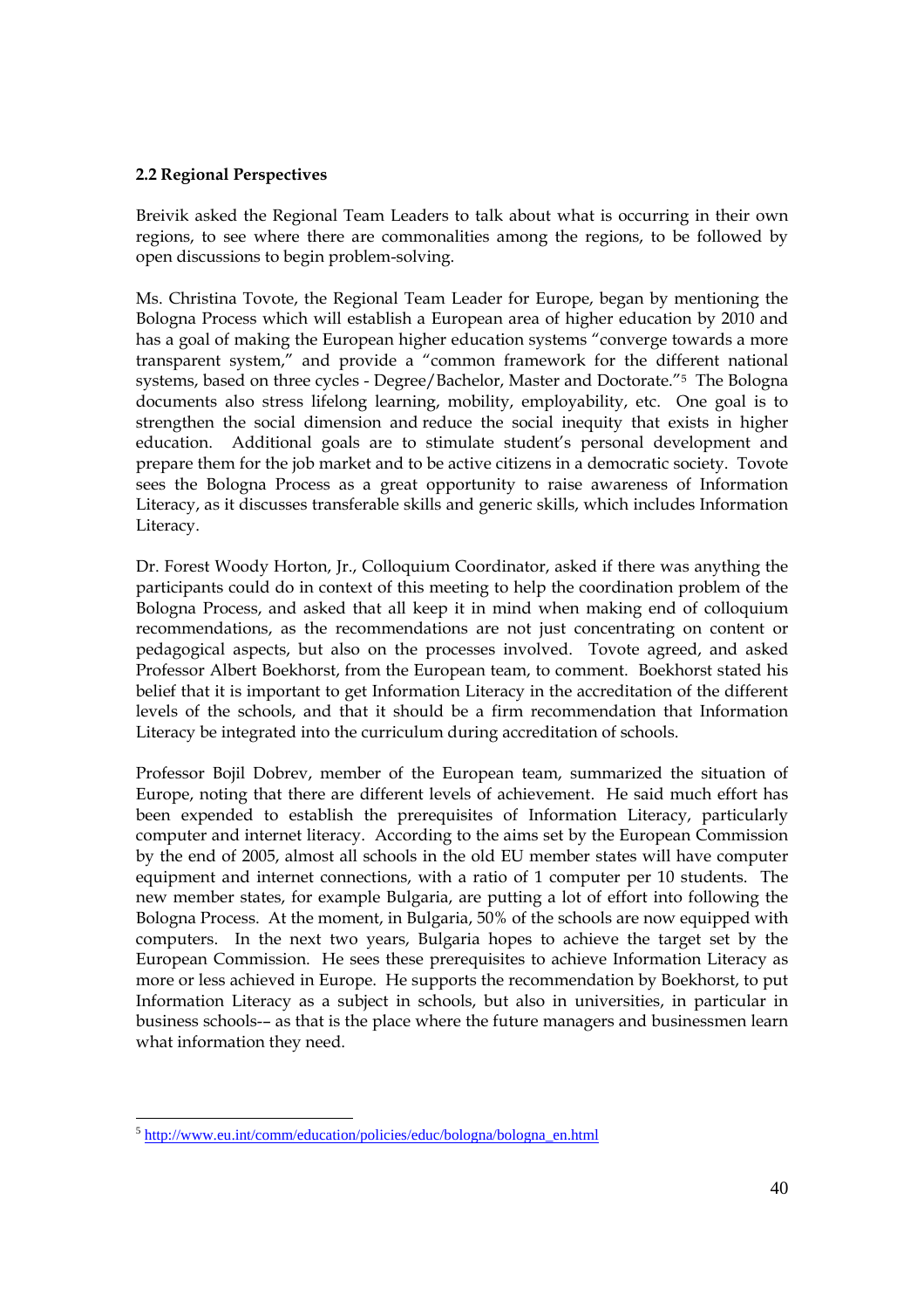### 2.2 Regional Perspectives

Breivik asked the Regional Team Leaders to talk about what is occurring in their own regions, to see where there are commonalities among the regions, to be followed by open discussions to begin problem-solving.

Ms. Christina Tovote, the Regional Team Leader for Europe, began by mentioning the Bologna Process which will establish a European area of higher education by 2010 and has a goal of making the European higher education systems "converge towards a more transparent system," and provide a "common framework for the different national systems, based on three cycles - Degree/Bachelor, Master and Doctorate."[5] The Bologna documents also stress lifelong learning, mobility, employability, etc. One goal is to strengthen the social dimension and reduce the social inequity that exists in higher education. Additional goals are to stimulate student's personal development and prepare them for the job market and to be active citizens in a democratic society. Tovote sees the Bologna Process as a great opportunity to raise awareness of Information Literacy, as it discusses transferable skills and generic skills, which includes Information Literacy.

Dr. Forest Woody Horton, Jr., Colloquium Coordinator, asked if there was anything the participants could do in context of this meeting to help the coordination problem of the Bologna Process, and asked that all keep it in mind when making end of colloquium recommendations, as the recommendations are not just concentrating on content or pedagogical aspects, but also on the processes involved. Tovote agreed, and asked Professor Albert Boekhorst, from the European team, to comment. Boekhorst stated his belief that it is important to get Information Literacy in the accreditation of the different levels of the schools, and that it should be a firm recommendation that Information Literacy be integrated into the curriculum during accreditation of schools.

Professor Bojil Dobrev, member of the European team, summarized the situation of Europe, noting that there are different levels of achievement. He said much effort has been expended to establish the prerequisites of Information Literacy, particularly computer and internet literacy. According to the aims set by the European Commission by the end of 2005, almost all schools in the old EU member states will have computer equipment and internet connections, with a ratio of 1 computer per 10 students. The new member states, for example Bulgaria, are putting a lot of effort into following the Bologna Process. At the moment, in Bulgaria, 50% of the schools are now equipped with computers. In the next two years, Bulgaria hopes to achieve the target set by the European Commission. He sees these prerequisites to achieve Information Literacy as more or less achieved in Europe. He supports the recommendation by Boekhorst, to put Information Literacy as a subject in schools, but also in universities, in particular in business schools-– as that is the place where the future managers and businessmen learn what information they need.

---

[5] http://www.eu.int/comm/education/policies/educ/bologna/bologna_en.html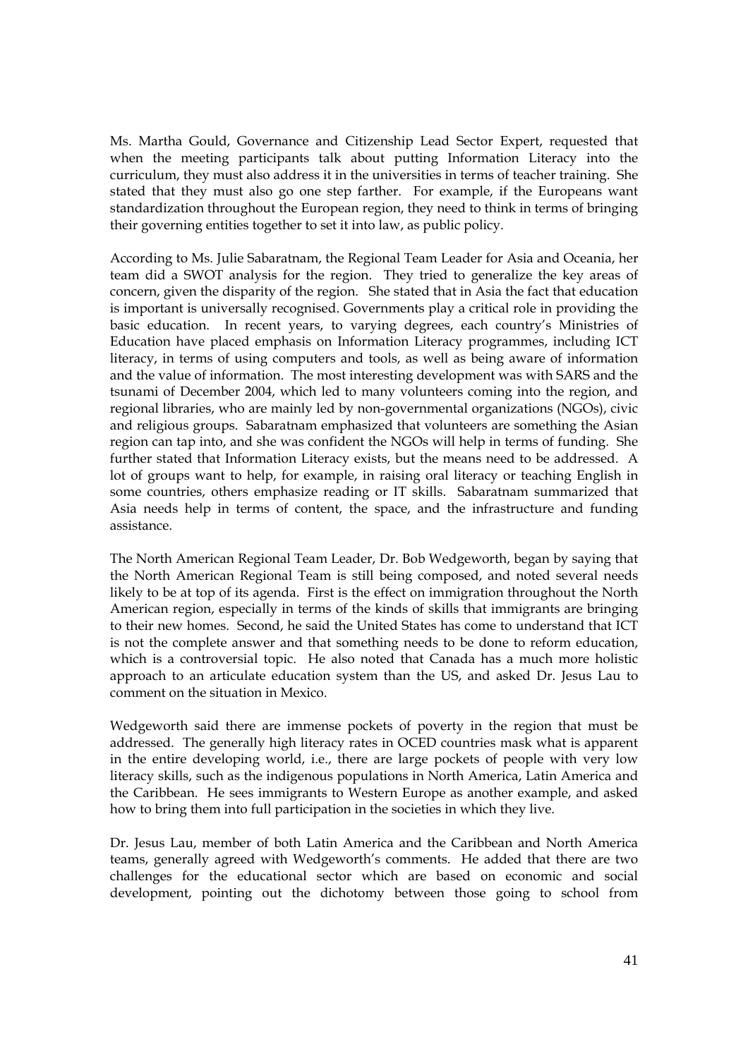Ms. Martha Gould, Governance and Citizenship Lead Sector Expert, requested that when the meeting participants talk about putting Information Literacy into the curriculum, they must also address it in the universities in terms of teacher training. She stated that they must also go one step farther. For example, if the Europeans want standardization throughout the European region, they need to think in terms of bringing their governing entities together to set it into law, as public policy.

According to Ms. Julie Sabaratnam, the Regional Team Leader for Asia and Oceania, her team did a SWOT analysis for the region. They tried to generalize the key areas of concern, given the disparity of the region. She stated that in Asia the fact that education is important is universally recognised. Governments play a critical role in providing the basic education. In recent years, to varying degrees, each country's Ministries of Education have placed emphasis on Information Literacy programmes, including ICT literacy, in terms of using computers and tools, as well as being aware of information and the value of information. The most interesting development was with SARS and the tsunami of December 2004, which led to many volunteers coming into the region, and regional libraries, who are mainly led by non-governmental organizations (NGOs), civic and religious groups. Sabaratnam emphasized that volunteers are something the Asian region can tap into, and she was confident the NGOs will help in terms of funding. She further stated that Information Literacy exists, but the means need to be addressed. A lot of groups want to help, for example, in raising oral literacy or teaching English in some countries, others emphasize reading or IT skills. Sabaratnam summarized that Asia needs help in terms of content, the space, and the infrastructure and funding assistance.

The North American Regional Team Leader, Dr. Bob Wedgeworth, began by saying that the North American Regional Team is still being composed, and noted several needs likely to be at top of its agenda. First is the effect on immigration throughout the North American region, especially in terms of the kinds of skills that immigrants are bringing to their new homes. Second, he said the United States has come to understand that ICT is not the complete answer and that something needs to be done to reform education, which is a controversial topic. He also noted that Canada has a much more holistic approach to an articulate education system than the US, and asked Dr. Jesus Lau to comment on the situation in Mexico.

Wedgeworth said there are immense pockets of poverty in the region that must be addressed. The generally high literacy rates in OCED countries mask what is apparent in the entire developing world, i.e., there are large pockets of people with very low literacy skills, such as the indigenous populations in North America, Latin America and the Caribbean. He sees immigrants to Western Europe as another example, and asked how to bring them into full participation in the societies in which they live.

Dr. Jesus Lau, member of both Latin America and the Caribbean and North America teams, generally agreed with Wedgeworth's comments. He added that there are two challenges for the educational sector which are based on economic and social development, pointing out the dichotomy between those going to school from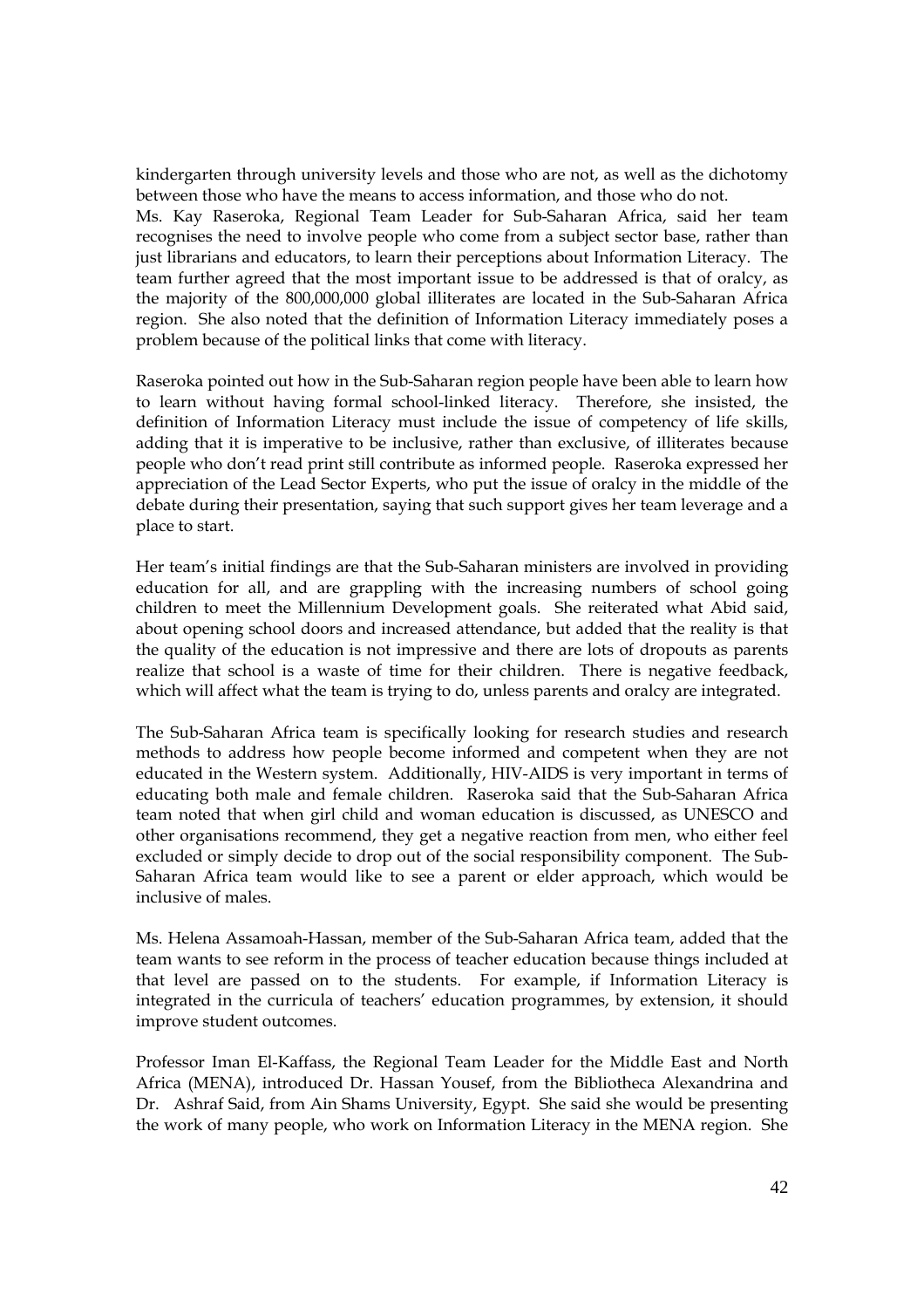kindergarten through university levels and those who are not, as well as the dichotomy between those who have the means to access information, and those who do not.

Ms. Kay Raseroka, Regional Team Leader for Sub-Saharan Africa, said her team recognises the need to involve people who come from a subject sector base, rather than just librarians and educators, to learn their perceptions about Information Literacy. The team further agreed that the most important issue to be addressed is that of oralcy, as the majority of the 800,000,000 global illiterates are located in the Sub-Saharan Africa region. She also noted that the definition of Information Literacy immediately poses a problem because of the political links that come with literacy.

Raseroka pointed out how in the Sub-Saharan region people have been able to learn how to learn without having formal school-linked literacy. Therefore, she insisted, the definition of Information Literacy must include the issue of competency of life skills, adding that it is imperative to be inclusive, rather than exclusive, of illiterates because people who don't read print still contribute as informed people. Raseroka expressed her appreciation of the Lead Sector Experts, who put the issue of oralcy in the middle of the debate during their presentation, saying that such support gives her team leverage and a place to start.

Her team's initial findings are that the Sub-Saharan ministers are involved in providing education for all, and are grappling with the increasing numbers of school going children to meet the Millennium Development goals. She reiterated what Abid said, about opening school doors and increased attendance, but added that the reality is that the quality of the education is not impressive and there are lots of dropouts as parents realize that school is a waste of time for their children. There is negative feedback, which will affect what the team is trying to do, unless parents and oralcy are integrated.

The Sub-Saharan Africa team is specifically looking for research studies and research methods to address how people become informed and competent when they are not educated in the Western system. Additionally, HIV-AIDS is very important in terms of educating both male and female children. Raseroka said that the Sub-Saharan Africa team noted that when girl child and woman education is discussed, as UNESCO and other organisations recommend, they get a negative reaction from men, who either feel excluded or simply decide to drop out of the social responsibility component. The Sub-Saharan Africa team would like to see a parent or elder approach, which would be inclusive of males.

Ms. Helena Assamoah-Hassan, member of the Sub-Saharan Africa team, added that the team wants to see reform in the process of teacher education because things included at that level are passed on to the students. For example, if Information Literacy is integrated in the curricula of teachers' education programmes, by extension, it should improve student outcomes.

Professor Iman El-Kaffass, the Regional Team Leader for the Middle East and North Africa (MENA), introduced Dr. Hassan Yousef, from the Bibliotheca Alexandrina and Dr. Ashraf Said, from Ain Shams University, Egypt. She said she would be presenting the work of many people, who work on Information Literacy in the MENA region. She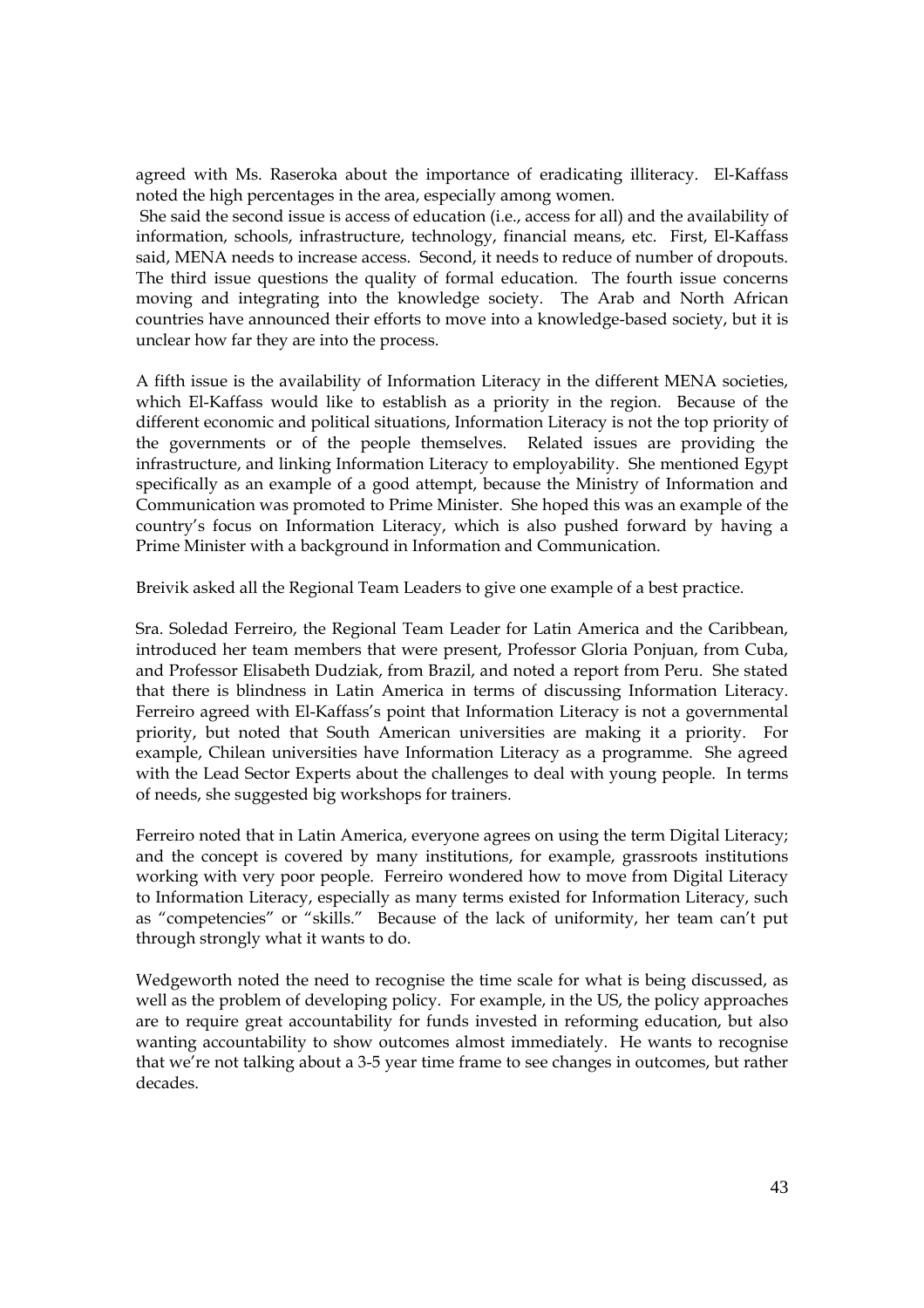agreed with Ms. Raseroka about the importance of eradicating illiteracy. El-Kaffass noted the high percentages in the area, especially among women.

She said the second issue is access of education (i.e., access for all) and the availability of information, schools, infrastructure, technology, financial means, etc. First, El-Kaffass said, MENA needs to increase access. Second, it needs to reduce of number of dropouts. The third issue questions the quality of formal education. The fourth issue concerns moving and integrating into the knowledge society. The Arab and North African countries have announced their efforts to move into a knowledge-based society, but it is unclear how far they are into the process.

A fifth issue is the availability of Information Literacy in the different MENA societies, which El-Kaffass would like to establish as a priority in the region. Because of the different economic and political situations, Information Literacy is not the top priority of the governments or of the people themselves. Related issues are providing the infrastructure, and linking Information Literacy to employability. She mentioned Egypt specifically as an example of a good attempt, because the Ministry of Information and Communication was promoted to Prime Minister. She hoped this was an example of the country's focus on Information Literacy, which is also pushed forward by having a Prime Minister with a background in Information and Communication.

Breivik asked all the Regional Team Leaders to give one example of a best practice.

Sra. Soledad Ferreiro, the Regional Team Leader for Latin America and the Caribbean, introduced her team members that were present, Professor Gloria Ponjuan, from Cuba, and Professor Elisabeth Dudziak, from Brazil, and noted a report from Peru. She stated that there is blindness in Latin America in terms of discussing Information Literacy. Ferreiro agreed with El-Kaffass's point that Information Literacy is not a governmental priority, but noted that South American universities are making it a priority. For example, Chilean universities have Information Literacy as a programme. She agreed with the Lead Sector Experts about the challenges to deal with young people. In terms of needs, she suggested big workshops for trainers.

Ferreiro noted that in Latin America, everyone agrees on using the term Digital Literacy; and the concept is covered by many institutions, for example, grassroots institutions working with very poor people. Ferreiro wondered how to move from Digital Literacy to Information Literacy, especially as many terms existed for Information Literacy, such as "competencies" or "skills." Because of the lack of uniformity, her team can't put through strongly what it wants to do.

Wedgeworth noted the need to recognise the time scale for what is being discussed, as well as the problem of developing policy. For example, in the US, the policy approaches are to require great accountability for funds invested in reforming education, but also wanting accountability to show outcomes almost immediately. He wants to recognise that we're not talking about a 3-5 year time frame to see changes in outcomes, but rather decades.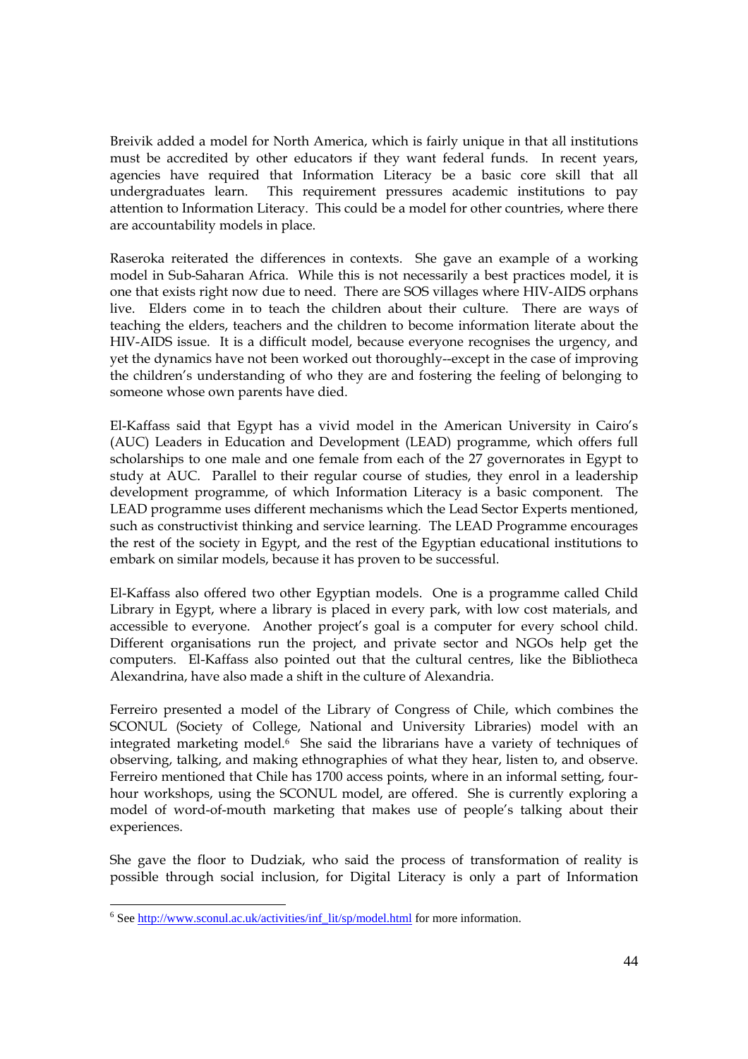Breivik added a model for North America, which is fairly unique in that all institutions must be accredited by other educators if they want federal funds. In recent years, agencies have required that Information Literacy be a basic core skill that all undergraduates learn. This requirement pressures academic institutions to pay attention to Information Literacy. This could be a model for other countries, where there are accountability models in place.

Raseroka reiterated the differences in contexts. She gave an example of a working model in Sub-Saharan Africa. While this is not necessarily a best practices model, it is one that exists right now due to need. There are SOS villages where HIV-AIDS orphans live. Elders come in to teach the children about their culture. There are ways of teaching the elders, teachers and the children to become information literate about the HIV-AIDS issue. It is a difficult model, because everyone recognises the urgency, and yet the dynamics have not been worked out thoroughly--except in the case of improving the children's understanding of who they are and fostering the feeling of belonging to someone whose own parents have died.

El-Kaffass said that Egypt has a vivid model in the American University in Cairo's (AUC) Leaders in Education and Development (LEAD) programme, which offers full scholarships to one male and one female from each of the 27 governorates in Egypt to study at AUC. Parallel to their regular course of studies, they enrol in a leadership development programme, of which Information Literacy is a basic component. The LEAD programme uses different mechanisms which the Lead Sector Experts mentioned, such as constructivist thinking and service learning. The LEAD Programme encourages the rest of the society in Egypt, and the rest of the Egyptian educational institutions to embark on similar models, because it has proven to be successful.

El-Kaffass also offered two other Egyptian models. One is a programme called Child Library in Egypt, where a library is placed in every park, with low cost materials, and accessible to everyone. Another project's goal is a computer for every school child. Different organisations run the project, and private sector and NGOs help get the computers. El-Kaffass also pointed out that the cultural centres, like the Bibliotheca Alexandrina, have also made a shift in the culture of Alexandria.

Ferreiro presented a model of the Library of Congress of Chile, which combines the SCONUL (Society of College, National and University Libraries) model with an integrated marketing model.[6] She said the librarians have a variety of techniques of observing, talking, and making ethnographies of what they hear, listen to, and observe. Ferreiro mentioned that Chile has 1700 access points, where in an informal setting, four-hour workshops, using the SCONUL model, are offered. She is currently exploring a model of word-of-mouth marketing that makes use of people's talking about their experiences.

She gave the floor to Dudziak, who said the process of transformation of reality is possible through social inclusion, for Digital Literacy is only a part of Information

---

[6] See http://www.sconul.ac.uk/activities/inf_lit/sp/model.html for more information.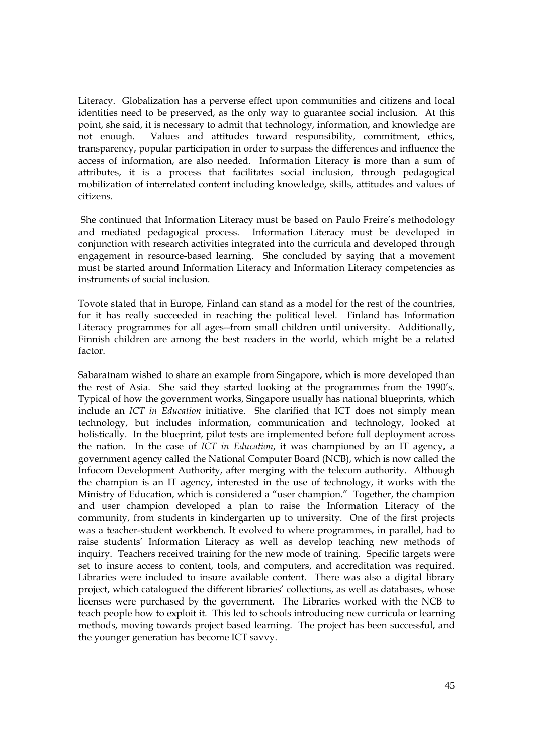Literacy. Globalization has a perverse effect upon communities and citizens and local identities need to be preserved, as the only way to guarantee social inclusion. At this point, she said, it is necessary to admit that technology, information, and knowledge are not enough. Values and attitudes toward responsibility, commitment, ethics, transparency, popular participation in order to surpass the differences and influence the access of information, are also needed. Information Literacy is more than a sum of attributes, it is a process that facilitates social inclusion, through pedagogical mobilization of interrelated content including knowledge, skills, attitudes and values of citizens.

She continued that Information Literacy must be based on Paulo Freire's methodology and mediated pedagogical process. Information Literacy must be developed in conjunction with research activities integrated into the curricula and developed through engagement in resource-based learning. She concluded by saying that a movement must be started around Information Literacy and Information Literacy competencies as instruments of social inclusion.

Tovote stated that in Europe, Finland can stand as a model for the rest of the countries, for it has really succeeded in reaching the political level. Finland has Information Literacy programmes for all ages--from small children until university. Additionally, Finnish children are among the best readers in the world, which might be a related factor.

Sabaratnam wished to share an example from Singapore, which is more developed than the rest of Asia. She said they started looking at the programmes from the 1990's. Typical of how the government works, Singapore usually has national blueprints, which include an *ICT in Education* initiative. She clarified that ICT does not simply mean technology, but includes information, communication and technology, looked at holistically. In the blueprint, pilot tests are implemented before full deployment across the nation. In the case of *ICT in Education*, it was championed by an IT agency, a government agency called the National Computer Board (NCB), which is now called the Infocom Development Authority, after merging with the telecom authority. Although the champion is an IT agency, interested in the use of technology, it works with the Ministry of Education, which is considered a "user champion." Together, the champion and user champion developed a plan to raise the Information Literacy of the community, from students in kindergarten up to university. One of the first projects was a teacher-student workbench. It evolved to where programmes, in parallel, had to raise students' Information Literacy as well as develop teaching new methods of inquiry. Teachers received training for the new mode of training. Specific targets were set to insure access to content, tools, and computers, and accreditation was required. Libraries were included to insure available content. There was also a digital library project, which catalogued the different libraries' collections, as well as databases, whose licenses were purchased by the government. The Libraries worked with the NCB to teach people how to exploit it. This led to schools introducing new curricula or learning methods, moving towards project based learning. The project has been successful, and the younger generation has become ICT savvy.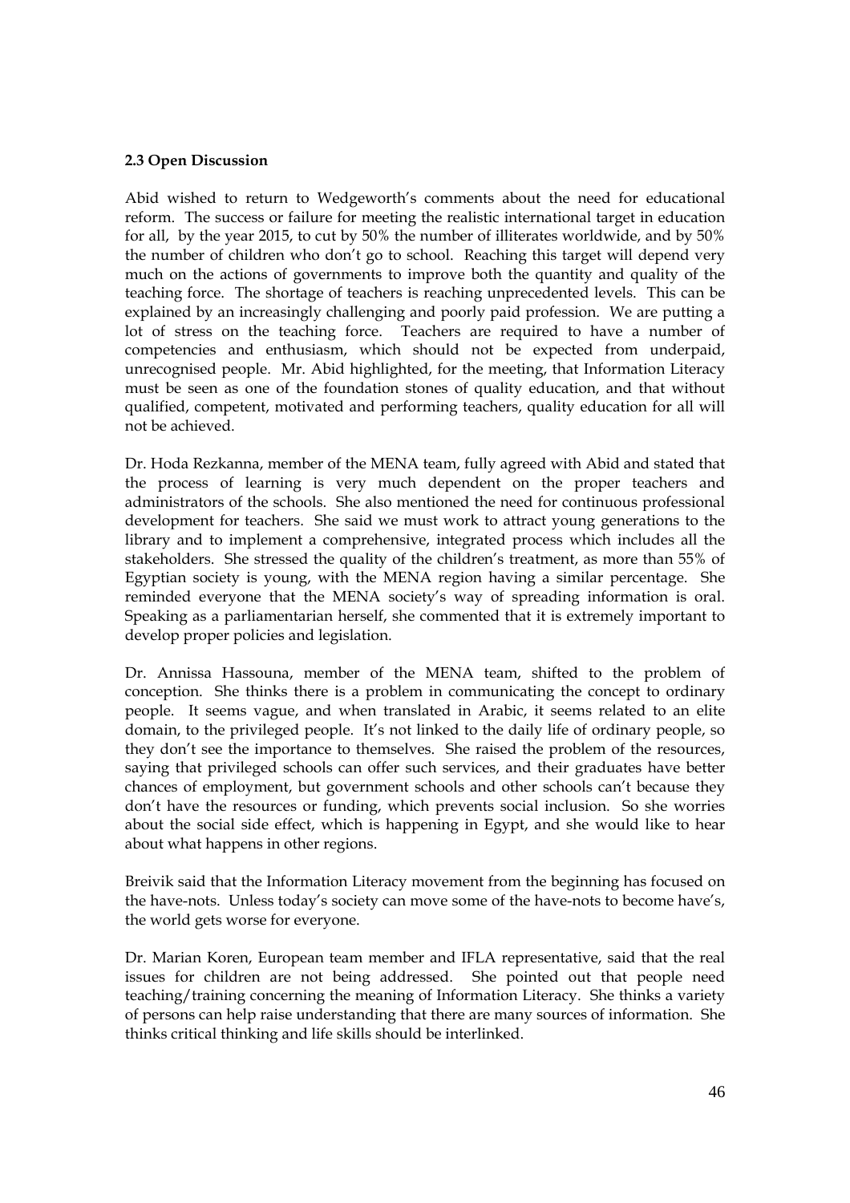### 2.3 Open Discussion

Abid wished to return to Wedgeworth's comments about the need for educational reform. The success or failure for meeting the realistic international target in education for all, by the year 2015, to cut by 50% the number of illiterates worldwide, and by 50% the number of children who don't go to school. Reaching this target will depend very much on the actions of governments to improve both the quantity and quality of the teaching force. The shortage of teachers is reaching unprecedented levels. This can be explained by an increasingly challenging and poorly paid profession. We are putting a lot of stress on the teaching force. Teachers are required to have a number of competencies and enthusiasm, which should not be expected from underpaid, unrecognised people. Mr. Abid highlighted, for the meeting, that Information Literacy must be seen as one of the foundation stones of quality education, and that without qualified, competent, motivated and performing teachers, quality education for all will not be achieved.

Dr. Hoda Rezkanna, member of the MENA team, fully agreed with Abid and stated that the process of learning is very much dependent on the proper teachers and administrators of the schools. She also mentioned the need for continuous professional development for teachers. She said we must work to attract young generations to the library and to implement a comprehensive, integrated process which includes all the stakeholders. She stressed the quality of the children's treatment, as more than 55% of Egyptian society is young, with the MENA region having a similar percentage. She reminded everyone that the MENA society's way of spreading information is oral. Speaking as a parliamentarian herself, she commented that it is extremely important to develop proper policies and legislation.

Dr. Annissa Hassouna, member of the MENA team, shifted to the problem of conception. She thinks there is a problem in communicating the concept to ordinary people. It seems vague, and when translated in Arabic, it seems related to an elite domain, to the privileged people. It's not linked to the daily life of ordinary people, so they don't see the importance to themselves. She raised the problem of the resources, saying that privileged schools can offer such services, and their graduates have better chances of employment, but government schools and other schools can't because they don't have the resources or funding, which prevents social inclusion. So she worries about the social side effect, which is happening in Egypt, and she would like to hear about what happens in other regions.

Breivik said that the Information Literacy movement from the beginning has focused on the have-nots. Unless today's society can move some of the have-nots to become have's, the world gets worse for everyone.

Dr. Marian Koren, European team member and IFLA representative, said that the real issues for children are not being addressed. She pointed out that people need teaching/training concerning the meaning of Information Literacy. She thinks a variety of persons can help raise understanding that there are many sources of information. She thinks critical thinking and life skills should be interlinked.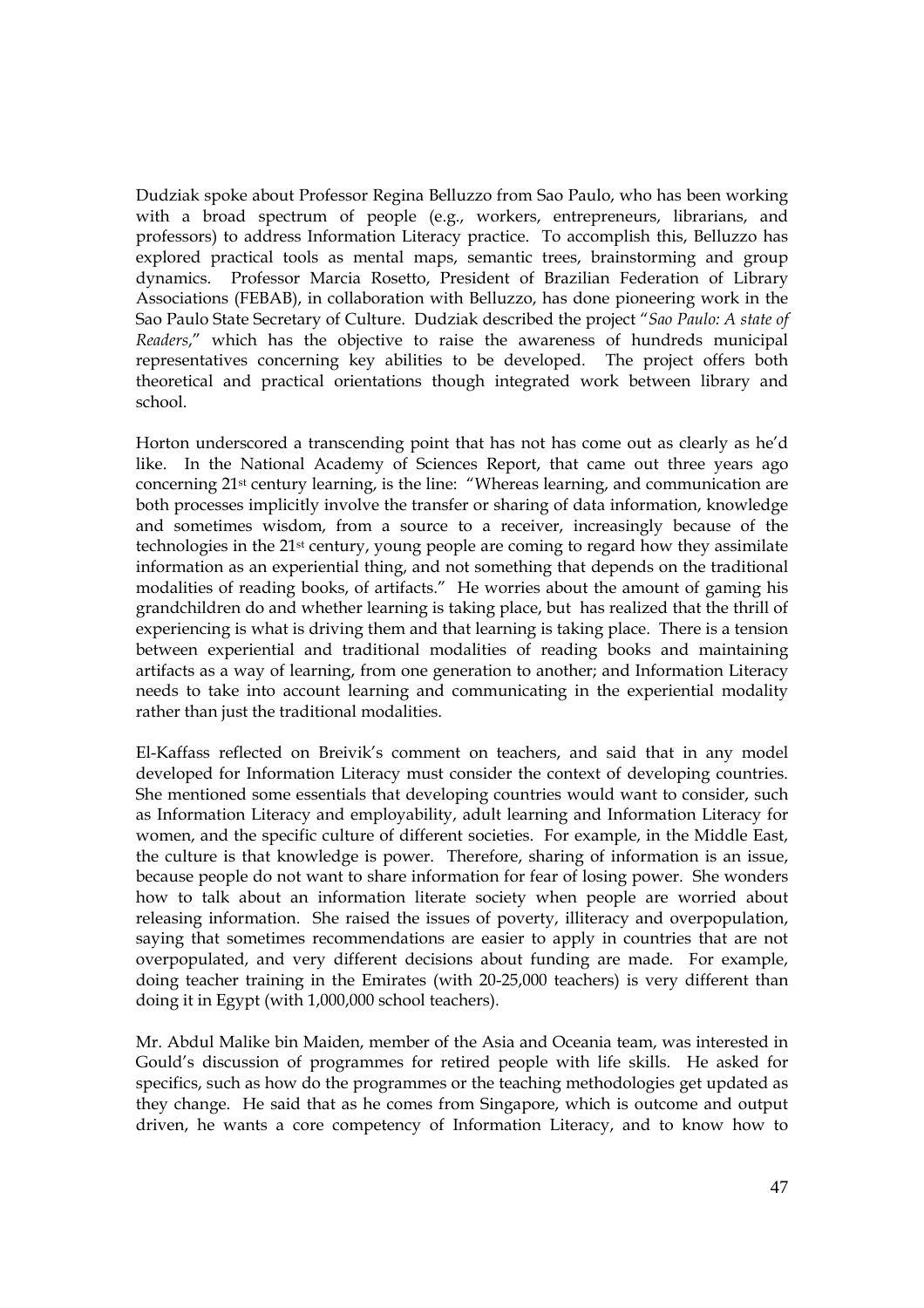Dudziak spoke about Professor Regina Belluzzo from Sao Paulo, who has been working with a broad spectrum of people (e.g., workers, entrepreneurs, librarians, and professors) to address Information Literacy practice. To accomplish this, Belluzzo has explored practical tools as mental maps, semantic trees, brainstorming and group dynamics. Professor Marcia Rosetto, President of Brazilian Federation of Library Associations (FEBAB), in collaboration with Belluzzo, has done pioneering work in the Sao Paulo State Secretary of Culture. Dudziak described the project "*Sao Paulo: A state of Readers*," which has the objective to raise the awareness of hundreds municipal representatives concerning key abilities to be developed. The project offers both theoretical and practical orientations though integrated work between library and school.

Horton underscored a transcending point that has not has come out as clearly as he'd like. In the National Academy of Sciences Report, that came out three years ago concerning 21st century learning, is the line: "Whereas learning, and communication are both processes implicitly involve the transfer or sharing of data information, knowledge and sometimes wisdom, from a source to a receiver, increasingly because of the technologies in the 21st century, young people are coming to regard how they assimilate information as an experiential thing, and not something that depends on the traditional modalities of reading books, of artifacts." He worries about the amount of gaming his grandchildren do and whether learning is taking place, but has realized that the thrill of experiencing is what is driving them and that learning is taking place. There is a tension between experiential and traditional modalities of reading books and maintaining artifacts as a way of learning, from one generation to another; and Information Literacy needs to take into account learning and communicating in the experiential modality rather than just the traditional modalities.

El-Kaffass reflected on Breivik's comment on teachers, and said that in any model developed for Information Literacy must consider the context of developing countries. She mentioned some essentials that developing countries would want to consider, such as Information Literacy and employability, adult learning and Information Literacy for women, and the specific culture of different societies. For example, in the Middle East, the culture is that knowledge is power. Therefore, sharing of information is an issue, because people do not want to share information for fear of losing power. She wonders how to talk about an information literate society when people are worried about releasing information. She raised the issues of poverty, illiteracy and overpopulation, saying that sometimes recommendations are easier to apply in countries that are not overpopulated, and very different decisions about funding are made. For example, doing teacher training in the Emirates (with 20-25,000 teachers) is very different than doing it in Egypt (with 1,000,000 school teachers).

Mr. Abdul Malike bin Maiden, member of the Asia and Oceania team, was interested in Gould's discussion of programmes for retired people with life skills. He asked for specifics, such as how do the programmes or the teaching methodologies get updated as they change. He said that as he comes from Singapore, which is outcome and output driven, he wants a core competency of Information Literacy, and to know how to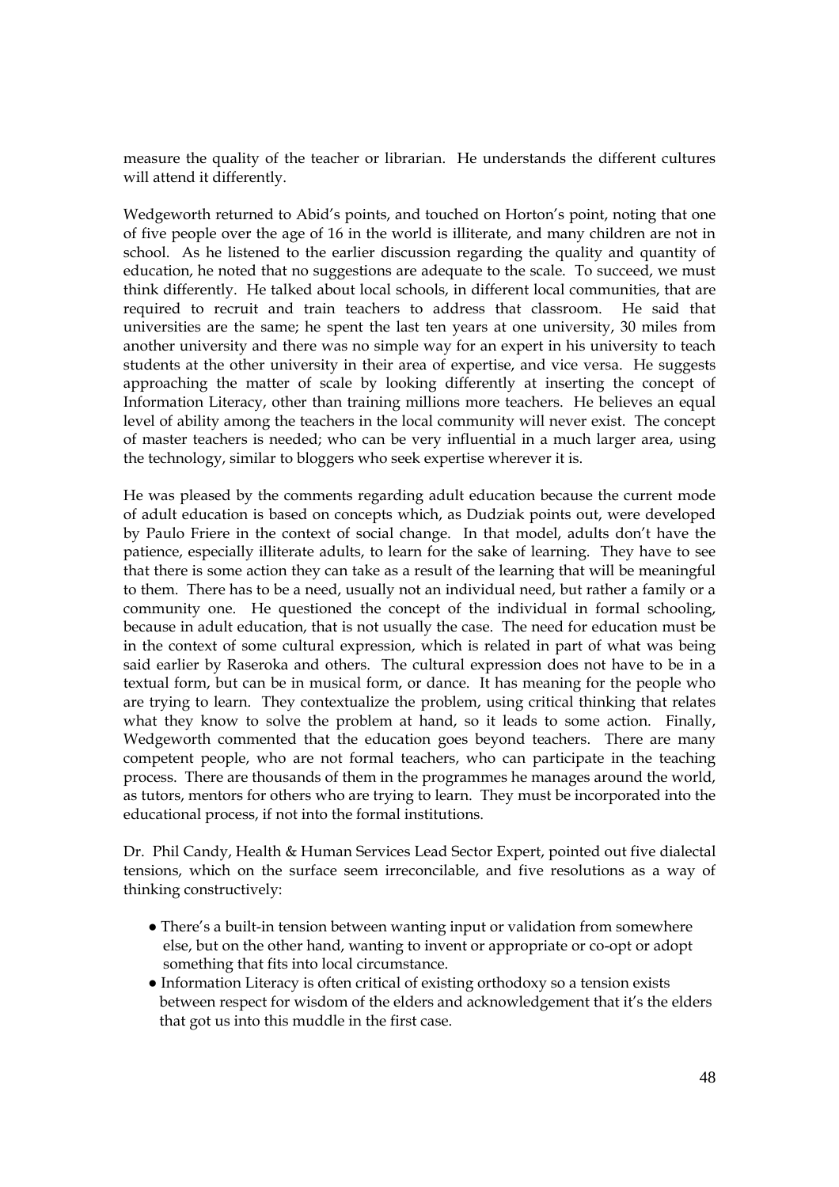measure the quality of the teacher or librarian. He understands the different cultures will attend it differently.

Wedgeworth returned to Abid's points, and touched on Horton's point, noting that one of five people over the age of 16 in the world is illiterate, and many children are not in school. As he listened to the earlier discussion regarding the quality and quantity of education, he noted that no suggestions are adequate to the scale. To succeed, we must think differently. He talked about local schools, in different local communities, that are required to recruit and train teachers to address that classroom. He said that universities are the same; he spent the last ten years at one university, 30 miles from another university and there was no simple way for an expert in his university to teach students at the other university in their area of expertise, and vice versa. He suggests approaching the matter of scale by looking differently at inserting the concept of Information Literacy, other than training millions more teachers. He believes an equal level of ability among the teachers in the local community will never exist. The concept of master teachers is needed; who can be very influential in a much larger area, using the technology, similar to bloggers who seek expertise wherever it is.

He was pleased by the comments regarding adult education because the current mode of adult education is based on concepts which, as Dudziak points out, were developed by Paulo Friere in the context of social change. In that model, adults don't have the patience, especially illiterate adults, to learn for the sake of learning. They have to see that there is some action they can take as a result of the learning that will be meaningful to them. There has to be a need, usually not an individual need, but rather a family or a community one. He questioned the concept of the individual in formal schooling, because in adult education, that is not usually the case. The need for education must be in the context of some cultural expression, which is related in part of what was being said earlier by Raseroka and others. The cultural expression does not have to be in a textual form, but can be in musical form, or dance. It has meaning for the people who are trying to learn. They contextualize the problem, using critical thinking that relates what they know to solve the problem at hand, so it leads to some action. Finally, Wedgeworth commented that the education goes beyond teachers. There are many competent people, who are not formal teachers, who can participate in the teaching process. There are thousands of them in the programmes he manages around the world, as tutors, mentors for others who are trying to learn. They must be incorporated into the educational process, if not into the formal institutions.

Dr. Phil Candy, Health & Human Services Lead Sector Expert, pointed out five dialectal tensions, which on the surface seem irreconcilable, and five resolutions as a way of thinking constructively:

- There's a built-in tension between wanting input or validation from somewhere else, but on the other hand, wanting to invent or appropriate or co-opt or adopt something that fits into local circumstance.
- Information Literacy is often critical of existing orthodoxy so a tension exists between respect for wisdom of the elders and acknowledgement that it's the elders that got us into this muddle in the first case.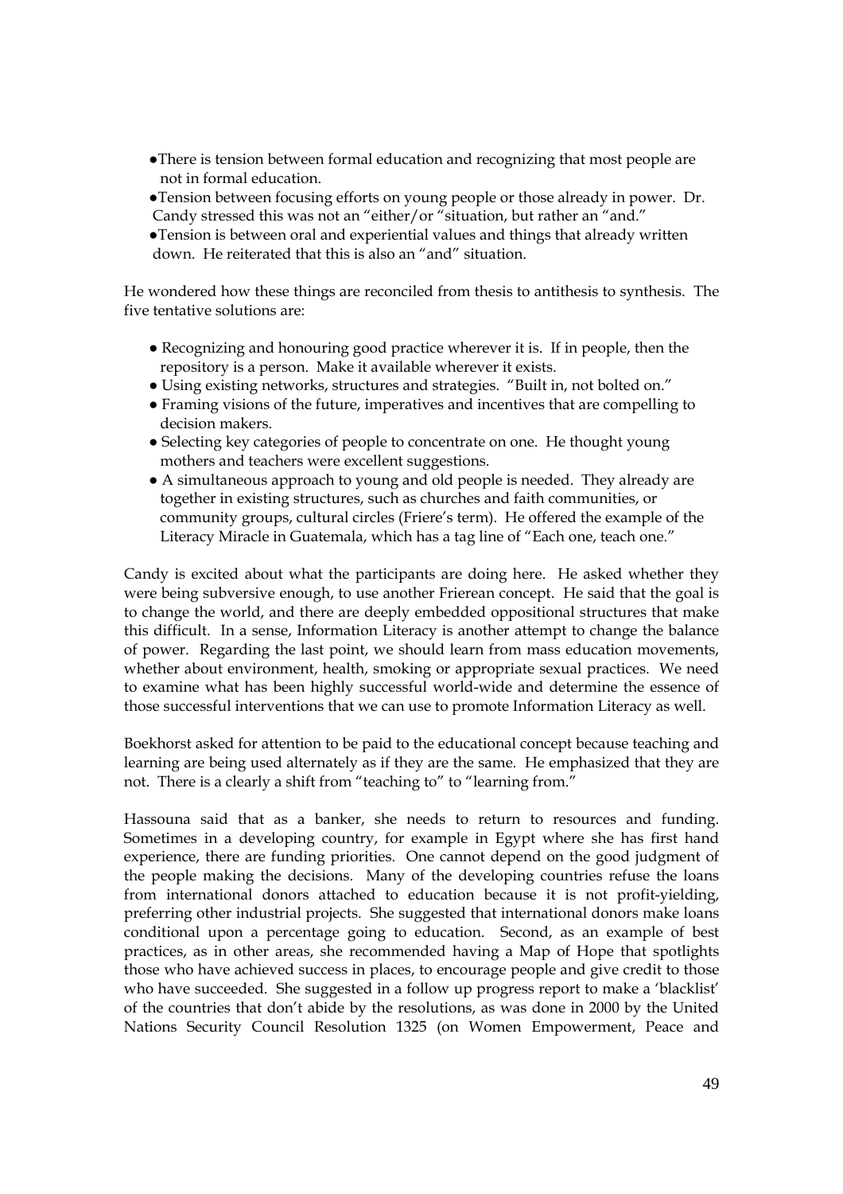- There is tension between formal education and recognizing that most people are not in formal education.
- Tension between focusing efforts on young people or those already in power. Dr. Candy stressed this was not an "either/or "situation, but rather an "and."
- Tension is between oral and experiential values and things that already written down. He reiterated that this is also an "and" situation.

He wondered how these things are reconciled from thesis to antithesis to synthesis. The five tentative solutions are:

- Recognizing and honouring good practice wherever it is. If in people, then the repository is a person. Make it available wherever it exists.
- Using existing networks, structures and strategies. "Built in, not bolted on."
- Framing visions of the future, imperatives and incentives that are compelling to decision makers.
- Selecting key categories of people to concentrate on one. He thought young mothers and teachers were excellent suggestions.
- A simultaneous approach to young and old people is needed. They already are together in existing structures, such as churches and faith communities, or community groups, cultural circles (Friere's term). He offered the example of the Literacy Miracle in Guatemala, which has a tag line of "Each one, teach one."

Candy is excited about what the participants are doing here. He asked whether they were being subversive enough, to use another Frierean concept. He said that the goal is to change the world, and there are deeply embedded oppositional structures that make this difficult. In a sense, Information Literacy is another attempt to change the balance of power. Regarding the last point, we should learn from mass education movements, whether about environment, health, smoking or appropriate sexual practices. We need to examine what has been highly successful world-wide and determine the essence of those successful interventions that we can use to promote Information Literacy as well.

Boekhorst asked for attention to be paid to the educational concept because teaching and learning are being used alternately as if they are the same. He emphasized that they are not. There is a clearly a shift from "teaching to" to "learning from."

Hassouna said that as a banker, she needs to return to resources and funding. Sometimes in a developing country, for example in Egypt where she has first hand experience, there are funding priorities. One cannot depend on the good judgment of the people making the decisions. Many of the developing countries refuse the loans from international donors attached to education because it is not profit-yielding, preferring other industrial projects. She suggested that international donors make loans conditional upon a percentage going to education. Second, as an example of best practices, as in other areas, she recommended having a Map of Hope that spotlights those who have achieved success in places, to encourage people and give credit to those who have succeeded. She suggested in a follow up progress report to make a 'blacklist' of the countries that don't abide by the resolutions, as was done in 2000 by the United Nations Security Council Resolution 1325 (on Women Empowerment, Peace and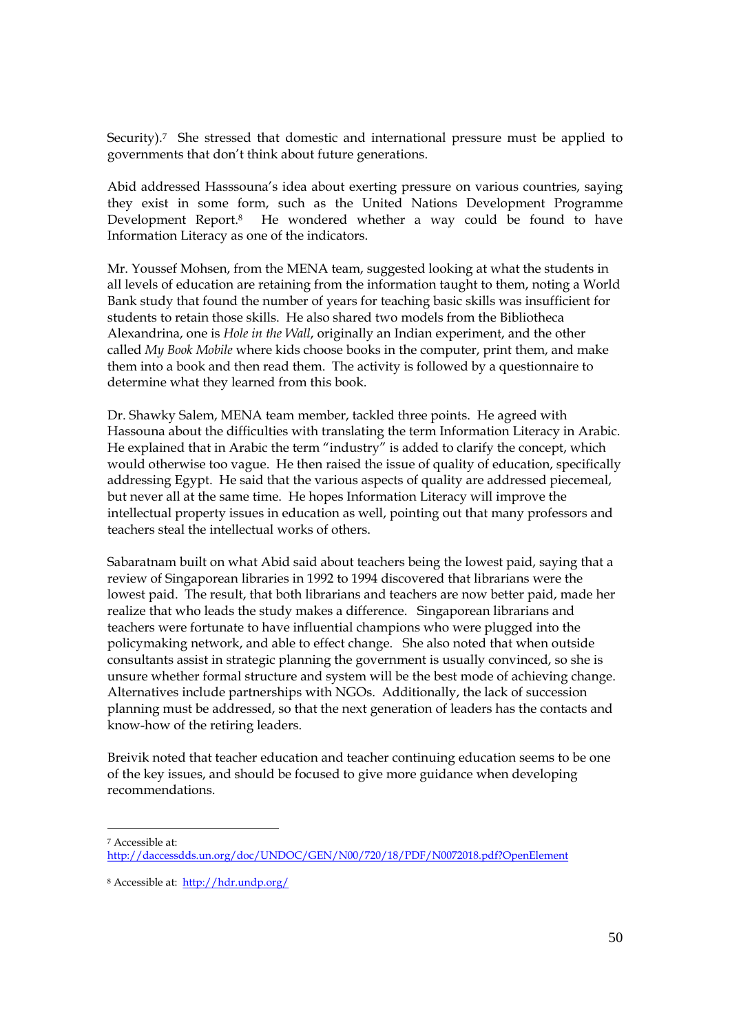Security).[7] She stressed that domestic and international pressure must be applied to governments that don't think about future generations.

Abid addressed Hasssouna's idea about exerting pressure on various countries, saying they exist in some form, such as the United Nations Development Programme Development Report.[8] He wondered whether a way could be found to have Information Literacy as one of the indicators.

Mr. Youssef Mohsen, from the MENA team, suggested looking at what the students in all levels of education are retaining from the information taught to them, noting a World Bank study that found the number of years for teaching basic skills was insufficient for students to retain those skills. He also shared two models from the Bibliotheca Alexandrina, one is *Hole in the Wall*, originally an Indian experiment, and the other called *My Book Mobile* where kids choose books in the computer, print them, and make them into a book and then read them. The activity is followed by a questionnaire to determine what they learned from this book.

Dr. Shawky Salem, MENA team member, tackled three points. He agreed with Hassouna about the difficulties with translating the term Information Literacy in Arabic. He explained that in Arabic the term "industry" is added to clarify the concept, which would otherwise too vague. He then raised the issue of quality of education, specifically addressing Egypt. He said that the various aspects of quality are addressed piecemeal, but never all at the same time. He hopes Information Literacy will improve the intellectual property issues in education as well, pointing out that many professors and teachers steal the intellectual works of others.

Sabaratnam built on what Abid said about teachers being the lowest paid, saying that a review of Singaporean libraries in 1992 to 1994 discovered that librarians were the lowest paid. The result, that both librarians and teachers are now better paid, made her realize that who leads the study makes a difference. Singaporean librarians and teachers were fortunate to have influential champions who were plugged into the policymaking network, and able to effect change. She also noted that when outside consultants assist in strategic planning the government is usually convinced, so she is unsure whether formal structure and system will be the best mode of achieving change. Alternatives include partnerships with NGOs. Additionally, the lack of succession planning must be addressed, so that the next generation of leaders has the contacts and know-how of the retiring leaders.

Breivik noted that teacher education and teacher continuing education seems to be one of the key issues, and should be focused to give more guidance when developing recommendations.

---

[7] Accessible at: http://daccessdds.un.org/doc/UNDOC/GEN/N00/720/18/PDF/N0072018.pdf?OpenElement

[8] Accessible at: http://hdr.undp.org/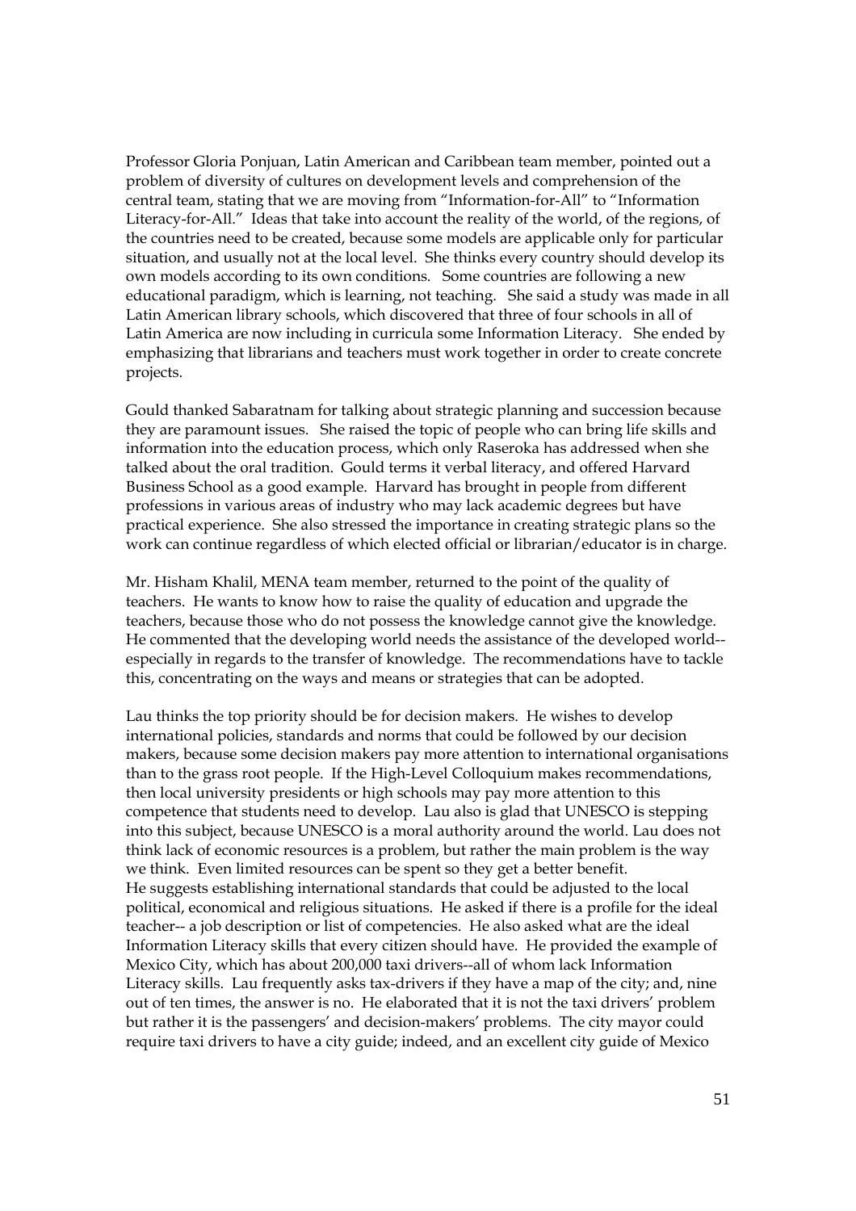Professor Gloria Ponjuan, Latin American and Caribbean team member, pointed out a problem of diversity of cultures on development levels and comprehension of the central team, stating that we are moving from "Information-for-All" to "Information Literacy-for-All." Ideas that take into account the reality of the world, of the regions, of the countries need to be created, because some models are applicable only for particular situation, and usually not at the local level. She thinks every country should develop its own models according to its own conditions. Some countries are following a new educational paradigm, which is learning, not teaching. She said a study was made in all Latin American library schools, which discovered that three of four schools in all of Latin America are now including in curricula some Information Literacy. She ended by emphasizing that librarians and teachers must work together in order to create concrete projects.

Gould thanked Sabaratnam for talking about strategic planning and succession because they are paramount issues. She raised the topic of people who can bring life skills and information into the education process, which only Raseroka has addressed when she talked about the oral tradition. Gould terms it verbal literacy, and offered Harvard Business School as a good example. Harvard has brought in people from different professions in various areas of industry who may lack academic degrees but have practical experience. She also stressed the importance in creating strategic plans so the work can continue regardless of which elected official or librarian/educator is in charge.

Mr. Hisham Khalil, MENA team member, returned to the point of the quality of teachers. He wants to know how to raise the quality of education and upgrade the teachers, because those who do not possess the knowledge cannot give the knowledge. He commented that the developing world needs the assistance of the developed world--especially in regards to the transfer of knowledge. The recommendations have to tackle this, concentrating on the ways and means or strategies that can be adopted.

Lau thinks the top priority should be for decision makers. He wishes to develop international policies, standards and norms that could be followed by our decision makers, because some decision makers pay more attention to international organisations than to the grass root people. If the High-Level Colloquium makes recommendations, then local university presidents or high schools may pay more attention to this competence that students need to develop. Lau also is glad that UNESCO is stepping into this subject, because UNESCO is a moral authority around the world. Lau does not think lack of economic resources is a problem, but rather the main problem is the way we think. Even limited resources can be spent so they get a better benefit.
He suggests establishing international standards that could be adjusted to the local political, economical and religious situations. He asked if there is a profile for the ideal teacher-- a job description or list of competencies. He also asked what are the ideal Information Literacy skills that every citizen should have. He provided the example of Mexico City, which has about 200,000 taxi drivers--all of whom lack Information Literacy skills. Lau frequently asks tax-drivers if they have a map of the city; and, nine out of ten times, the answer is no. He elaborated that it is not the taxi drivers' problem but rather it is the passengers' and decision-makers' problems. The city mayor could require taxi drivers to have a city guide; indeed, and an excellent city guide of Mexico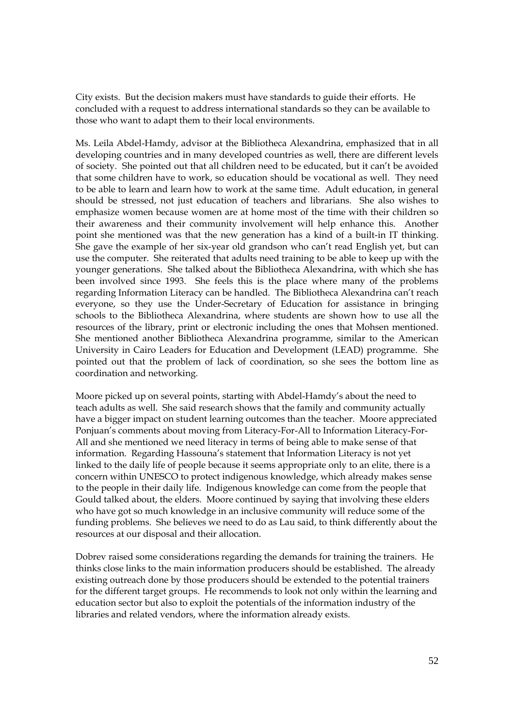City exists. But the decision makers must have standards to guide their efforts. He concluded with a request to address international standards so they can be available to those who want to adapt them to their local environments.

Ms. Leila Abdel-Hamdy, advisor at the Bibliotheca Alexandrina, emphasized that in all developing countries and in many developed countries as well, there are different levels of society. She pointed out that all children need to be educated, but it can't be avoided that some children have to work, so education should be vocational as well. They need to be able to learn and learn how to work at the same time. Adult education, in general should be stressed, not just education of teachers and librarians. She also wishes to emphasize women because women are at home most of the time with their children so their awareness and their community involvement will help enhance this. Another point she mentioned was that the new generation has a kind of a built-in IT thinking. She gave the example of her six-year old grandson who can't read English yet, but can use the computer. She reiterated that adults need training to be able to keep up with the younger generations. She talked about the Bibliotheca Alexandrina, with which she has been involved since 1993. She feels this is the place where many of the problems regarding Information Literacy can be handled. The Bibliotheca Alexandrina can't reach everyone, so they use the Under-Secretary of Education for assistance in bringing schools to the Bibliotheca Alexandrina, where students are shown how to use all the resources of the library, print or electronic including the ones that Mohsen mentioned. She mentioned another Bibliotheca Alexandrina programme, similar to the American University in Cairo Leaders for Education and Development (LEAD) programme. She pointed out that the problem of lack of coordination, so she sees the bottom line as coordination and networking.

Moore picked up on several points, starting with Abdel-Hamdy's about the need to teach adults as well. She said research shows that the family and community actually have a bigger impact on student learning outcomes than the teacher. Moore appreciated Ponjuan's comments about moving from Literacy-For-All to Information Literacy-For-All and she mentioned we need literacy in terms of being able to make sense of that information. Regarding Hassouna's statement that Information Literacy is not yet linked to the daily life of people because it seems appropriate only to an elite, there is a concern within UNESCO to protect indigenous knowledge, which already makes sense to the people in their daily life. Indigenous knowledge can come from the people that Gould talked about, the elders. Moore continued by saying that involving these elders who have got so much knowledge in an inclusive community will reduce some of the funding problems. She believes we need to do as Lau said, to think differently about the resources at our disposal and their allocation.

Dobrev raised some considerations regarding the demands for training the trainers. He thinks close links to the main information producers should be established. The already existing outreach done by those producers should be extended to the potential trainers for the different target groups. He recommends to look not only within the learning and education sector but also to exploit the potentials of the information industry of the libraries and related vendors, where the information already exists.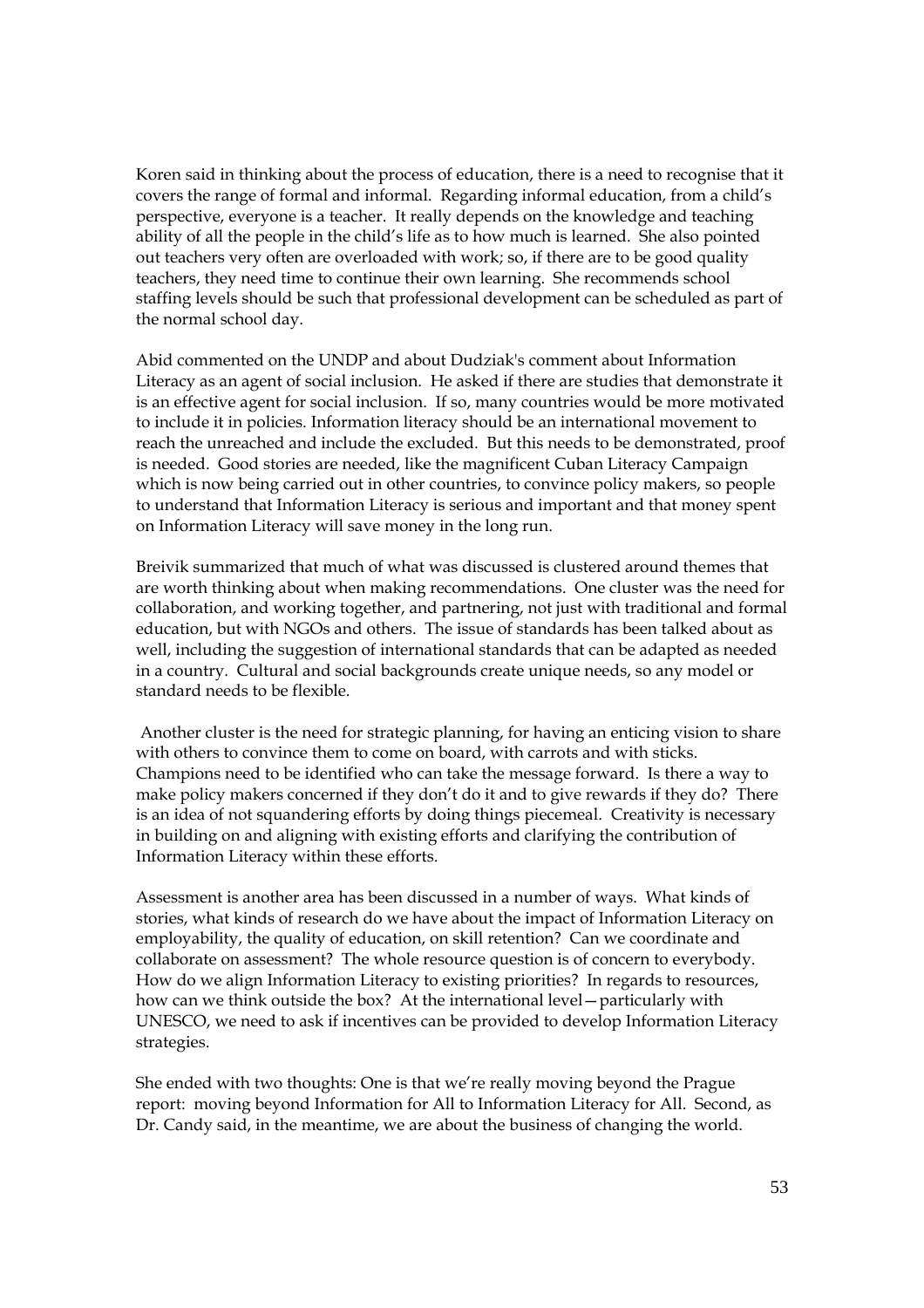Koren said in thinking about the process of education, there is a need to recognise that it covers the range of formal and informal. Regarding informal education, from a child's perspective, everyone is a teacher. It really depends on the knowledge and teaching ability of all the people in the child's life as to how much is learned. She also pointed out teachers very often are overloaded with work; so, if there are to be good quality teachers, they need time to continue their own learning. She recommends school staffing levels should be such that professional development can be scheduled as part of the normal school day.

Abid commented on the UNDP and about Dudziak's comment about Information Literacy as an agent of social inclusion. He asked if there are studies that demonstrate it is an effective agent for social inclusion. If so, many countries would be more motivated to include it in policies. Information literacy should be an international movement to reach the unreached and include the excluded. But this needs to be demonstrated, proof is needed. Good stories are needed, like the magnificent Cuban Literacy Campaign which is now being carried out in other countries, to convince policy makers, so people to understand that Information Literacy is serious and important and that money spent on Information Literacy will save money in the long run.

Breivik summarized that much of what was discussed is clustered around themes that are worth thinking about when making recommendations. One cluster was the need for collaboration, and working together, and partnering, not just with traditional and formal education, but with NGOs and others. The issue of standards has been talked about as well, including the suggestion of international standards that can be adapted as needed in a country. Cultural and social backgrounds create unique needs, so any model or standard needs to be flexible.

Another cluster is the need for strategic planning, for having an enticing vision to share with others to convince them to come on board, with carrots and with sticks. Champions need to be identified who can take the message forward. Is there a way to make policy makers concerned if they don't do it and to give rewards if they do? There is an idea of not squandering efforts by doing things piecemeal. Creativity is necessary in building on and aligning with existing efforts and clarifying the contribution of Information Literacy within these efforts.

Assessment is another area has been discussed in a number of ways. What kinds of stories, what kinds of research do we have about the impact of Information Literacy on employability, the quality of education, on skill retention? Can we coordinate and collaborate on assessment? The whole resource question is of concern to everybody. How do we align Information Literacy to existing priorities? In regards to resources, how can we think outside the box? At the international level—particularly with UNESCO, we need to ask if incentives can be provided to develop Information Literacy strategies.

She ended with two thoughts: One is that we're really moving beyond the Prague report: moving beyond Information for All to Information Literacy for All. Second, as Dr. Candy said, in the meantime, we are about the business of changing the world.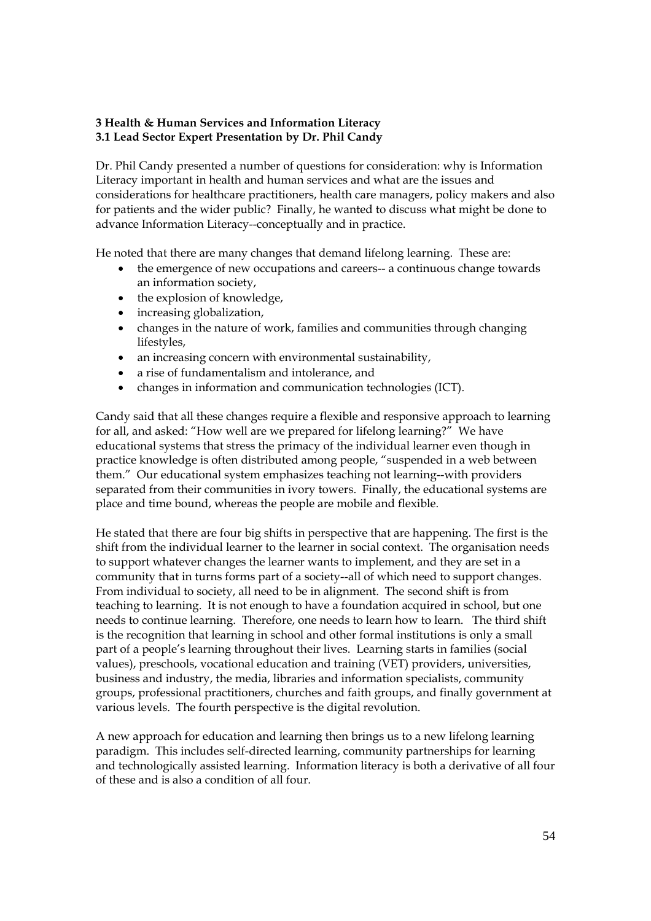**3 Health & Human Services and Information Literacy**
**3.1 Lead Sector Expert Presentation by Dr. Phil Candy**

Dr. Phil Candy presented a number of questions for consideration: why is Information Literacy important in health and human services and what are the issues and considerations for healthcare practitioners, health care managers, policy makers and also for patients and the wider public? Finally, he wanted to discuss what might be done to advance Information Literacy--conceptually and in practice.

He noted that there are many changes that demand lifelong learning. These are:

- the emergence of new occupations and careers-- a continuous change towards an information society,
- the explosion of knowledge,
- increasing globalization,
- changes in the nature of work, families and communities through changing lifestyles,
- an increasing concern with environmental sustainability,
- a rise of fundamentalism and intolerance, and
- changes in information and communication technologies (ICT).

Candy said that all these changes require a flexible and responsive approach to learning for all, and asked: "How well are we prepared for lifelong learning?" We have educational systems that stress the primacy of the individual learner even though in practice knowledge is often distributed among people, "suspended in a web between them." Our educational system emphasizes teaching not learning--with providers separated from their communities in ivory towers. Finally, the educational systems are place and time bound, whereas the people are mobile and flexible.

He stated that there are four big shifts in perspective that are happening. The first is the shift from the individual learner to the learner in social context. The organisation needs to support whatever changes the learner wants to implement, and they are set in a community that in turns forms part of a society--all of which need to support changes. From individual to society, all need to be in alignment. The second shift is from teaching to learning. It is not enough to have a foundation acquired in school, but one needs to continue learning. Therefore, one needs to learn how to learn. The third shift is the recognition that learning in school and other formal institutions is only a small part of a people's learning throughout their lives. Learning starts in families (social values), preschools, vocational education and training (VET) providers, universities, business and industry, the media, libraries and information specialists, community groups, professional practitioners, churches and faith groups, and finally government at various levels. The fourth perspective is the digital revolution.

A new approach for education and learning then brings us to a new lifelong learning paradigm. This includes self-directed learning, community partnerships for learning and technologically assisted learning. Information literacy is both a derivative of all four of these and is also a condition of all four.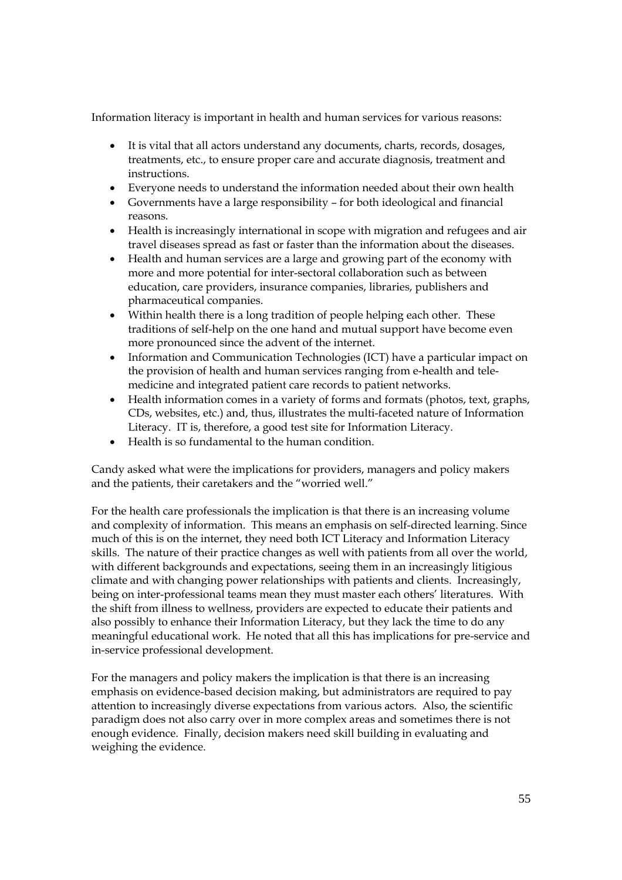Information literacy is important in health and human services for various reasons:

- It is vital that all actors understand any documents, charts, records, dosages, treatments, etc., to ensure proper care and accurate diagnosis, treatment and instructions.
- Everyone needs to understand the information needed about their own health
- Governments have a large responsibility – for both ideological and financial reasons.
- Health is increasingly international in scope with migration and refugees and air travel diseases spread as fast or faster than the information about the diseases.
- Health and human services are a large and growing part of the economy with more and more potential for inter-sectoral collaboration such as between education, care providers, insurance companies, libraries, publishers and pharmaceutical companies.
- Within health there is a long tradition of people helping each other. These traditions of self-help on the one hand and mutual support have become even more pronounced since the advent of the internet.
- Information and Communication Technologies (ICT) have a particular impact on the provision of health and human services ranging from e-health and tele-medicine and integrated patient care records to patient networks.
- Health information comes in a variety of forms and formats (photos, text, graphs, CDs, websites, etc.) and, thus, illustrates the multi-faceted nature of Information Literacy. IT is, therefore, a good test site for Information Literacy.
- Health is so fundamental to the human condition.

Candy asked what were the implications for providers, managers and policy makers and the patients, their caretakers and the "worried well."

For the health care professionals the implication is that there is an increasing volume and complexity of information. This means an emphasis on self-directed learning. Since much of this is on the internet, they need both ICT Literacy and Information Literacy skills. The nature of their practice changes as well with patients from all over the world, with different backgrounds and expectations, seeing them in an increasingly litigious climate and with changing power relationships with patients and clients. Increasingly, being on inter-professional teams mean they must master each others' literatures. With the shift from illness to wellness, providers are expected to educate their patients and also possibly to enhance their Information Literacy, but they lack the time to do any meaningful educational work. He noted that all this has implications for pre-service and in-service professional development.

For the managers and policy makers the implication is that there is an increasing emphasis on evidence-based decision making, but administrators are required to pay attention to increasingly diverse expectations from various actors. Also, the scientific paradigm does not also carry over in more complex areas and sometimes there is not enough evidence. Finally, decision makers need skill building in evaluating and weighing the evidence.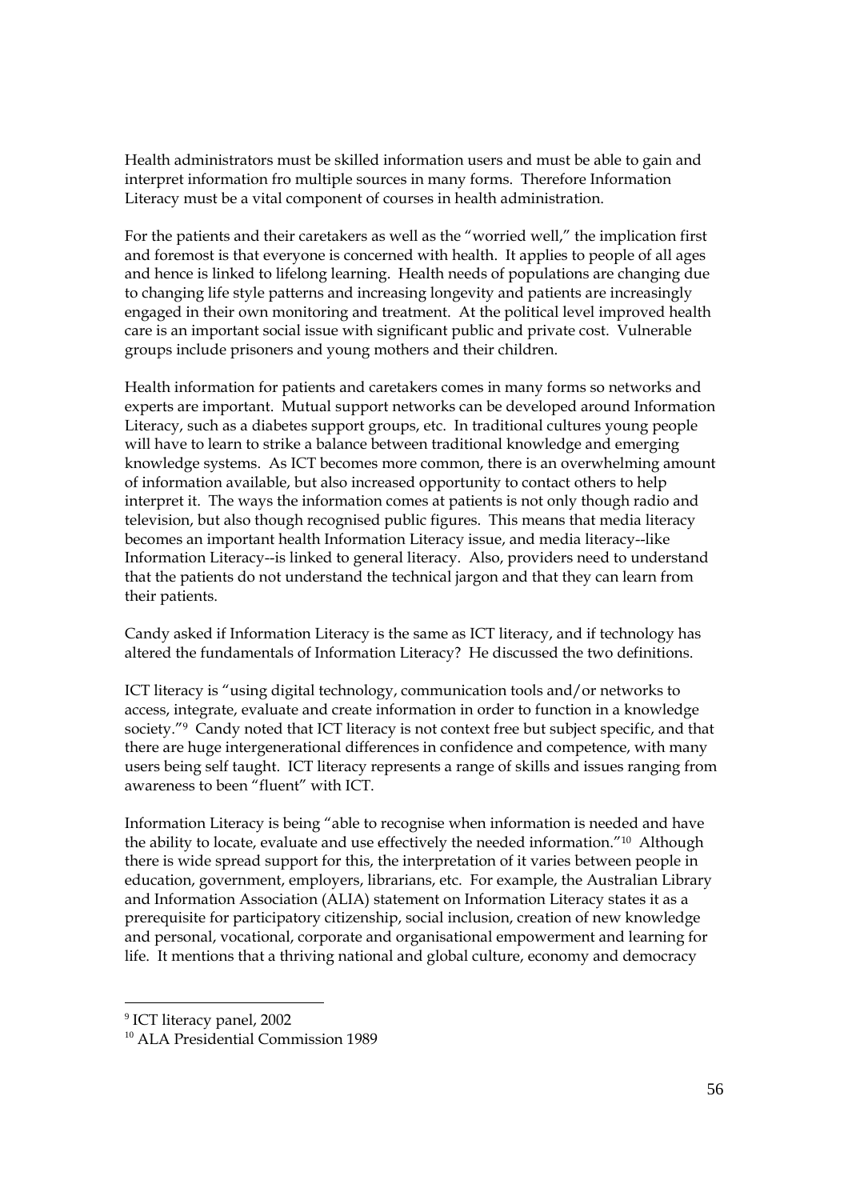Health administrators must be skilled information users and must be able to gain and interpret information fro multiple sources in many forms. Therefore Information Literacy must be a vital component of courses in health administration.

For the patients and their caretakers as well as the "worried well," the implication first and foremost is that everyone is concerned with health. It applies to people of all ages and hence is linked to lifelong learning. Health needs of populations are changing due to changing life style patterns and increasing longevity and patients are increasingly engaged in their own monitoring and treatment. At the political level improved health care is an important social issue with significant public and private cost. Vulnerable groups include prisoners and young mothers and their children.

Health information for patients and caretakers comes in many forms so networks and experts are important. Mutual support networks can be developed around Information Literacy, such as a diabetes support groups, etc. In traditional cultures young people will have to learn to strike a balance between traditional knowledge and emerging knowledge systems. As ICT becomes more common, there is an overwhelming amount of information available, but also increased opportunity to contact others to help interpret it. The ways the information comes at patients is not only though radio and television, but also though recognised public figures. This means that media literacy becomes an important health Information Literacy issue, and media literacy--like Information Literacy--is linked to general literacy. Also, providers need to understand that the patients do not understand the technical jargon and that they can learn from their patients.

Candy asked if Information Literacy is the same as ICT literacy, and if technology has altered the fundamentals of Information Literacy? He discussed the two definitions.

ICT literacy is "using digital technology, communication tools and/or networks to access, integrate, evaluate and create information in order to function in a knowledge society."[9] Candy noted that ICT literacy is not context free but subject specific, and that there are huge intergenerational differences in confidence and competence, with many users being self taught. ICT literacy represents a range of skills and issues ranging from awareness to been "fluent" with ICT.

Information Literacy is being "able to recognise when information is needed and have the ability to locate, evaluate and use effectively the needed information."[10] Although there is wide spread support for this, the interpretation of it varies between people in education, government, employers, librarians, etc. For example, the Australian Library and Information Association (ALIA) statement on Information Literacy states it as a prerequisite for participatory citizenship, social inclusion, creation of new knowledge and personal, vocational, corporate and organisational empowerment and learning for life. It mentions that a thriving national and global culture, economy and democracy

[9] ICT literacy panel, 2002

[10] ALA Presidential Commission 1989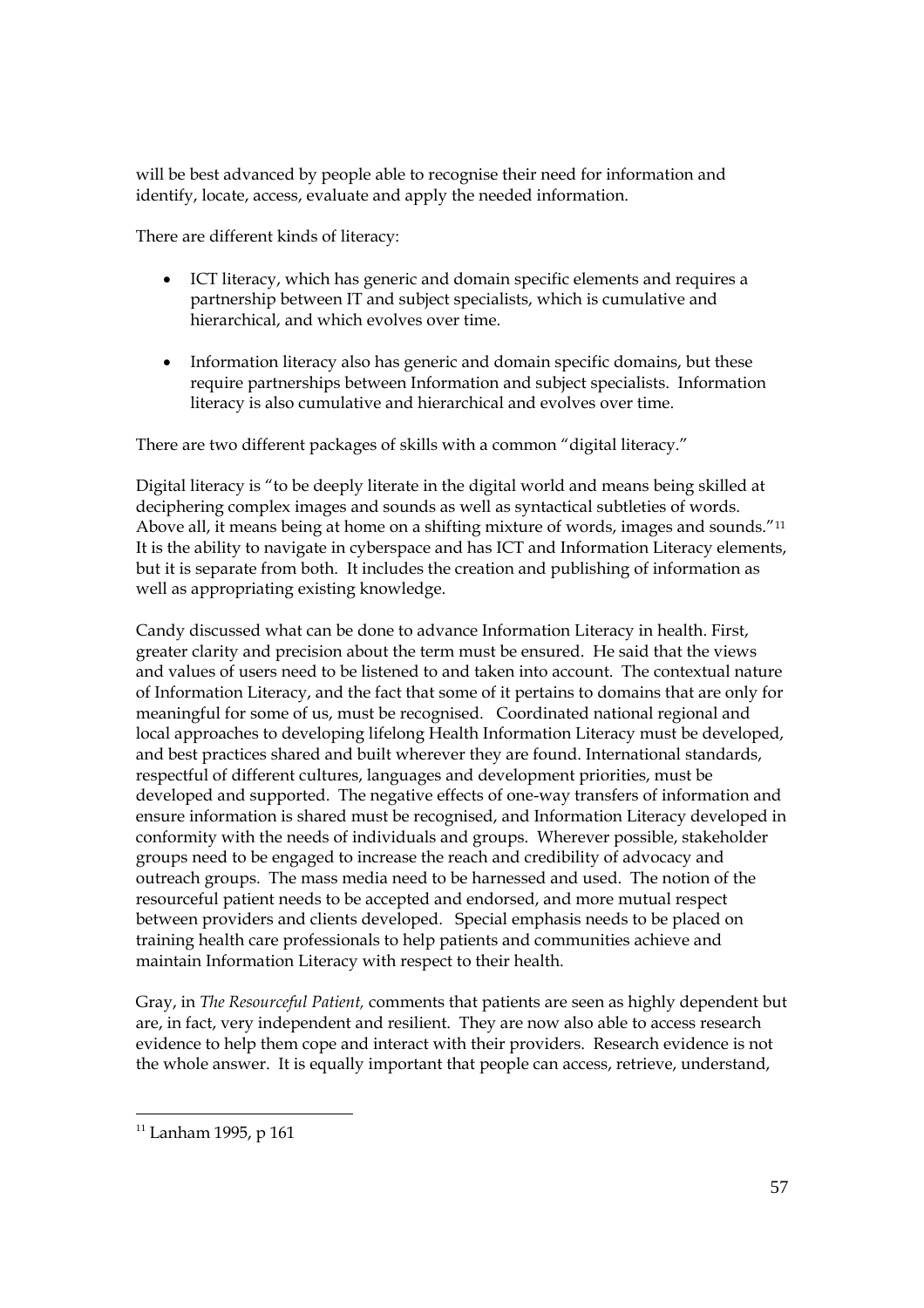will be best advanced by people able to recognise their need for information and identify, locate, access, evaluate and apply the needed information.

There are different kinds of literacy:

- ICT literacy, which has generic and domain specific elements and requires a partnership between IT and subject specialists, which is cumulative and hierarchical, and which evolves over time.

- Information literacy also has generic and domain specific domains, but these require partnerships between Information and subject specialists. Information literacy is also cumulative and hierarchical and evolves over time.

There are two different packages of skills with a common "digital literacy."

Digital literacy is "to be deeply literate in the digital world and means being skilled at deciphering complex images and sounds as well as syntactical subtleties of words. Above all, it means being at home on a shifting mixture of words, images and sounds."[11] It is the ability to navigate in cyberspace and has ICT and Information Literacy elements, but it is separate from both. It includes the creation and publishing of information as well as appropriating existing knowledge.

Candy discussed what can be done to advance Information Literacy in health. First, greater clarity and precision about the term must be ensured. He said that the views and values of users need to be listened to and taken into account. The contextual nature of Information Literacy, and the fact that some of it pertains to domains that are only for meaningful for some of us, must be recognised. Coordinated national regional and local approaches to developing lifelong Health Information Literacy must be developed, and best practices shared and built wherever they are found. International standards, respectful of different cultures, languages and development priorities, must be developed and supported. The negative effects of one-way transfers of information and ensure information is shared must be recognised, and Information Literacy developed in conformity with the needs of individuals and groups. Wherever possible, stakeholder groups need to be engaged to increase the reach and credibility of advocacy and outreach groups. The mass media need to be harnessed and used. The notion of the resourceful patient needs to be accepted and endorsed, and more mutual respect between providers and clients developed. Special emphasis needs to be placed on training health care professionals to help patients and communities achieve and maintain Information Literacy with respect to their health.

Gray, in *The Resourceful Patient,* comments that patients are seen as highly dependent but are, in fact, very independent and resilient. They are now also able to access research evidence to help them cope and interact with their providers. Research evidence is not the whole answer. It is equally important that people can access, retrieve, understand,

---

[11] Lanham 1995, p 161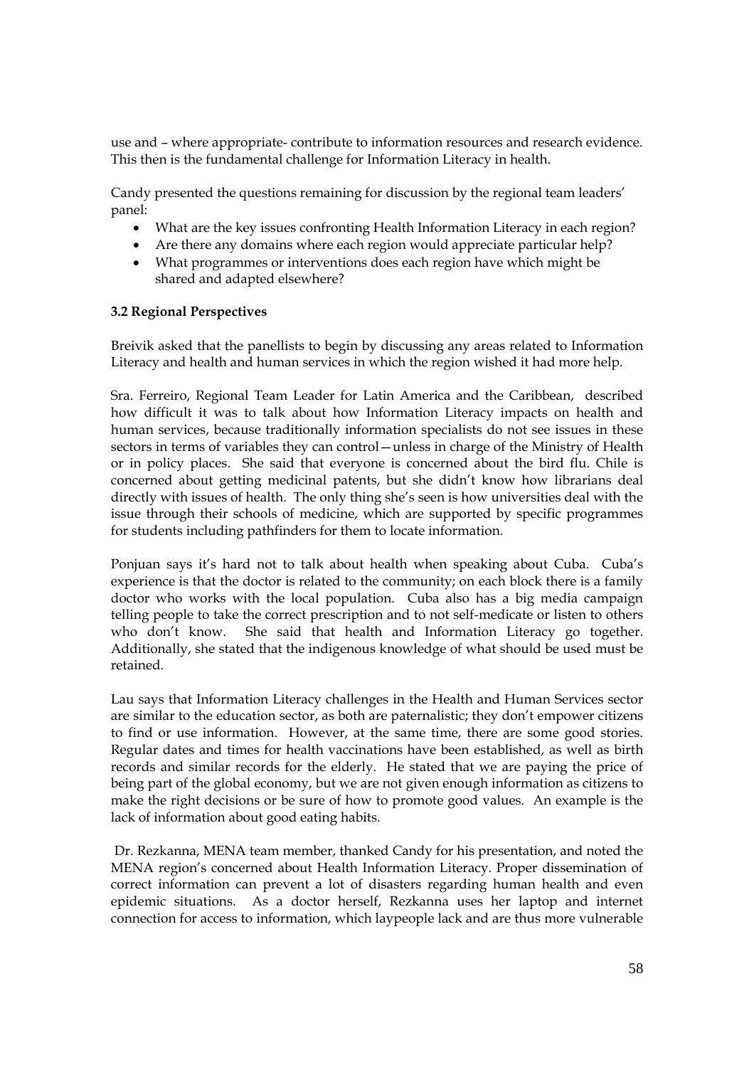use and – where appropriate- contribute to information resources and research evidence. This then is the fundamental challenge for Information Literacy in health.

Candy presented the questions remaining for discussion by the regional team leaders' panel:

- What are the key issues confronting Health Information Literacy in each region?
- Are there any domains where each region would appreciate particular help?
- What programmes or interventions does each region have which might be shared and adapted elsewhere?

**3.2 Regional Perspectives**

Breivik asked that the panellists to begin by discussing any areas related to Information Literacy and health and human services in which the region wished it had more help.

Sra. Ferreiro, Regional Team Leader for Latin America and the Caribbean, described how difficult it was to talk about how Information Literacy impacts on health and human services, because traditionally information specialists do not see issues in these sectors in terms of variables they can control—unless in charge of the Ministry of Health or in policy places. She said that everyone is concerned about the bird flu. Chile is concerned about getting medicinal patents, but she didn't know how librarians deal directly with issues of health. The only thing she's seen is how universities deal with the issue through their schools of medicine, which are supported by specific programmes for students including pathfinders for them to locate information.

Ponjuan says it's hard not to talk about health when speaking about Cuba. Cuba's experience is that the doctor is related to the community; on each block there is a family doctor who works with the local population. Cuba also has a big media campaign telling people to take the correct prescription and to not self-medicate or listen to others who don't know. She said that health and Information Literacy go together. Additionally, she stated that the indigenous knowledge of what should be used must be retained.

Lau says that Information Literacy challenges in the Health and Human Services sector are similar to the education sector, as both are paternalistic; they don't empower citizens to find or use information. However, at the same time, there are some good stories. Regular dates and times for health vaccinations have been established, as well as birth records and similar records for the elderly. He stated that we are paying the price of being part of the global economy, but we are not given enough information as citizens to make the right decisions or be sure of how to promote good values. An example is the lack of information about good eating habits.

Dr. Rezkanna, MENA team member, thanked Candy for his presentation, and noted the MENA region's concerned about Health Information Literacy. Proper dissemination of correct information can prevent a lot of disasters regarding human health and even epidemic situations. As a doctor herself, Rezkanna uses her laptop and internet connection for access to information, which laypeople lack and are thus more vulnerable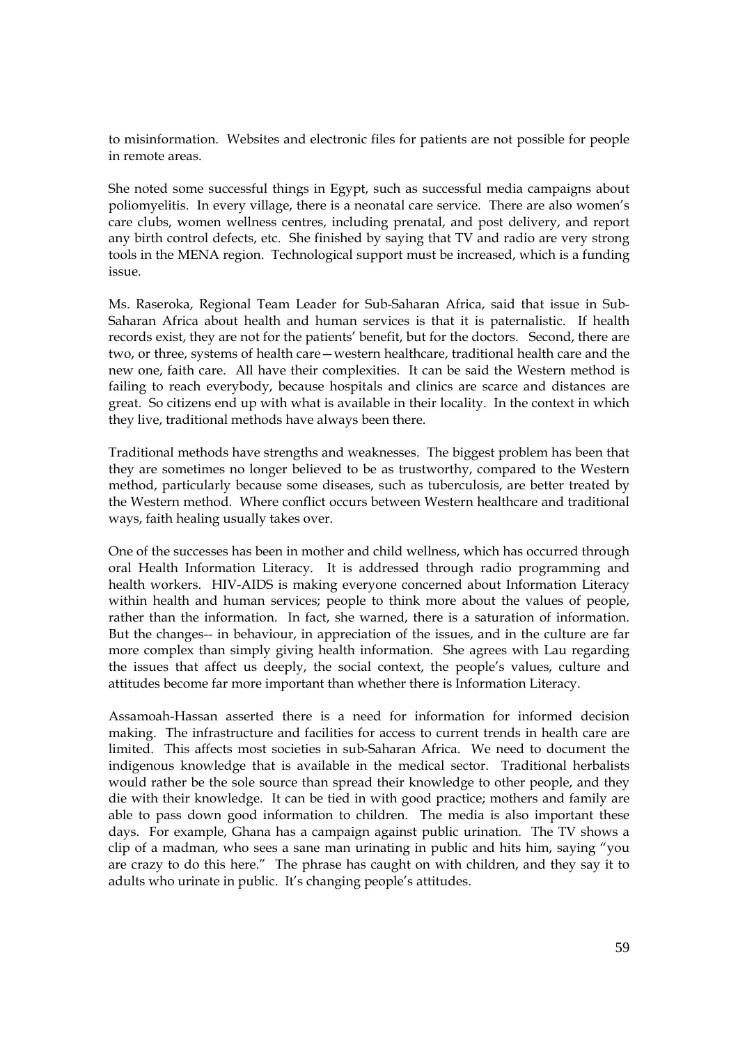to misinformation. Websites and electronic files for patients are not possible for people in remote areas.

She noted some successful things in Egypt, such as successful media campaigns about poliomyelitis. In every village, there is a neonatal care service. There are also women's care clubs, women wellness centres, including prenatal, and post delivery, and report any birth control defects, etc. She finished by saying that TV and radio are very strong tools in the MENA region. Technological support must be increased, which is a funding issue.

Ms. Raseroka, Regional Team Leader for Sub-Saharan Africa, said that issue in Sub-Saharan Africa about health and human services is that it is paternalistic. If health records exist, they are not for the patients' benefit, but for the doctors. Second, there are two, or three, systems of health care—western healthcare, traditional health care and the new one, faith care. All have their complexities. It can be said the Western method is failing to reach everybody, because hospitals and clinics are scarce and distances are great. So citizens end up with what is available in their locality. In the context in which they live, traditional methods have always been there.

Traditional methods have strengths and weaknesses. The biggest problem has been that they are sometimes no longer believed to be as trustworthy, compared to the Western method, particularly because some diseases, such as tuberculosis, are better treated by the Western method. Where conflict occurs between Western healthcare and traditional ways, faith healing usually takes over.

One of the successes has been in mother and child wellness, which has occurred through oral Health Information Literacy. It is addressed through radio programming and health workers. HIV-AIDS is making everyone concerned about Information Literacy within health and human services; people to think more about the values of people, rather than the information. In fact, she warned, there is a saturation of information. But the changes-- in behaviour, in appreciation of the issues, and in the culture are far more complex than simply giving health information. She agrees with Lau regarding the issues that affect us deeply, the social context, the people's values, culture and attitudes become far more important than whether there is Information Literacy.

Assamoah-Hassan asserted there is a need for information for informed decision making. The infrastructure and facilities for access to current trends in health care are limited. This affects most societies in sub-Saharan Africa. We need to document the indigenous knowledge that is available in the medical sector. Traditional herbalists would rather be the sole source than spread their knowledge to other people, and they die with their knowledge. It can be tied in with good practice; mothers and family are able to pass down good information to children. The media is also important these days. For example, Ghana has a campaign against public urination. The TV shows a clip of a madman, who sees a sane man urinating in public and hits him, saying "you are crazy to do this here." The phrase has caught on with children, and they say it to adults who urinate in public. It's changing people's attitudes.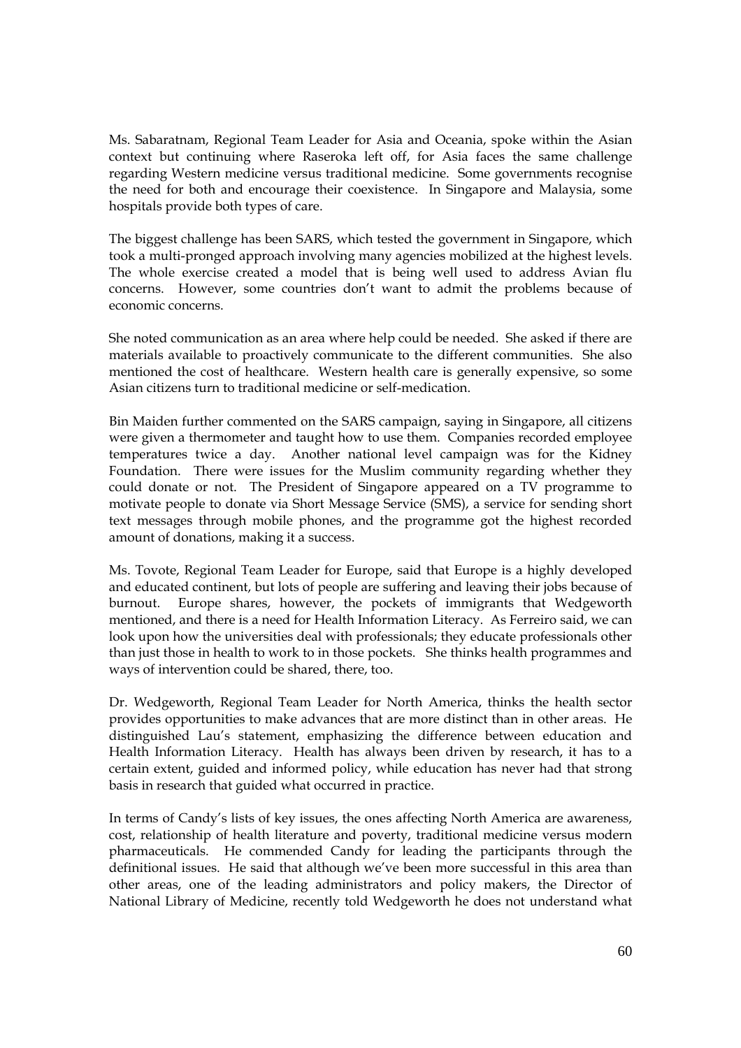Ms. Sabaratnam, Regional Team Leader for Asia and Oceania, spoke within the Asian context but continuing where Raseroka left off, for Asia faces the same challenge regarding Western medicine versus traditional medicine. Some governments recognise the need for both and encourage their coexistence. In Singapore and Malaysia, some hospitals provide both types of care.

The biggest challenge has been SARS, which tested the government in Singapore, which took a multi-pronged approach involving many agencies mobilized at the highest levels. The whole exercise created a model that is being well used to address Avian flu concerns. However, some countries don't want to admit the problems because of economic concerns.

She noted communication as an area where help could be needed. She asked if there are materials available to proactively communicate to the different communities. She also mentioned the cost of healthcare. Western health care is generally expensive, so some Asian citizens turn to traditional medicine or self-medication.

Bin Maiden further commented on the SARS campaign, saying in Singapore, all citizens were given a thermometer and taught how to use them. Companies recorded employee temperatures twice a day. Another national level campaign was for the Kidney Foundation. There were issues for the Muslim community regarding whether they could donate or not. The President of Singapore appeared on a TV programme to motivate people to donate via Short Message Service (SMS), a service for sending short text messages through mobile phones, and the programme got the highest recorded amount of donations, making it a success.

Ms. Tovote, Regional Team Leader for Europe, said that Europe is a highly developed and educated continent, but lots of people are suffering and leaving their jobs because of burnout. Europe shares, however, the pockets of immigrants that Wedgeworth mentioned, and there is a need for Health Information Literacy. As Ferreiro said, we can look upon how the universities deal with professionals; they educate professionals other than just those in health to work to in those pockets. She thinks health programmes and ways of intervention could be shared, there, too.

Dr. Wedgeworth, Regional Team Leader for North America, thinks the health sector provides opportunities to make advances that are more distinct than in other areas. He distinguished Lau's statement, emphasizing the difference between education and Health Information Literacy. Health has always been driven by research, it has to a certain extent, guided and informed policy, while education has never had that strong basis in research that guided what occurred in practice.

In terms of Candy's lists of key issues, the ones affecting North America are awareness, cost, relationship of health literature and poverty, traditional medicine versus modern pharmaceuticals. He commended Candy for leading the participants through the definitional issues. He said that although we've been more successful in this area than other areas, one of the leading administrators and policy makers, the Director of National Library of Medicine, recently told Wedgeworth he does not understand what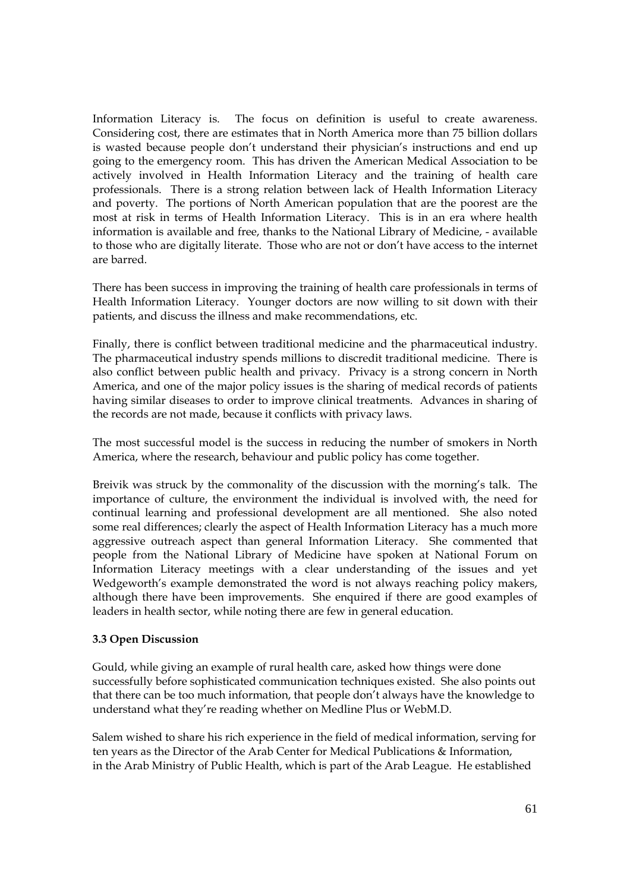Information Literacy is. The focus on definition is useful to create awareness. Considering cost, there are estimates that in North America more than 75 billion dollars is wasted because people don't understand their physician's instructions and end up going to the emergency room. This has driven the American Medical Association to be actively involved in Health Information Literacy and the training of health care professionals. There is a strong relation between lack of Health Information Literacy and poverty. The portions of North American population that are the poorest are the most at risk in terms of Health Information Literacy. This is in an era where health information is available and free, thanks to the National Library of Medicine, - available to those who are digitally literate. Those who are not or don't have access to the internet are barred.

There has been success in improving the training of health care professionals in terms of Health Information Literacy. Younger doctors are now willing to sit down with their patients, and discuss the illness and make recommendations, etc.

Finally, there is conflict between traditional medicine and the pharmaceutical industry. The pharmaceutical industry spends millions to discredit traditional medicine. There is also conflict between public health and privacy. Privacy is a strong concern in North America, and one of the major policy issues is the sharing of medical records of patients having similar diseases to order to improve clinical treatments. Advances in sharing of the records are not made, because it conflicts with privacy laws.

The most successful model is the success in reducing the number of smokers in North America, where the research, behaviour and public policy has come together.

Breivik was struck by the commonality of the discussion with the morning's talk. The importance of culture, the environment the individual is involved with, the need for continual learning and professional development are all mentioned. She also noted some real differences; clearly the aspect of Health Information Literacy has a much more aggressive outreach aspect than general Information Literacy. She commented that people from the National Library of Medicine have spoken at National Forum on Information Literacy meetings with a clear understanding of the issues and yet Wedgeworth's example demonstrated the word is not always reaching policy makers, although there have been improvements. She enquired if there are good examples of leaders in health sector, while noting there are few in general education.

**3.3 Open Discussion**

Gould, while giving an example of rural health care, asked how things were done successfully before sophisticated communication techniques existed. She also points out that there can be too much information, that people don't always have the knowledge to understand what they're reading whether on Medline Plus or WebM.D.

Salem wished to share his rich experience in the field of medical information, serving for ten years as the Director of the Arab Center for Medical Publications & Information, in the Arab Ministry of Public Health, which is part of the Arab League. He established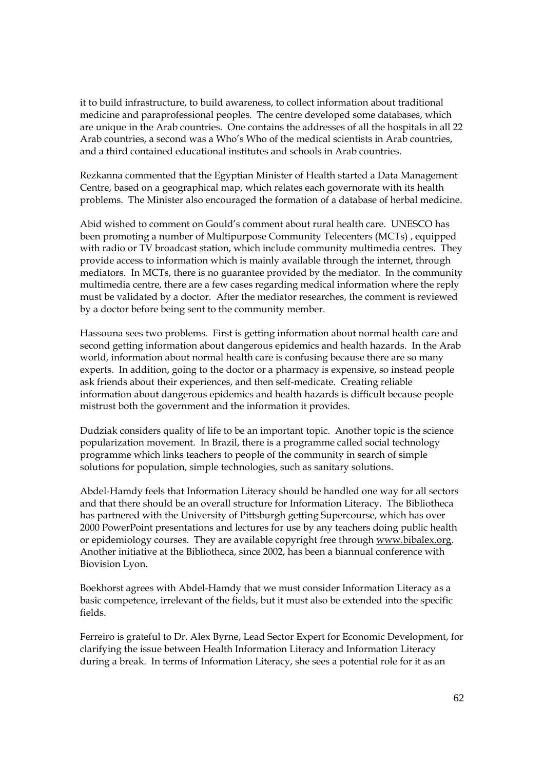it to build infrastructure, to build awareness, to collect information about traditional medicine and paraprofessional peoples. The centre developed some databases, which are unique in the Arab countries. One contains the addresses of all the hospitals in all 22 Arab countries, a second was a Who's Who of the medical scientists in Arab countries, and a third contained educational institutes and schools in Arab countries.

Rezkanna commented that the Egyptian Minister of Health started a Data Management Centre, based on a geographical map, which relates each governorate with its health problems. The Minister also encouraged the formation of a database of herbal medicine.

Abid wished to comment on Gould's comment about rural health care. UNESCO has been promoting a number of Multipurpose Community Telecenters (MCTs) , equipped with radio or TV broadcast station, which include community multimedia centres. They provide access to information which is mainly available through the internet, through mediators. In MCTs, there is no guarantee provided by the mediator. In the community multimedia centre, there are a few cases regarding medical information where the reply must be validated by a doctor. After the mediator researches, the comment is reviewed by a doctor before being sent to the community member.

Hassouna sees two problems. First is getting information about normal health care and second getting information about dangerous epidemics and health hazards. In the Arab world, information about normal health care is confusing because there are so many experts. In addition, going to the doctor or a pharmacy is expensive, so instead people ask friends about their experiences, and then self-medicate. Creating reliable information about dangerous epidemics and health hazards is difficult because people mistrust both the government and the information it provides.

Dudziak considers quality of life to be an important topic. Another topic is the science popularization movement. In Brazil, there is a programme called social technology programme which links teachers to people of the community in search of simple solutions for population, simple technologies, such as sanitary solutions.

Abdel-Hamdy feels that Information Literacy should be handled one way for all sectors and that there should be an overall structure for Information Literacy. The Bibliotheca has partnered with the University of Pittsburgh getting Supercourse, which has over 2000 PowerPoint presentations and lectures for use by any teachers doing public health or epidemiology courses. They are available copyright free through www.bibalex.org. Another initiative at the Bibliotheca, since 2002, has been a biannual conference with Biovision Lyon.

Boekhorst agrees with Abdel-Hamdy that we must consider Information Literacy as a basic competence, irrelevant of the fields, but it must also be extended into the specific fields.

Ferreiro is grateful to Dr. Alex Byrne, Lead Sector Expert for Economic Development, for clarifying the issue between Health Information Literacy and Information Literacy during a break. In terms of Information Literacy, she sees a potential role for it as an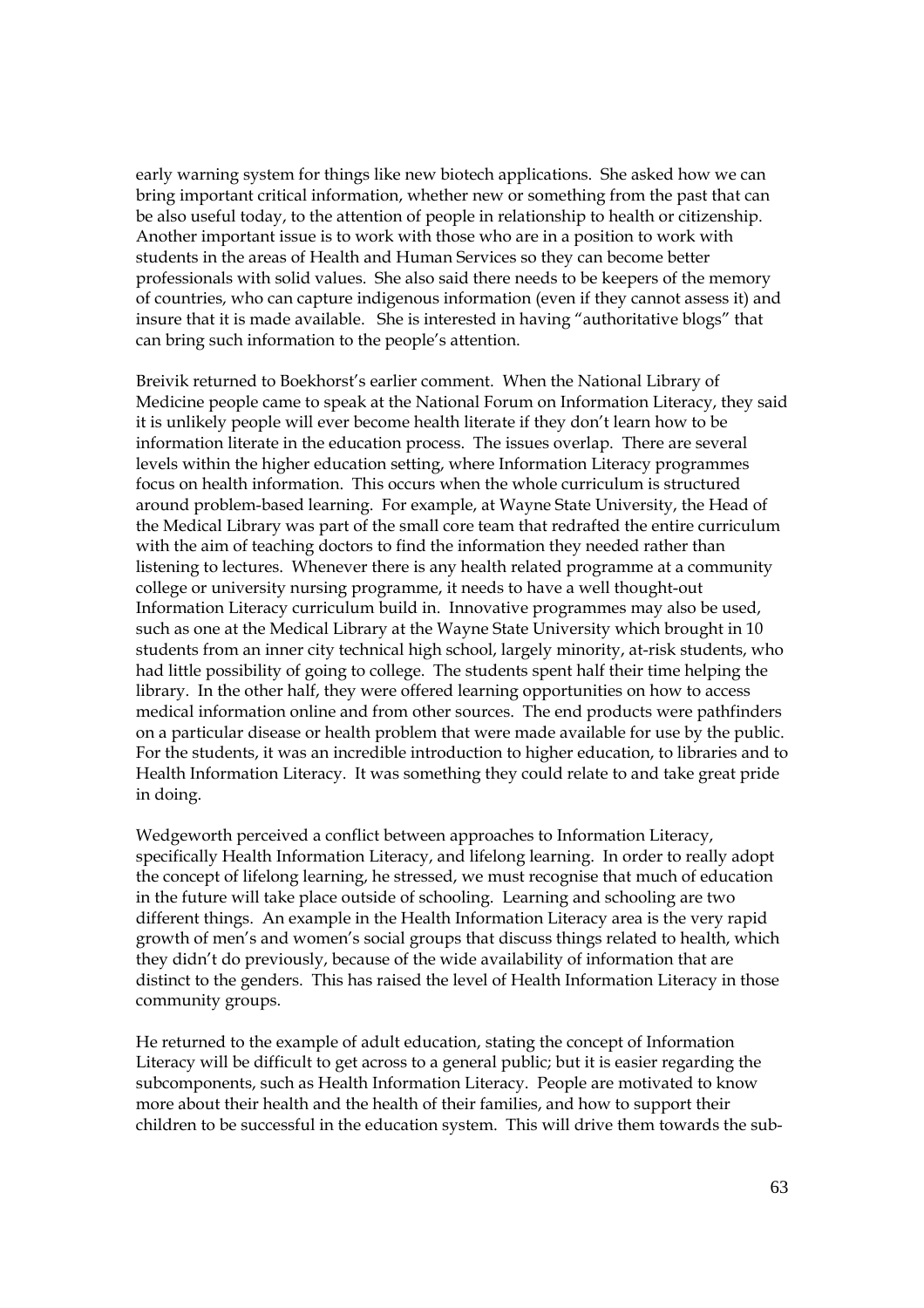early warning system for things like new biotech applications. She asked how we can bring important critical information, whether new or something from the past that can be also useful today, to the attention of people in relationship to health or citizenship. Another important issue is to work with those who are in a position to work with students in the areas of Health and Human Services so they can become better professionals with solid values. She also said there needs to be keepers of the memory of countries, who can capture indigenous information (even if they cannot assess it) and insure that it is made available. She is interested in having "authoritative blogs" that can bring such information to the people's attention.

Breivik returned to Boekhorst's earlier comment. When the National Library of Medicine people came to speak at the National Forum on Information Literacy, they said it is unlikely people will ever become health literate if they don't learn how to be information literate in the education process. The issues overlap. There are several levels within the higher education setting, where Information Literacy programmes focus on health information. This occurs when the whole curriculum is structured around problem-based learning. For example, at Wayne State University, the Head of the Medical Library was part of the small core team that redrafted the entire curriculum with the aim of teaching doctors to find the information they needed rather than listening to lectures. Whenever there is any health related programme at a community college or university nursing programme, it needs to have a well thought-out Information Literacy curriculum build in. Innovative programmes may also be used, such as one at the Medical Library at the Wayne State University which brought in 10 students from an inner city technical high school, largely minority, at-risk students, who had little possibility of going to college. The students spent half their time helping the library. In the other half, they were offered learning opportunities on how to access medical information online and from other sources. The end products were pathfinders on a particular disease or health problem that were made available for use by the public. For the students, it was an incredible introduction to higher education, to libraries and to Health Information Literacy. It was something they could relate to and take great pride in doing.

Wedgeworth perceived a conflict between approaches to Information Literacy, specifically Health Information Literacy, and lifelong learning. In order to really adopt the concept of lifelong learning, he stressed, we must recognise that much of education in the future will take place outside of schooling. Learning and schooling are two different things. An example in the Health Information Literacy area is the very rapid growth of men's and women's social groups that discuss things related to health, which they didn't do previously, because of the wide availability of information that are distinct to the genders. This has raised the level of Health Information Literacy in those community groups.

He returned to the example of adult education, stating the concept of Information Literacy will be difficult to get across to a general public; but it is easier regarding the subcomponents, such as Health Information Literacy. People are motivated to know more about their health and the health of their families, and how to support their children to be successful in the education system. This will drive them towards the sub-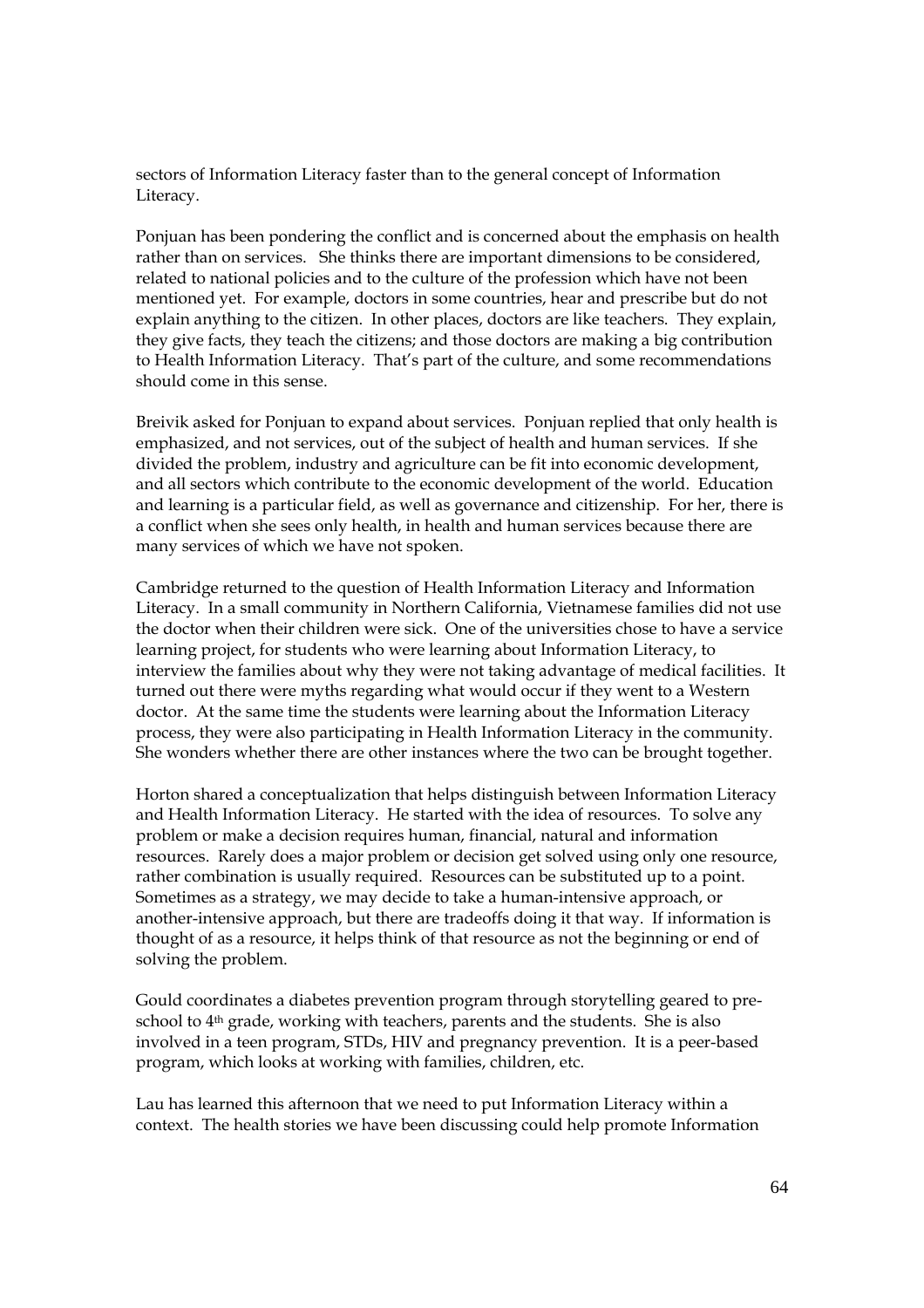sectors of Information Literacy faster than to the general concept of Information Literacy.

Ponjuan has been pondering the conflict and is concerned about the emphasis on health rather than on services. She thinks there are important dimensions to be considered, related to national policies and to the culture of the profession which have not been mentioned yet. For example, doctors in some countries, hear and prescribe but do not explain anything to the citizen. In other places, doctors are like teachers. They explain, they give facts, they teach the citizens; and those doctors are making a big contribution to Health Information Literacy. That's part of the culture, and some recommendations should come in this sense.

Breivik asked for Ponjuan to expand about services. Ponjuan replied that only health is emphasized, and not services, out of the subject of health and human services. If she divided the problem, industry and agriculture can be fit into economic development, and all sectors which contribute to the economic development of the world. Education and learning is a particular field, as well as governance and citizenship. For her, there is a conflict when she sees only health, in health and human services because there are many services of which we have not spoken.

Cambridge returned to the question of Health Information Literacy and Information Literacy. In a small community in Northern California, Vietnamese families did not use the doctor when their children were sick. One of the universities chose to have a service learning project, for students who were learning about Information Literacy, to interview the families about why they were not taking advantage of medical facilities. It turned out there were myths regarding what would occur if they went to a Western doctor. At the same time the students were learning about the Information Literacy process, they were also participating in Health Information Literacy in the community. She wonders whether there are other instances where the two can be brought together.

Horton shared a conceptualization that helps distinguish between Information Literacy and Health Information Literacy. He started with the idea of resources. To solve any problem or make a decision requires human, financial, natural and information resources. Rarely does a major problem or decision get solved using only one resource, rather combination is usually required. Resources can be substituted up to a point. Sometimes as a strategy, we may decide to take a human-intensive approach, or another-intensive approach, but there are tradeoffs doing it that way. If information is thought of as a resource, it helps think of that resource as not the beginning or end of solving the problem.

Gould coordinates a diabetes prevention program through storytelling geared to pre-school to 4th grade, working with teachers, parents and the students. She is also involved in a teen program, STDs, HIV and pregnancy prevention. It is a peer-based program, which looks at working with families, children, etc.

Lau has learned this afternoon that we need to put Information Literacy within a context. The health stories we have been discussing could help promote Information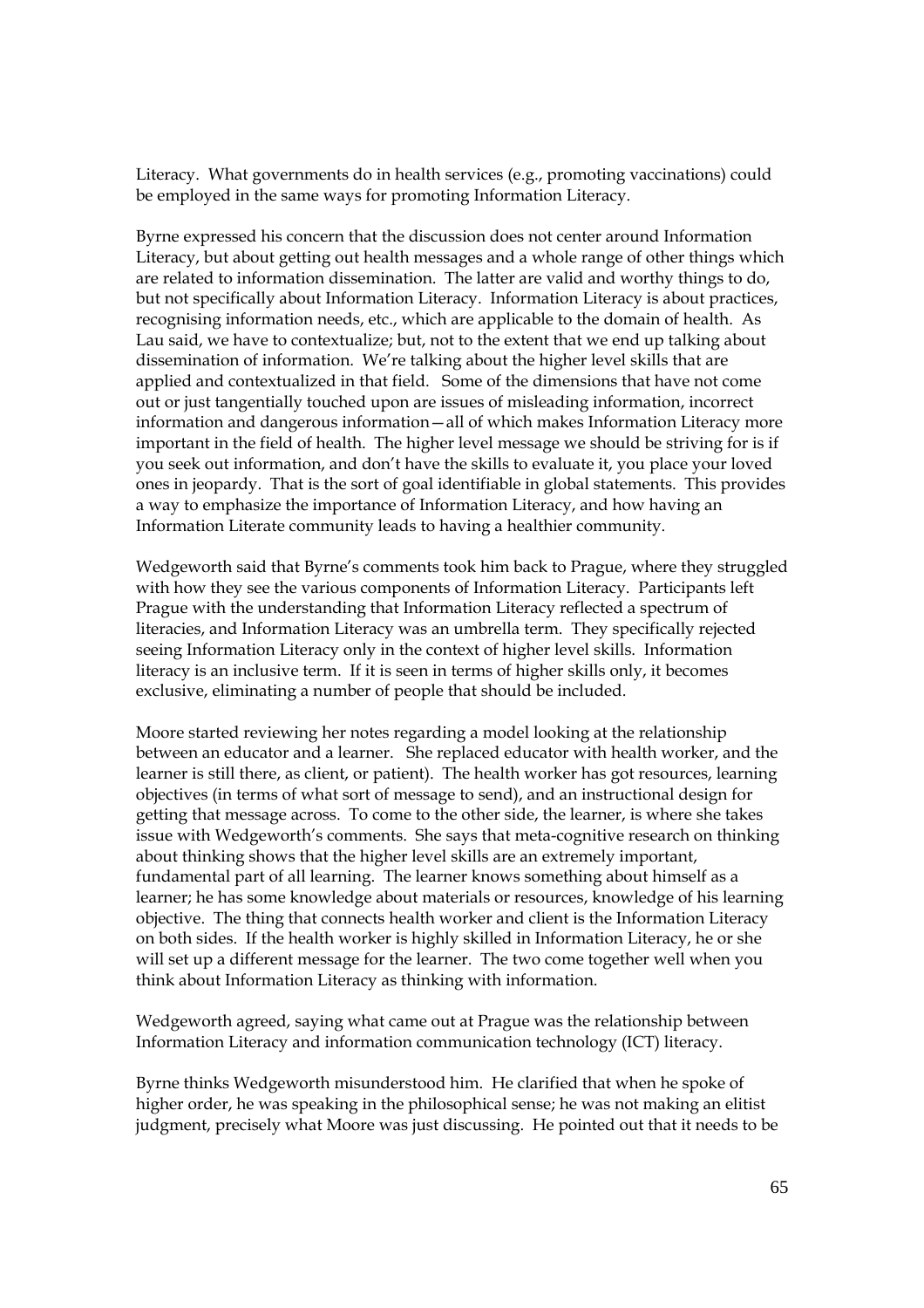Literacy. What governments do in health services (e.g., promoting vaccinations) could be employed in the same ways for promoting Information Literacy.

Byrne expressed his concern that the discussion does not center around Information Literacy, but about getting out health messages and a whole range of other things which are related to information dissemination. The latter are valid and worthy things to do, but not specifically about Information Literacy. Information Literacy is about practices, recognising information needs, etc., which are applicable to the domain of health. As Lau said, we have to contextualize; but, not to the extent that we end up talking about dissemination of information. We're talking about the higher level skills that are applied and contextualized in that field. Some of the dimensions that have not come out or just tangentially touched upon are issues of misleading information, incorrect information and dangerous information—all of which makes Information Literacy more important in the field of health. The higher level message we should be striving for is if you seek out information, and don't have the skills to evaluate it, you place your loved ones in jeopardy. That is the sort of goal identifiable in global statements. This provides a way to emphasize the importance of Information Literacy, and how having an Information Literate community leads to having a healthier community.

Wedgeworth said that Byrne's comments took him back to Prague, where they struggled with how they see the various components of Information Literacy. Participants left Prague with the understanding that Information Literacy reflected a spectrum of literacies, and Information Literacy was an umbrella term. They specifically rejected seeing Information Literacy only in the context of higher level skills. Information literacy is an inclusive term. If it is seen in terms of higher skills only, it becomes exclusive, eliminating a number of people that should be included.

Moore started reviewing her notes regarding a model looking at the relationship between an educator and a learner. She replaced educator with health worker, and the learner is still there, as client, or patient). The health worker has got resources, learning objectives (in terms of what sort of message to send), and an instructional design for getting that message across. To come to the other side, the learner, is where she takes issue with Wedgeworth's comments. She says that meta-cognitive research on thinking about thinking shows that the higher level skills are an extremely important, fundamental part of all learning. The learner knows something about himself as a learner; he has some knowledge about materials or resources, knowledge of his learning objective. The thing that connects health worker and client is the Information Literacy on both sides. If the health worker is highly skilled in Information Literacy, he or she will set up a different message for the learner. The two come together well when you think about Information Literacy as thinking with information.

Wedgeworth agreed, saying what came out at Prague was the relationship between Information Literacy and information communication technology (ICT) literacy.

Byrne thinks Wedgeworth misunderstood him. He clarified that when he spoke of higher order, he was speaking in the philosophical sense; he was not making an elitist judgment, precisely what Moore was just discussing. He pointed out that it needs to be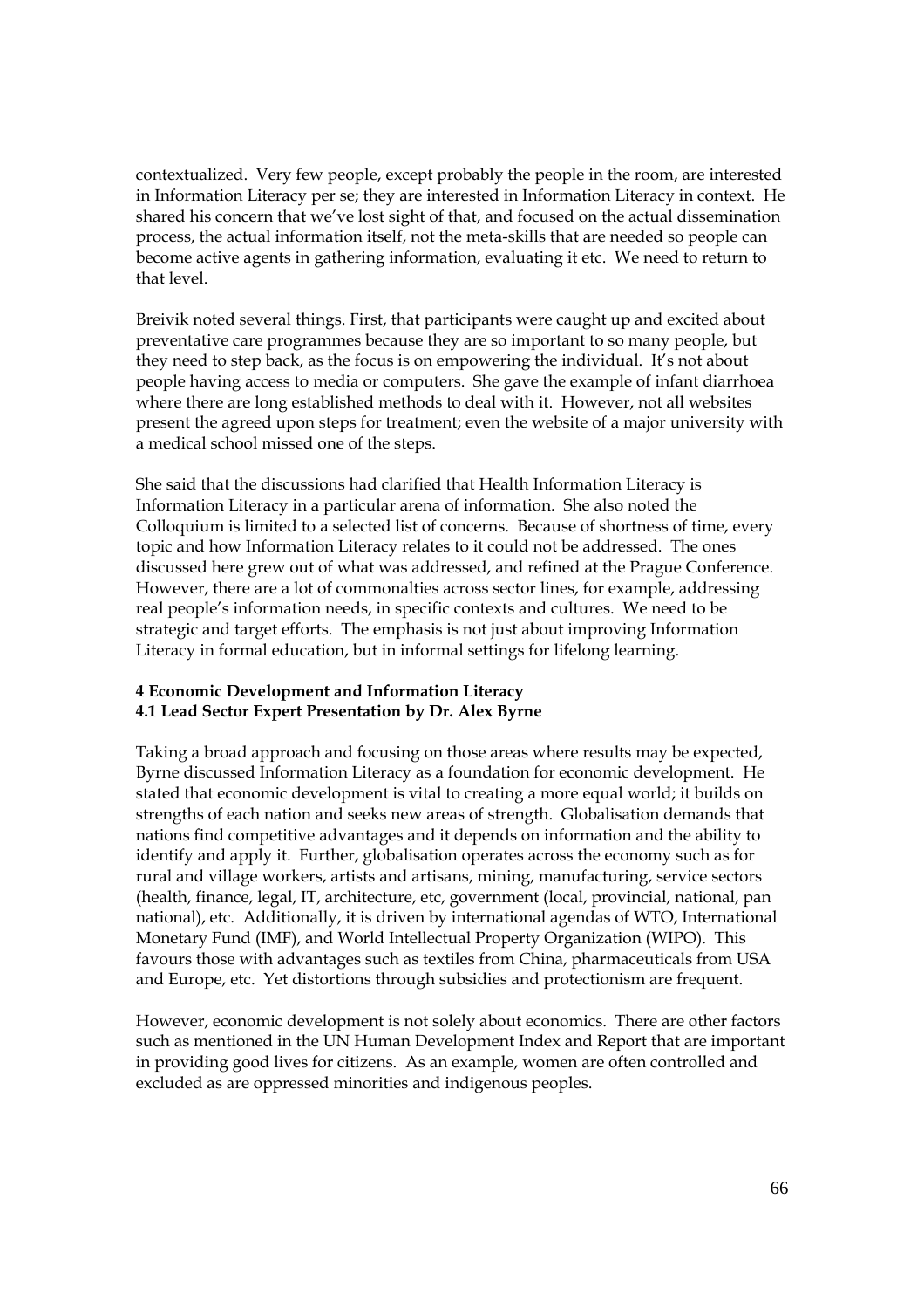contextualized. Very few people, except probably the people in the room, are interested in Information Literacy per se; they are interested in Information Literacy in context. He shared his concern that we've lost sight of that, and focused on the actual dissemination process, the actual information itself, not the meta-skills that are needed so people can become active agents in gathering information, evaluating it etc. We need to return to that level.

Breivik noted several things. First, that participants were caught up and excited about preventative care programmes because they are so important to so many people, but they need to step back, as the focus is on empowering the individual. It's not about people having access to media or computers. She gave the example of infant diarrhoea where there are long established methods to deal with it. However, not all websites present the agreed upon steps for treatment; even the website of a major university with a medical school missed one of the steps.

She said that the discussions had clarified that Health Information Literacy is Information Literacy in a particular arena of information. She also noted the Colloquium is limited to a selected list of concerns. Because of shortness of time, every topic and how Information Literacy relates to it could not be addressed. The ones discussed here grew out of what was addressed, and refined at the Prague Conference. However, there are a lot of commonalties across sector lines, for example, addressing real people's information needs, in specific contexts and cultures. We need to be strategic and target efforts. The emphasis is not just about improving Information Literacy in formal education, but in informal settings for lifelong learning.

## 4 Economic Development and Information Literacy

### 4.1 Lead Sector Expert Presentation by Dr. Alex Byrne

Taking a broad approach and focusing on those areas where results may be expected, Byrne discussed Information Literacy as a foundation for economic development. He stated that economic development is vital to creating a more equal world; it builds on strengths of each nation and seeks new areas of strength. Globalisation demands that nations find competitive advantages and it depends on information and the ability to identify and apply it. Further, globalisation operates across the economy such as for rural and village workers, artists and artisans, mining, manufacturing, service sectors (health, finance, legal, IT, architecture, etc, government (local, provincial, national, pan national), etc. Additionally, it is driven by international agendas of WTO, International Monetary Fund (IMF), and World Intellectual Property Organization (WIPO). This favours those with advantages such as textiles from China, pharmaceuticals from USA and Europe, etc. Yet distortions through subsidies and protectionism are frequent.

However, economic development is not solely about economics. There are other factors such as mentioned in the UN Human Development Index and Report that are important in providing good lives for citizens. As an example, women are often controlled and excluded as are oppressed minorities and indigenous peoples.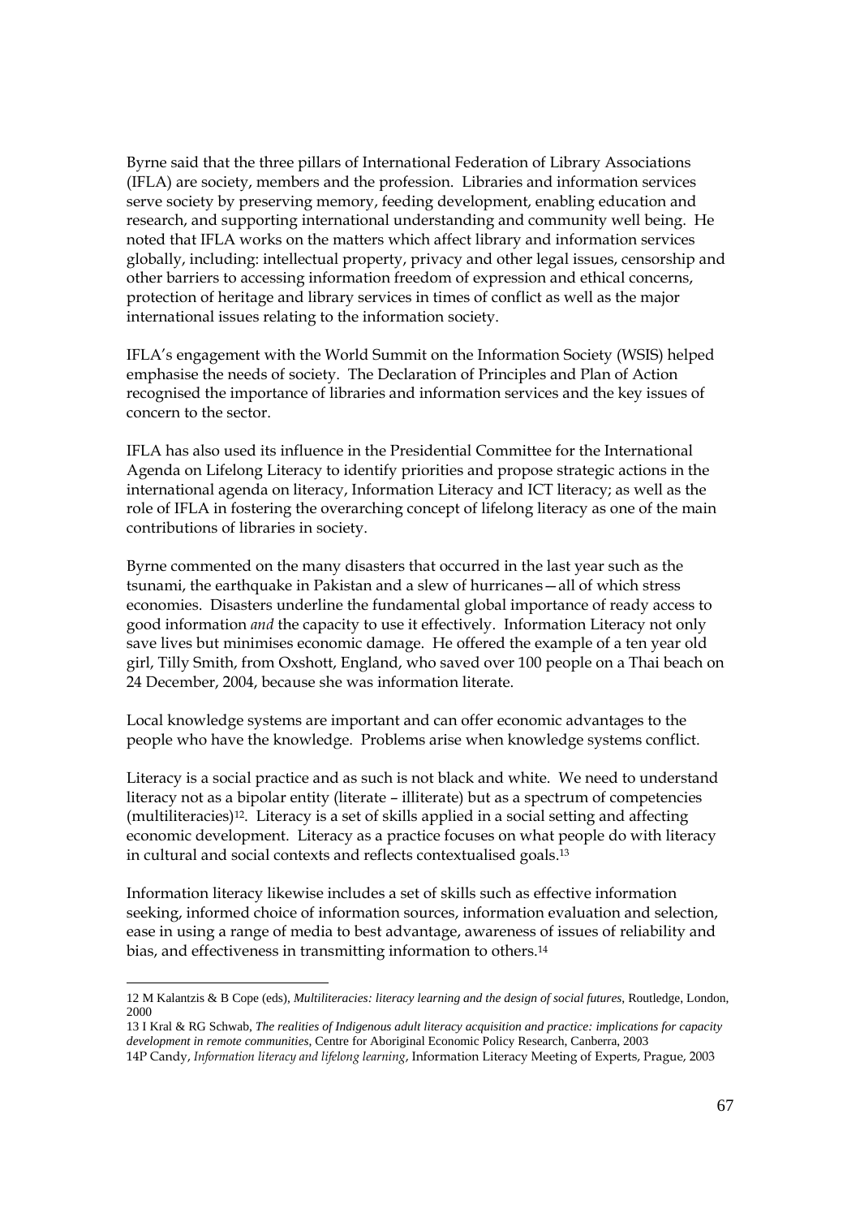Byrne said that the three pillars of International Federation of Library Associations (IFLA) are society, members and the profession. Libraries and information services serve society by preserving memory, feeding development, enabling education and research, and supporting international understanding and community well being. He noted that IFLA works on the matters which affect library and information services globally, including: intellectual property, privacy and other legal issues, censorship and other barriers to accessing information freedom of expression and ethical concerns, protection of heritage and library services in times of conflict as well as the major international issues relating to the information society.

IFLA's engagement with the World Summit on the Information Society (WSIS) helped emphasise the needs of society. The Declaration of Principles and Plan of Action recognised the importance of libraries and information services and the key issues of concern to the sector.

IFLA has also used its influence in the Presidential Committee for the International Agenda on Lifelong Literacy to identify priorities and propose strategic actions in the international agenda on literacy, Information Literacy and ICT literacy; as well as the role of IFLA in fostering the overarching concept of lifelong literacy as one of the main contributions of libraries in society.

Byrne commented on the many disasters that occurred in the last year such as the tsunami, the earthquake in Pakistan and a slew of hurricanes—all of which stress economies. Disasters underline the fundamental global importance of ready access to good information *and* the capacity to use it effectively. Information Literacy not only save lives but minimises economic damage. He offered the example of a ten year old girl, Tilly Smith, from Oxshott, England, who saved over 100 people on a Thai beach on 24 December, 2004, because she was information literate.

Local knowledge systems are important and can offer economic advantages to the people who have the knowledge. Problems arise when knowledge systems conflict.

Literacy is a social practice and as such is not black and white. We need to understand literacy not as a bipolar entity (literate – illiterate) but as a spectrum of competencies (multiliteracies)[12]. Literacy is a set of skills applied in a social setting and affecting economic development. Literacy as a practice focuses on what people do with literacy in cultural and social contexts and reflects contextualised goals.[13]

Information literacy likewise includes a set of skills such as effective information seeking, informed choice of information sources, information evaluation and selection, ease in using a range of media to best advantage, awareness of issues of reliability and bias, and effectiveness in transmitting information to others.[14]

---

12 M Kalantzis & B Cope (eds), *Multiliteracies: literacy learning and the design of social futures*, Routledge, London, 2000

13 I Kral & RG Schwab, *The realities of Indigenous adult literacy acquisition and practice: implications for capacity development in remote communities*, Centre for Aboriginal Economic Policy Research, Canberra, 2003

14P Candy, *Information literacy and lifelong learning*, Information Literacy Meeting of Experts, Prague, 2003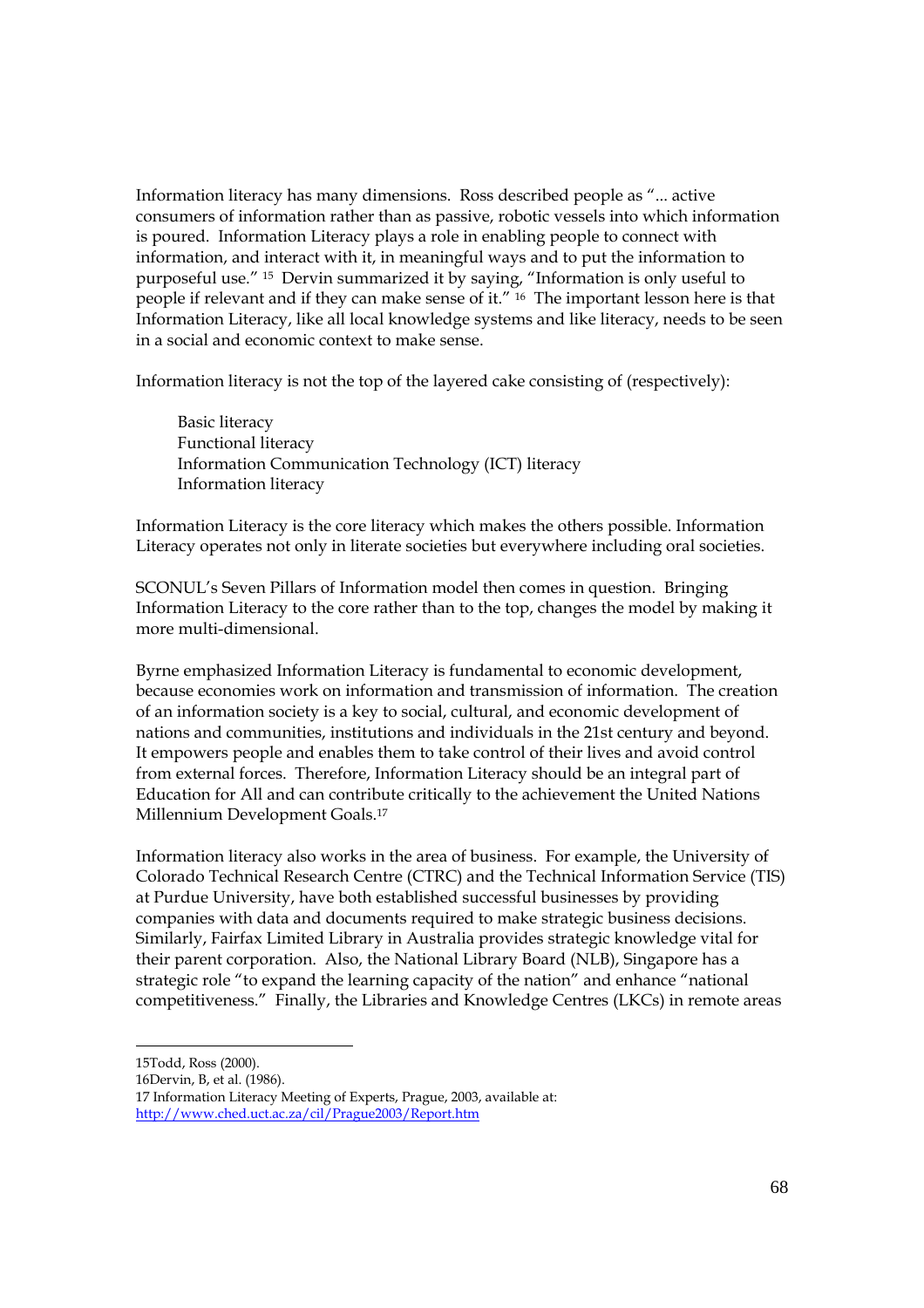Information literacy has many dimensions. Ross described people as "... active consumers of information rather than as passive, robotic vessels into which information is poured. Information Literacy plays a role in enabling people to connect with information, and interact with it, in meaningful ways and to put the information to purposeful use." [15] Dervin summarized it by saying, "Information is only useful to people if relevant and if they can make sense of it." [16] The important lesson here is that Information Literacy, like all local knowledge systems and like literacy, needs to be seen in a social and economic context to make sense.

Information literacy is not the top of the layered cake consisting of (respectively):

> Basic literacy
> Functional literacy
> Information Communication Technology (ICT) literacy
> Information literacy

Information Literacy is the core literacy which makes the others possible. Information Literacy operates not only in literate societies but everywhere including oral societies.

SCONUL's Seven Pillars of Information model then comes in question. Bringing Information Literacy to the core rather than to the top, changes the model by making it more multi-dimensional.

Byrne emphasized Information Literacy is fundamental to economic development, because economies work on information and transmission of information. The creation of an information society is a key to social, cultural, and economic development of nations and communities, institutions and individuals in the 21st century and beyond. It empowers people and enables them to take control of their lives and avoid control from external forces. Therefore, Information Literacy should be an integral part of Education for All and can contribute critically to the achievement the United Nations Millennium Development Goals.[17]

Information literacy also works in the area of business. For example, the University of Colorado Technical Research Centre (CTRC) and the Technical Information Service (TIS) at Purdue University, have both established successful businesses by providing companies with data and documents required to make strategic business decisions. Similarly, Fairfax Limited Library in Australia provides strategic knowledge vital for their parent corporation. Also, the National Library Board (NLB), Singapore has a strategic role "to expand the learning capacity of the nation" and enhance "national competitiveness." Finally, the Libraries and Knowledge Centres (LKCs) in remote areas

---

15Todd, Ross (2000).
16Dervin, B, et al. (1986).
17 Information Literacy Meeting of Experts, Prague, 2003, available at: http://www.ched.uct.ac.za/cil/Prague2003/Report.htm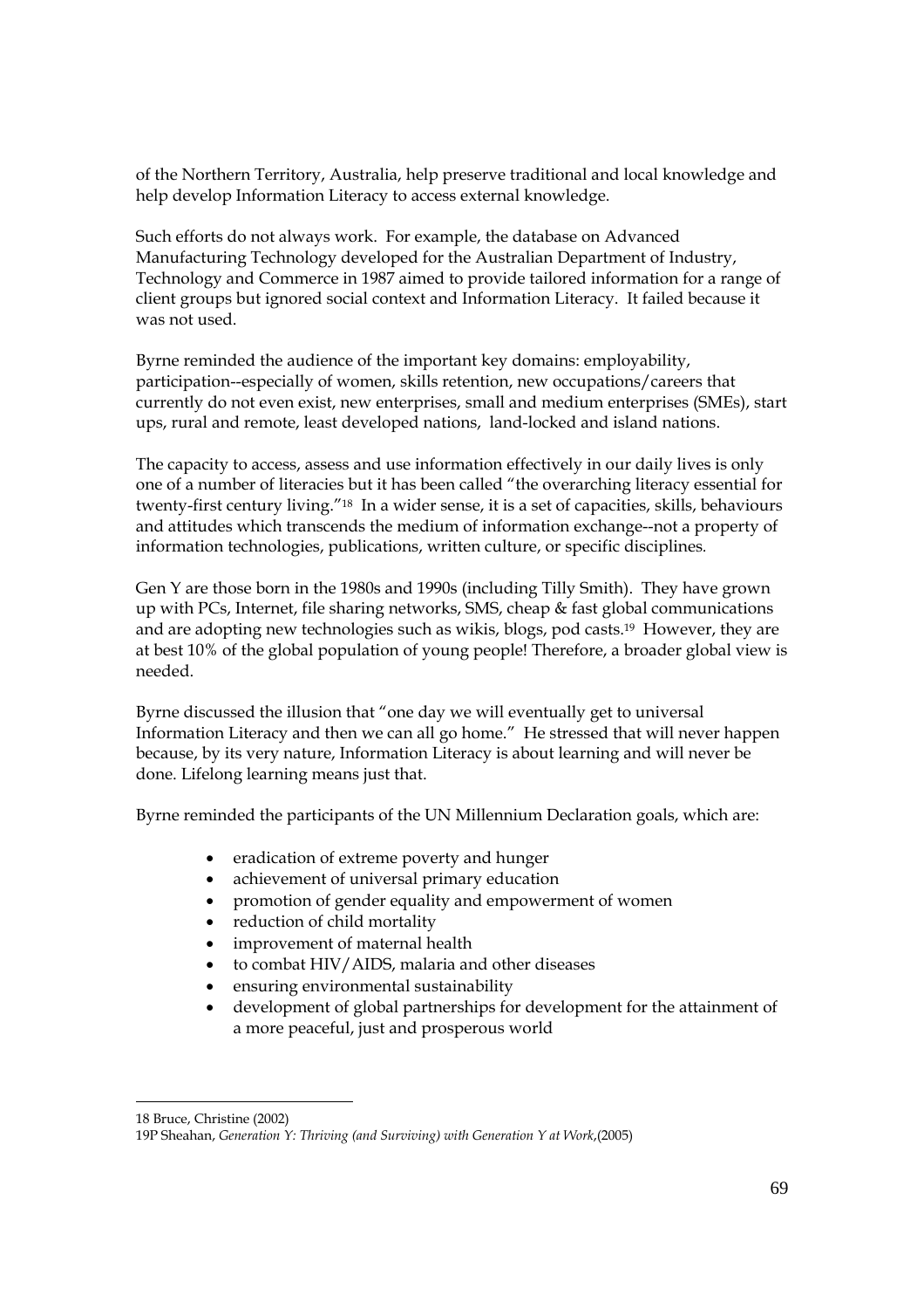of the Northern Territory, Australia, help preserve traditional and local knowledge and help develop Information Literacy to access external knowledge.

Such efforts do not always work. For example, the database on Advanced Manufacturing Technology developed for the Australian Department of Industry, Technology and Commerce in 1987 aimed to provide tailored information for a range of client groups but ignored social context and Information Literacy. It failed because it was not used.

Byrne reminded the audience of the important key domains: employability, participation--especially of women, skills retention, new occupations/careers that currently do not even exist, new enterprises, small and medium enterprises (SMEs), start ups, rural and remote, least developed nations, land-locked and island nations.

The capacity to access, assess and use information effectively in our daily lives is only one of a number of literacies but it has been called "the overarching literacy essential for twenty-first century living."[18] In a wider sense, it is a set of capacities, skills, behaviours and attitudes which transcends the medium of information exchange--not a property of information technologies, publications, written culture, or specific disciplines.

Gen Y are those born in the 1980s and 1990s (including Tilly Smith). They have grown up with PCs, Internet, file sharing networks, SMS, cheap & fast global communications and are adopting new technologies such as wikis, blogs, pod casts.[19] However, they are at best 10% of the global population of young people! Therefore, a broader global view is needed.

Byrne discussed the illusion that "one day we will eventually get to universal Information Literacy and then we can all go home." He stressed that will never happen because, by its very nature, Information Literacy is about learning and will never be done. Lifelong learning means just that.

Byrne reminded the participants of the UN Millennium Declaration goals, which are:

- eradication of extreme poverty and hunger
- achievement of universal primary education
- promotion of gender equality and empowerment of women
- reduction of child mortality
- improvement of maternal health
- to combat HIV/AIDS, malaria and other diseases
- ensuring environmental sustainability
- development of global partnerships for development for the attainment of a more peaceful, just and prosperous world

---

18 Bruce, Christine (2002)

19P Sheahan, *Generation Y: Thriving (and Surviving) with Generation Y at Work*,(2005)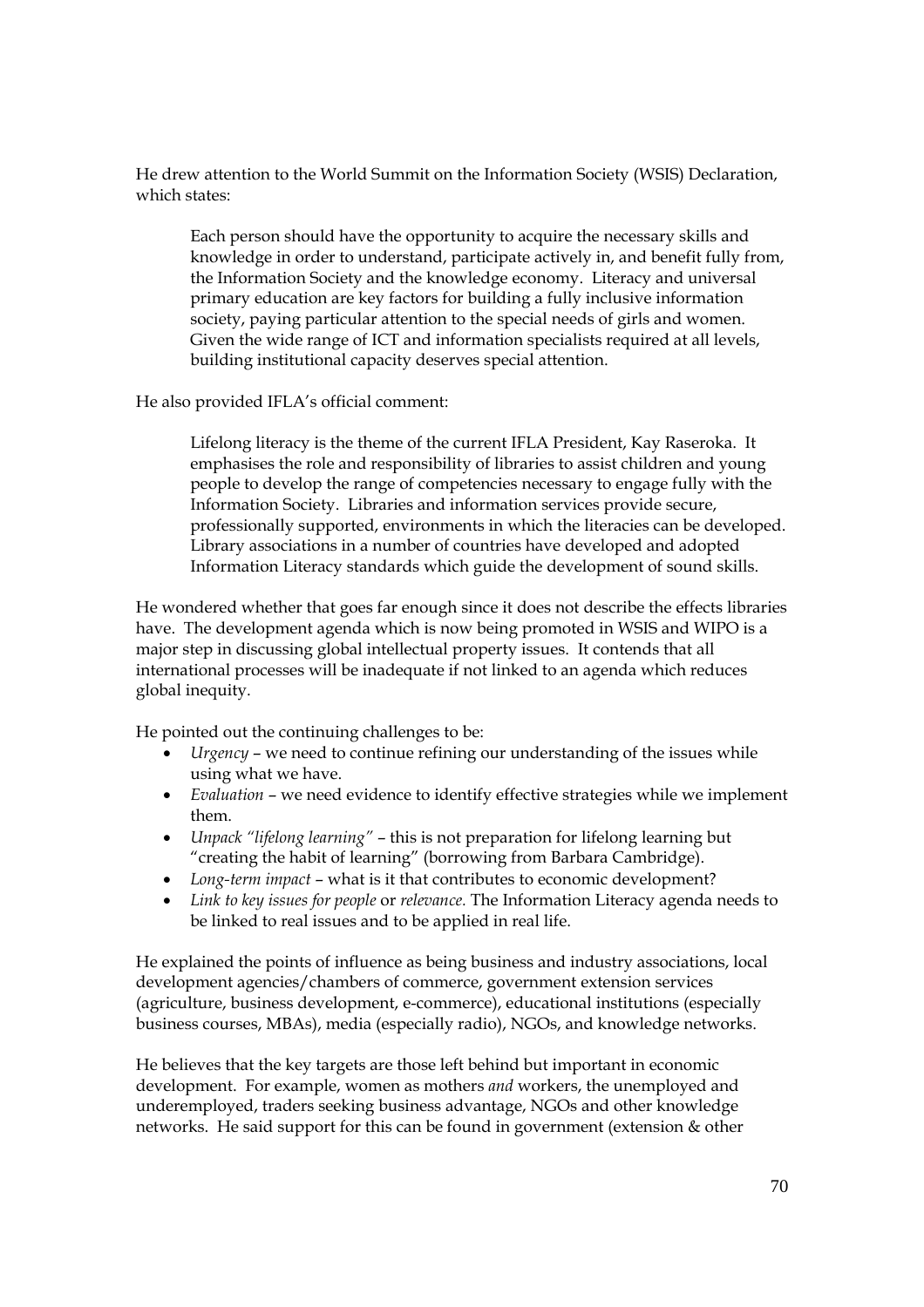He drew attention to the World Summit on the Information Society (WSIS) Declaration, which states:

> Each person should have the opportunity to acquire the necessary skills and knowledge in order to understand, participate actively in, and benefit fully from, the Information Society and the knowledge economy. Literacy and universal primary education are key factors for building a fully inclusive information society, paying particular attention to the special needs of girls and women. Given the wide range of ICT and information specialists required at all levels, building institutional capacity deserves special attention.

He also provided IFLA's official comment:

> Lifelong literacy is the theme of the current IFLA President, Kay Raseroka. It emphasises the role and responsibility of libraries to assist children and young people to develop the range of competencies necessary to engage fully with the Information Society. Libraries and information services provide secure, professionally supported, environments in which the literacies can be developed. Library associations in a number of countries have developed and adopted Information Literacy standards which guide the development of sound skills.

He wondered whether that goes far enough since it does not describe the effects libraries have. The development agenda which is now being promoted in WSIS and WIPO is a major step in discussing global intellectual property issues. It contends that all international processes will be inadequate if not linked to an agenda which reduces global inequity.

He pointed out the continuing challenges to be:

- *Urgency* – we need to continue refining our understanding of the issues while using what we have.
- *Evaluation* – we need evidence to identify effective strategies while we implement them.
- *Unpack "lifelong learning"* – this is not preparation for lifelong learning but "creating the habit of learning" (borrowing from Barbara Cambridge).
- *Long-term impact* – what is it that contributes to economic development?
- *Link to key issues for people* or *relevance.* The Information Literacy agenda needs to be linked to real issues and to be applied in real life.

He explained the points of influence as being business and industry associations, local development agencies/chambers of commerce, government extension services (agriculture, business development, e-commerce), educational institutions (especially business courses, MBAs), media (especially radio), NGOs, and knowledge networks.

He believes that the key targets are those left behind but important in economic development. For example, women as mothers *and* workers, the unemployed and underemployed, traders seeking business advantage, NGOs and other knowledge networks. He said support for this can be found in government (extension & other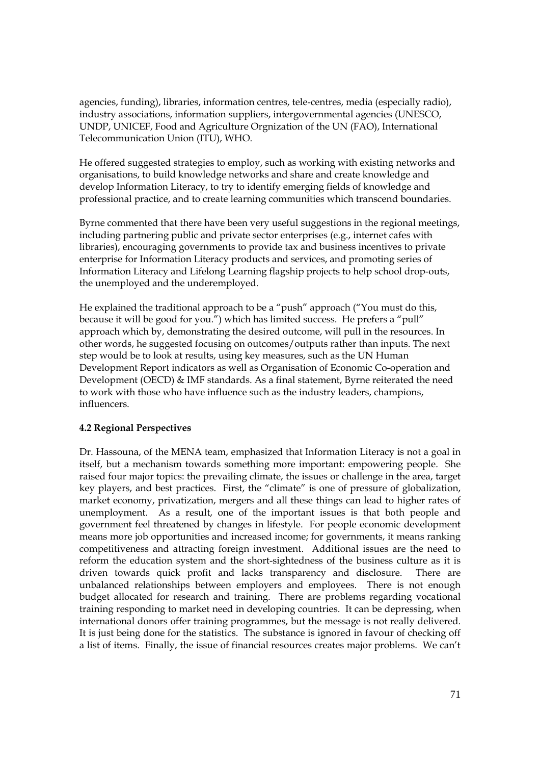agencies, funding), libraries, information centres, tele-centres, media (especially radio), industry associations, information suppliers, intergovernmental agencies (UNESCO, UNDP, UNICEF, Food and Agriculture Orgnization of the UN (FAO), International Telecommunication Union (ITU), WHO.

He offered suggested strategies to employ, such as working with existing networks and organisations, to build knowledge networks and share and create knowledge and develop Information Literacy, to try to identify emerging fields of knowledge and professional practice, and to create learning communities which transcend boundaries.

Byrne commented that there have been very useful suggestions in the regional meetings, including partnering public and private sector enterprises (e.g., internet cafes with libraries), encouraging governments to provide tax and business incentives to private enterprise for Information Literacy products and services, and promoting series of Information Literacy and Lifelong Learning flagship projects to help school drop-outs, the unemployed and the underemployed.

He explained the traditional approach to be a "push" approach ("You must do this, because it will be good for you.") which has limited success. He prefers a "pull" approach which by, demonstrating the desired outcome, will pull in the resources. In other words, he suggested focusing on outcomes/outputs rather than inputs. The next step would be to look at results, using key measures, such as the UN Human Development Report indicators as well as Organisation of Economic Co-operation and Development (OECD) & IMF standards. As a final statement, Byrne reiterated the need to work with those who have influence such as the industry leaders, champions, influencers.

**4.2 Regional Perspectives**

Dr. Hassouna, of the MENA team, emphasized that Information Literacy is not a goal in itself, but a mechanism towards something more important: empowering people. She raised four major topics: the prevailing climate, the issues or challenge in the area, target key players, and best practices. First, the "climate" is one of pressure of globalization, market economy, privatization, mergers and all these things can lead to higher rates of unemployment. As a result, one of the important issues is that both people and government feel threatened by changes in lifestyle. For people economic development means more job opportunities and increased income; for governments, it means ranking competitiveness and attracting foreign investment. Additional issues are the need to reform the education system and the short-sightedness of the business culture as it is driven towards quick profit and lacks transparency and disclosure. There are unbalanced relationships between employers and employees. There is not enough budget allocated for research and training. There are problems regarding vocational training responding to market need in developing countries. It can be depressing, when international donors offer training programmes, but the message is not really delivered. It is just being done for the statistics. The substance is ignored in favour of checking off a list of items. Finally, the issue of financial resources creates major problems. We can't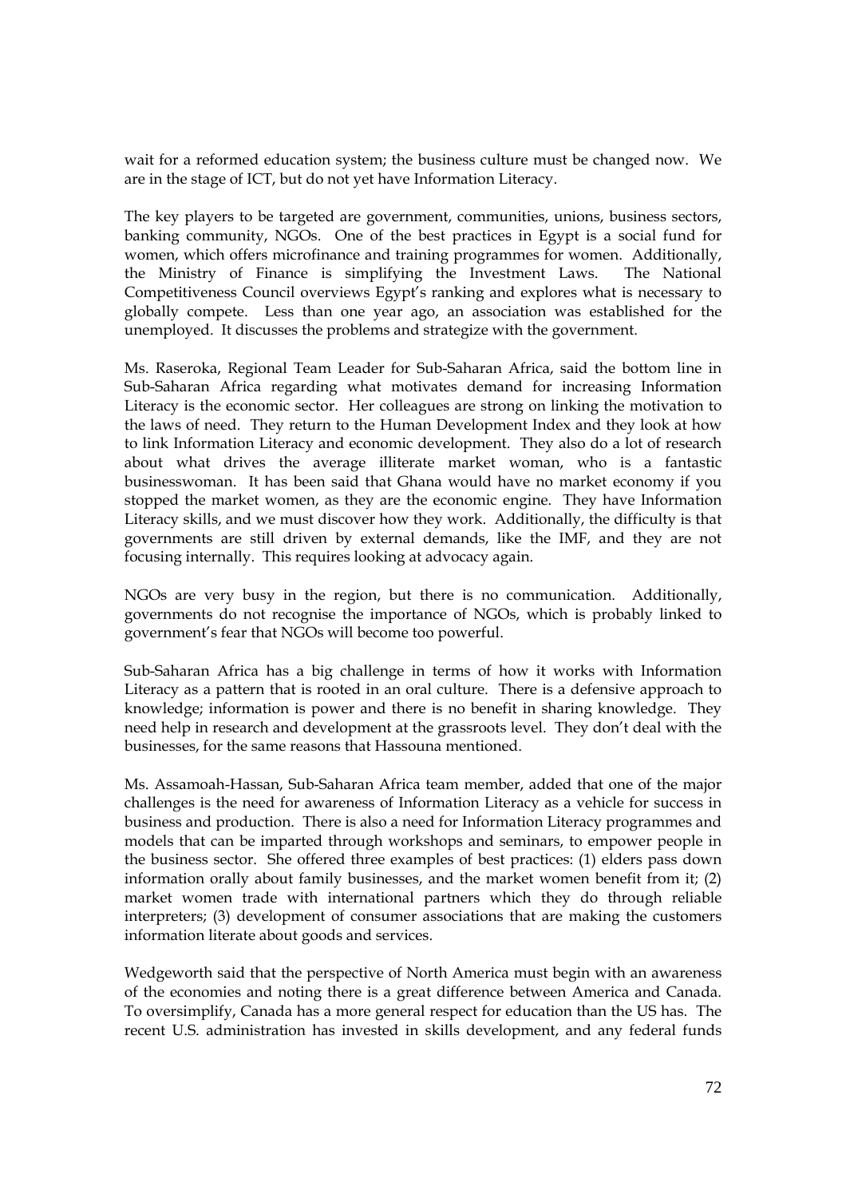wait for a reformed education system; the business culture must be changed now. We are in the stage of ICT, but do not yet have Information Literacy.

The key players to be targeted are government, communities, unions, business sectors, banking community, NGOs. One of the best practices in Egypt is a social fund for women, which offers microfinance and training programmes for women. Additionally, the Ministry of Finance is simplifying the Investment Laws. The National Competitiveness Council overviews Egypt's ranking and explores what is necessary to globally compete. Less than one year ago, an association was established for the unemployed. It discusses the problems and strategize with the government.

Ms. Raseroka, Regional Team Leader for Sub-Saharan Africa, said the bottom line in Sub-Saharan Africa regarding what motivates demand for increasing Information Literacy is the economic sector. Her colleagues are strong on linking the motivation to the laws of need. They return to the Human Development Index and they look at how to link Information Literacy and economic development. They also do a lot of research about what drives the average illiterate market woman, who is a fantastic businesswoman. It has been said that Ghana would have no market economy if you stopped the market women, as they are the economic engine. They have Information Literacy skills, and we must discover how they work. Additionally, the difficulty is that governments are still driven by external demands, like the IMF, and they are not focusing internally. This requires looking at advocacy again.

NGOs are very busy in the region, but there is no communication. Additionally, governments do not recognise the importance of NGOs, which is probably linked to government's fear that NGOs will become too powerful.

Sub-Saharan Africa has a big challenge in terms of how it works with Information Literacy as a pattern that is rooted in an oral culture. There is a defensive approach to knowledge; information is power and there is no benefit in sharing knowledge. They need help in research and development at the grassroots level. They don't deal with the businesses, for the same reasons that Hassouna mentioned.

Ms. Assamoah-Hassan, Sub-Saharan Africa team member, added that one of the major challenges is the need for awareness of Information Literacy as a vehicle for success in business and production. There is also a need for Information Literacy programmes and models that can be imparted through workshops and seminars, to empower people in the business sector. She offered three examples of best practices: (1) elders pass down information orally about family businesses, and the market women benefit from it; (2) market women trade with international partners which they do through reliable interpreters; (3) development of consumer associations that are making the customers information literate about goods and services.

Wedgeworth said that the perspective of North America must begin with an awareness of the economies and noting there is a great difference between America and Canada. To oversimplify, Canada has a more general respect for education than the US has. The recent U.S. administration has invested in skills development, and any federal funds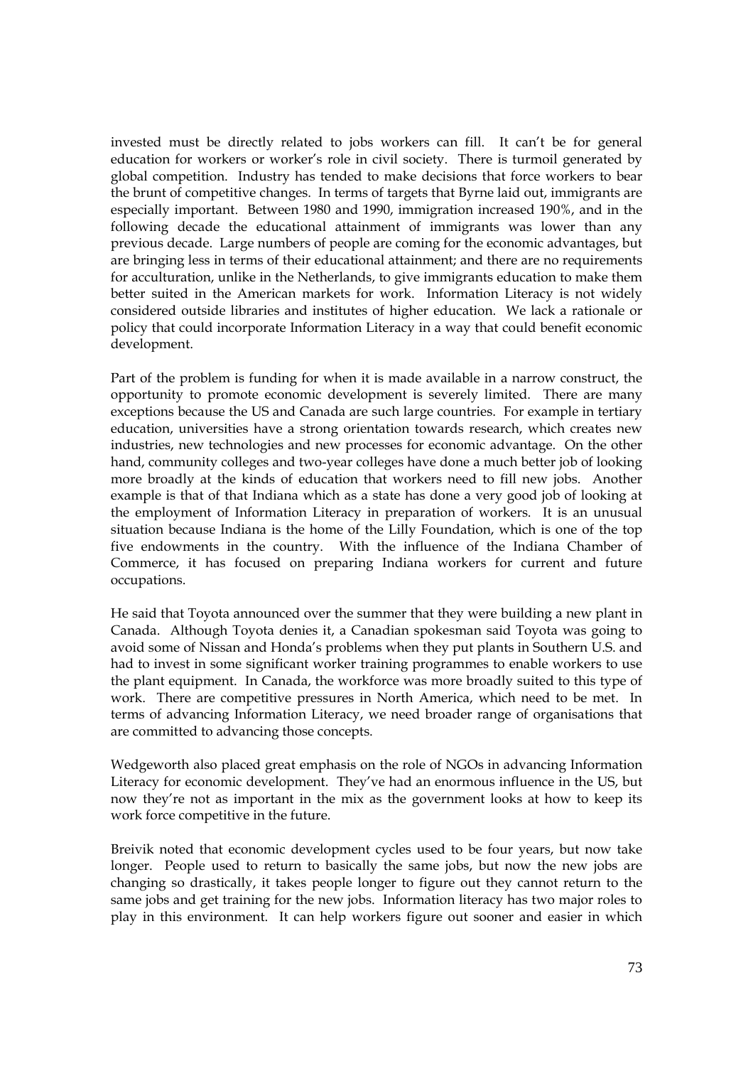invested must be directly related to jobs workers can fill. It can't be for general education for workers or worker's role in civil society. There is turmoil generated by global competition. Industry has tended to make decisions that force workers to bear the brunt of competitive changes. In terms of targets that Byrne laid out, immigrants are especially important. Between 1980 and 1990, immigration increased 190%, and in the following decade the educational attainment of immigrants was lower than any previous decade. Large numbers of people are coming for the economic advantages, but are bringing less in terms of their educational attainment; and there are no requirements for acculturation, unlike in the Netherlands, to give immigrants education to make them better suited in the American markets for work. Information Literacy is not widely considered outside libraries and institutes of higher education. We lack a rationale or policy that could incorporate Information Literacy in a way that could benefit economic development.

Part of the problem is funding for when it is made available in a narrow construct, the opportunity to promote economic development is severely limited. There are many exceptions because the US and Canada are such large countries. For example in tertiary education, universities have a strong orientation towards research, which creates new industries, new technologies and new processes for economic advantage. On the other hand, community colleges and two-year colleges have done a much better job of looking more broadly at the kinds of education that workers need to fill new jobs. Another example is that of that Indiana which as a state has done a very good job of looking at the employment of Information Literacy in preparation of workers. It is an unusual situation because Indiana is the home of the Lilly Foundation, which is one of the top five endowments in the country. With the influence of the Indiana Chamber of Commerce, it has focused on preparing Indiana workers for current and future occupations.

He said that Toyota announced over the summer that they were building a new plant in Canada. Although Toyota denies it, a Canadian spokesman said Toyota was going to avoid some of Nissan and Honda's problems when they put plants in Southern U.S. and had to invest in some significant worker training programmes to enable workers to use the plant equipment. In Canada, the workforce was more broadly suited to this type of work. There are competitive pressures in North America, which need to be met. In terms of advancing Information Literacy, we need broader range of organisations that are committed to advancing those concepts.

Wedgeworth also placed great emphasis on the role of NGOs in advancing Information Literacy for economic development. They've had an enormous influence in the US, but now they're not as important in the mix as the government looks at how to keep its work force competitive in the future.

Breivik noted that economic development cycles used to be four years, but now take longer. People used to return to basically the same jobs, but now the new jobs are changing so drastically, it takes people longer to figure out they cannot return to the same jobs and get training for the new jobs. Information literacy has two major roles to play in this environment. It can help workers figure out sooner and easier in which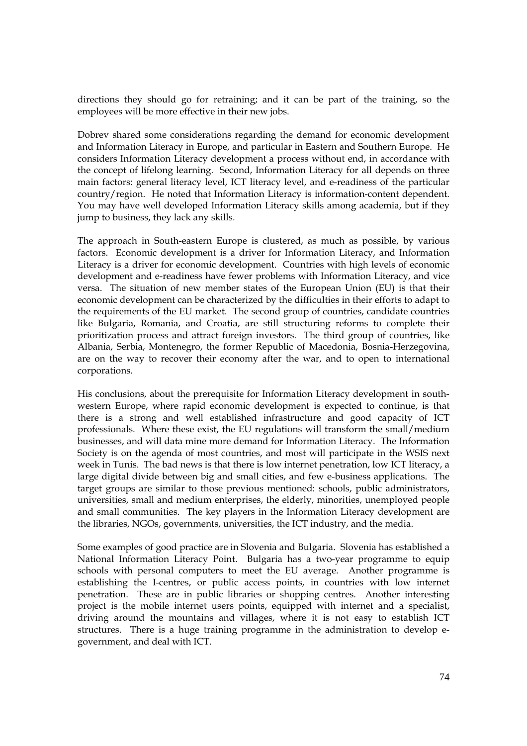directions they should go for retraining; and it can be part of the training, so the employees will be more effective in their new jobs.

Dobrev shared some considerations regarding the demand for economic development and Information Literacy in Europe, and particular in Eastern and Southern Europe. He considers Information Literacy development a process without end, in accordance with the concept of lifelong learning. Second, Information Literacy for all depends on three main factors: general literacy level, ICT literacy level, and e-readiness of the particular country/region. He noted that Information Literacy is information-content dependent. You may have well developed Information Literacy skills among academia, but if they jump to business, they lack any skills.

The approach in South-eastern Europe is clustered, as much as possible, by various factors. Economic development is a driver for Information Literacy, and Information Literacy is a driver for economic development. Countries with high levels of economic development and e-readiness have fewer problems with Information Literacy, and vice versa. The situation of new member states of the European Union (EU) is that their economic development can be characterized by the difficulties in their efforts to adapt to the requirements of the EU market. The second group of countries, candidate countries like Bulgaria, Romania, and Croatia, are still structuring reforms to complete their prioritization process and attract foreign investors. The third group of countries, like Albania, Serbia, Montenegro, the former Republic of Macedonia, Bosnia-Herzegovina, are on the way to recover their economy after the war, and to open to international corporations.

His conclusions, about the prerequisite for Information Literacy development in south-western Europe, where rapid economic development is expected to continue, is that there is a strong and well established infrastructure and good capacity of ICT professionals. Where these exist, the EU regulations will transform the small/medium businesses, and will data mine more demand for Information Literacy. The Information Society is on the agenda of most countries, and most will participate in the WSIS next week in Tunis. The bad news is that there is low internet penetration, low ICT literacy, a large digital divide between big and small cities, and few e-business applications. The target groups are similar to those previous mentioned: schools, public administrators, universities, small and medium enterprises, the elderly, minorities, unemployed people and small communities. The key players in the Information Literacy development are the libraries, NGOs, governments, universities, the ICT industry, and the media.

Some examples of good practice are in Slovenia and Bulgaria. Slovenia has established a National Information Literacy Point. Bulgaria has a two-year programme to equip schools with personal computers to meet the EU average. Another programme is establishing the I-centres, or public access points, in countries with low internet penetration. These are in public libraries or shopping centres. Another interesting project is the mobile internet users points, equipped with internet and a specialist, driving around the mountains and villages, where it is not easy to establish ICT structures. There is a huge training programme in the administration to develop e-government, and deal with ICT.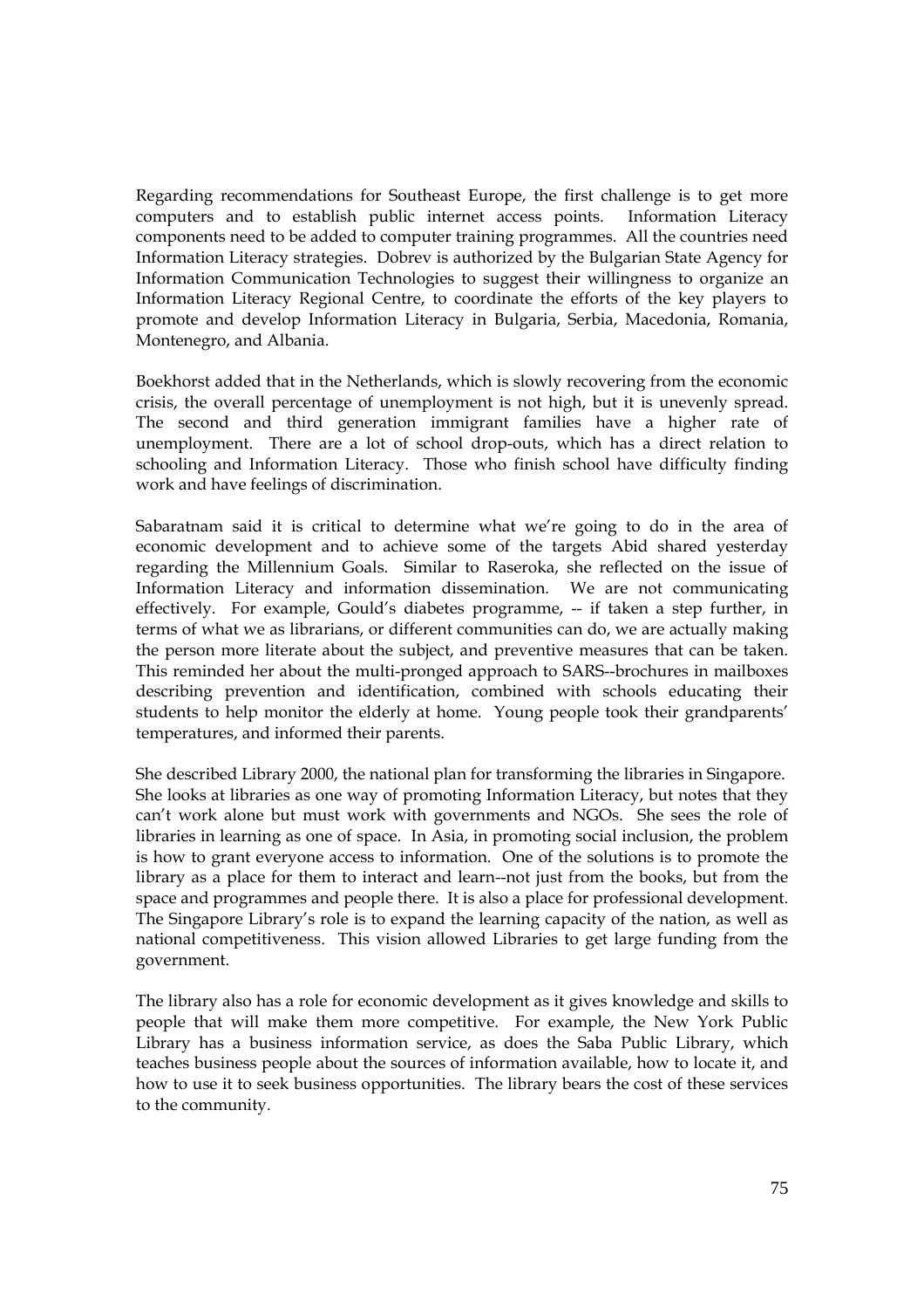Regarding recommendations for Southeast Europe, the first challenge is to get more computers and to establish public internet access points. Information Literacy components need to be added to computer training programmes. All the countries need Information Literacy strategies. Dobrev is authorized by the Bulgarian State Agency for Information Communication Technologies to suggest their willingness to organize an Information Literacy Regional Centre, to coordinate the efforts of the key players to promote and develop Information Literacy in Bulgaria, Serbia, Macedonia, Romania, Montenegro, and Albania.

Boekhorst added that in the Netherlands, which is slowly recovering from the economic crisis, the overall percentage of unemployment is not high, but it is unevenly spread. The second and third generation immigrant families have a higher rate of unemployment. There are a lot of school drop-outs, which has a direct relation to schooling and Information Literacy. Those who finish school have difficulty finding work and have feelings of discrimination.

Sabaratnam said it is critical to determine what we're going to do in the area of economic development and to achieve some of the targets Abid shared yesterday regarding the Millennium Goals. Similar to Raseroka, she reflected on the issue of Information Literacy and information dissemination. We are not communicating effectively. For example, Gould's diabetes programme, -- if taken a step further, in terms of what we as librarians, or different communities can do, we are actually making the person more literate about the subject, and preventive measures that can be taken. This reminded her about the multi-pronged approach to SARS--brochures in mailboxes describing prevention and identification, combined with schools educating their students to help monitor the elderly at home. Young people took their grandparents' temperatures, and informed their parents.

She described Library 2000, the national plan for transforming the libraries in Singapore. She looks at libraries as one way of promoting Information Literacy, but notes that they can't work alone but must work with governments and NGOs. She sees the role of libraries in learning as one of space. In Asia, in promoting social inclusion, the problem is how to grant everyone access to information. One of the solutions is to promote the library as a place for them to interact and learn--not just from the books, but from the space and programmes and people there. It is also a place for professional development. The Singapore Library's role is to expand the learning capacity of the nation, as well as national competitiveness. This vision allowed Libraries to get large funding from the government.

The library also has a role for economic development as it gives knowledge and skills to people that will make them more competitive. For example, the New York Public Library has a business information service, as does the Saba Public Library, which teaches business people about the sources of information available, how to locate it, and how to use it to seek business opportunities. The library bears the cost of these services to the community.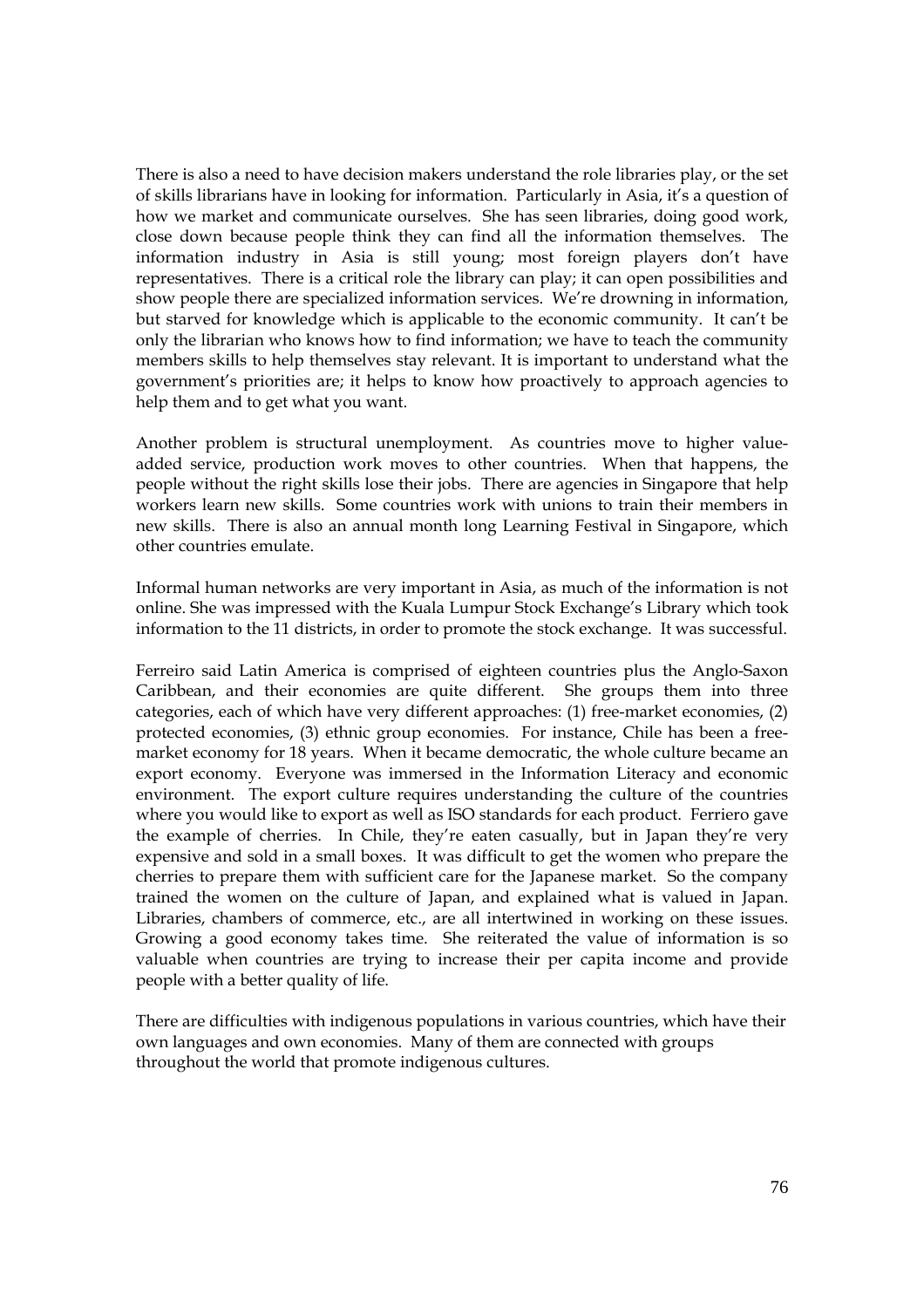There is also a need to have decision makers understand the role libraries play, or the set of skills librarians have in looking for information. Particularly in Asia, it's a question of how we market and communicate ourselves. She has seen libraries, doing good work, close down because people think they can find all the information themselves. The information industry in Asia is still young; most foreign players don't have representatives. There is a critical role the library can play; it can open possibilities and show people there are specialized information services. We're drowning in information, but starved for knowledge which is applicable to the economic community. It can't be only the librarian who knows how to find information; we have to teach the community members skills to help themselves stay relevant. It is important to understand what the government's priorities are; it helps to know how proactively to approach agencies to help them and to get what you want.

Another problem is structural unemployment. As countries move to higher value-added service, production work moves to other countries. When that happens, the people without the right skills lose their jobs. There are agencies in Singapore that help workers learn new skills. Some countries work with unions to train their members in new skills. There is also an annual month long Learning Festival in Singapore, which other countries emulate.

Informal human networks are very important in Asia, as much of the information is not online. She was impressed with the Kuala Lumpur Stock Exchange's Library which took information to the 11 districts, in order to promote the stock exchange. It was successful.

Ferreiro said Latin America is comprised of eighteen countries plus the Anglo-Saxon Caribbean, and their economies are quite different. She groups them into three categories, each of which have very different approaches: (1) free-market economies, (2) protected economies, (3) ethnic group economies. For instance, Chile has been a free-market economy for 18 years. When it became democratic, the whole culture became an export economy. Everyone was immersed in the Information Literacy and economic environment. The export culture requires understanding the culture of the countries where you would like to export as well as ISO standards for each product. Ferriero gave the example of cherries. In Chile, they're eaten casually, but in Japan they're very expensive and sold in a small boxes. It was difficult to get the women who prepare the cherries to prepare them with sufficient care for the Japanese market. So the company trained the women on the culture of Japan, and explained what is valued in Japan. Libraries, chambers of commerce, etc., are all intertwined in working on these issues. Growing a good economy takes time. She reiterated the value of information is so valuable when countries are trying to increase their per capita income and provide people with a better quality of life.

There are difficulties with indigenous populations in various countries, which have their own languages and own economies. Many of them are connected with groups throughout the world that promote indigenous cultures.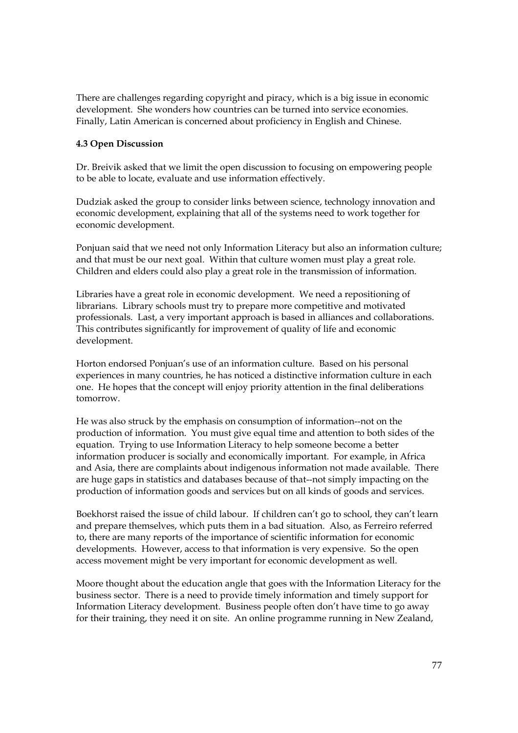There are challenges regarding copyright and piracy, which is a big issue in economic development. She wonders how countries can be turned into service economies. Finally, Latin American is concerned about proficiency in English and Chinese.

**4.3 Open Discussion**

Dr. Breivik asked that we limit the open discussion to focusing on empowering people to be able to locate, evaluate and use information effectively.

Dudziak asked the group to consider links between science, technology innovation and economic development, explaining that all of the systems need to work together for economic development.

Ponjuan said that we need not only Information Literacy but also an information culture; and that must be our next goal. Within that culture women must play a great role. Children and elders could also play a great role in the transmission of information.

Libraries have a great role in economic development. We need a repositioning of librarians. Library schools must try to prepare more competitive and motivated professionals. Last, a very important approach is based in alliances and collaborations. This contributes significantly for improvement of quality of life and economic development.

Horton endorsed Ponjuan's use of an information culture. Based on his personal experiences in many countries, he has noticed a distinctive information culture in each one. He hopes that the concept will enjoy priority attention in the final deliberations tomorrow.

He was also struck by the emphasis on consumption of information--not on the production of information. You must give equal time and attention to both sides of the equation. Trying to use Information Literacy to help someone become a better information producer is socially and economically important. For example, in Africa and Asia, there are complaints about indigenous information not made available. There are huge gaps in statistics and databases because of that--not simply impacting on the production of information goods and services but on all kinds of goods and services.

Boekhorst raised the issue of child labour. If children can't go to school, they can't learn and prepare themselves, which puts them in a bad situation. Also, as Ferreiro referred to, there are many reports of the importance of scientific information for economic developments. However, access to that information is very expensive. So the open access movement might be very important for economic development as well.

Moore thought about the education angle that goes with the Information Literacy for the business sector. There is a need to provide timely information and timely support for Information Literacy development. Business people often don't have time to go away for their training, they need it on site. An online programme running in New Zealand,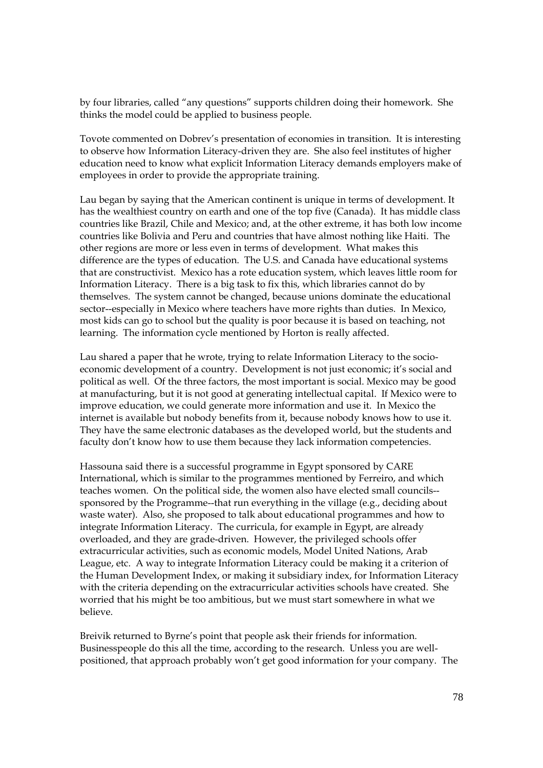by four libraries, called "any questions" supports children doing their homework. She thinks the model could be applied to business people.

Tovote commented on Dobrev's presentation of economies in transition. It is interesting to observe how Information Literacy-driven they are. She also feel institutes of higher education need to know what explicit Information Literacy demands employers make of employees in order to provide the appropriate training.

Lau began by saying that the American continent is unique in terms of development. It has the wealthiest country on earth and one of the top five (Canada). It has middle class countries like Brazil, Chile and Mexico; and, at the other extreme, it has both low income countries like Bolivia and Peru and countries that have almost nothing like Haiti. The other regions are more or less even in terms of development. What makes this difference are the types of education. The U.S. and Canada have educational systems that are constructivist. Mexico has a rote education system, which leaves little room for Information Literacy. There is a big task to fix this, which libraries cannot do by themselves. The system cannot be changed, because unions dominate the educational sector--especially in Mexico where teachers have more rights than duties. In Mexico, most kids can go to school but the quality is poor because it is based on teaching, not learning. The information cycle mentioned by Horton is really affected.

Lau shared a paper that he wrote, trying to relate Information Literacy to the socio-economic development of a country. Development is not just economic; it's social and political as well. Of the three factors, the most important is social. Mexico may be good at manufacturing, but it is not good at generating intellectual capital. If Mexico were to improve education, we could generate more information and use it. In Mexico the internet is available but nobody benefits from it, because nobody knows how to use it. They have the same electronic databases as the developed world, but the students and faculty don't know how to use them because they lack information competencies.

Hassouna said there is a successful programme in Egypt sponsored by CARE International, which is similar to the programmes mentioned by Ferreiro, and which teaches women. On the political side, the women also have elected small councils--sponsored by the Programme--that run everything in the village (e.g., deciding about waste water). Also, she proposed to talk about educational programmes and how to integrate Information Literacy. The curricula, for example in Egypt, are already overloaded, and they are grade-driven. However, the privileged schools offer extracurricular activities, such as economic models, Model United Nations, Arab League, etc. A way to integrate Information Literacy could be making it a criterion of the Human Development Index, or making it subsidiary index, for Information Literacy with the criteria depending on the extracurricular activities schools have created. She worried that his might be too ambitious, but we must start somewhere in what we believe.

Breivik returned to Byrne's point that people ask their friends for information. Businesspeople do this all the time, according to the research. Unless you are well-positioned, that approach probably won't get good information for your company. The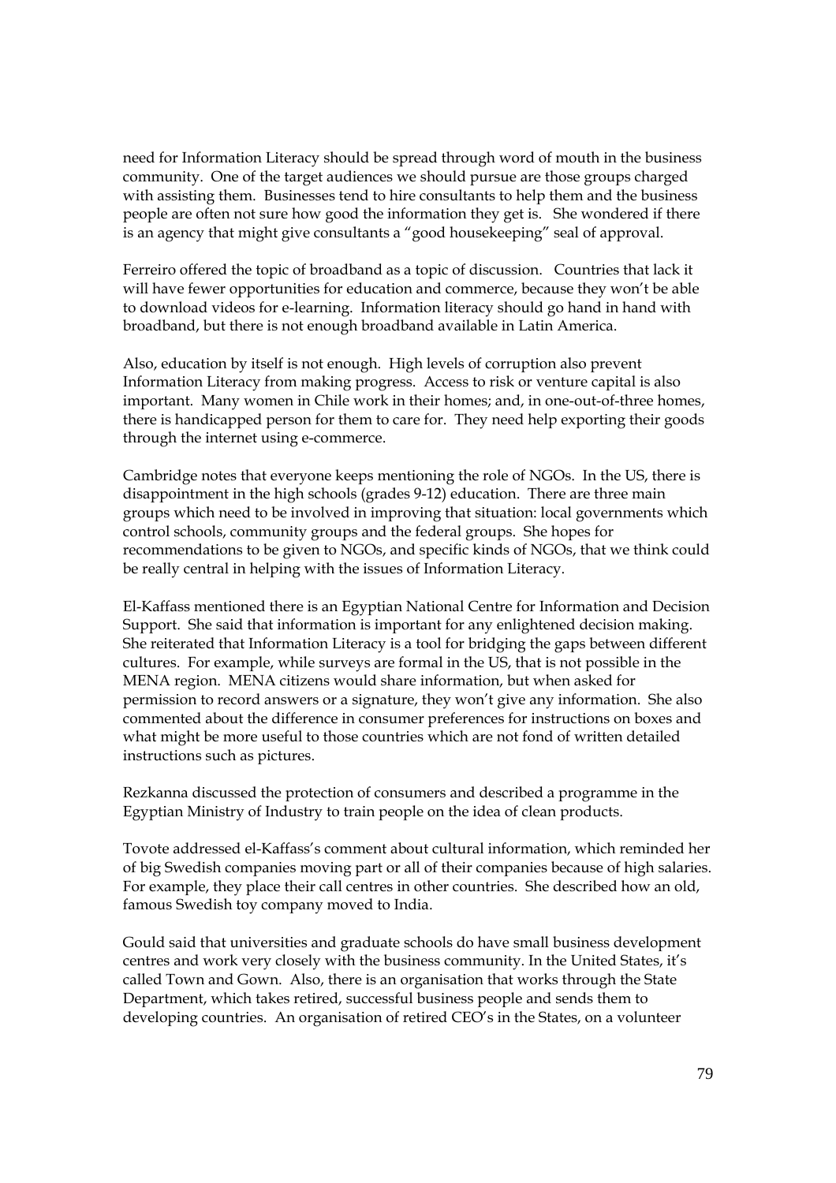need for Information Literacy should be spread through word of mouth in the business community. One of the target audiences we should pursue are those groups charged with assisting them. Businesses tend to hire consultants to help them and the business people are often not sure how good the information they get is. She wondered if there is an agency that might give consultants a "good housekeeping" seal of approval.

Ferreiro offered the topic of broadband as a topic of discussion. Countries that lack it will have fewer opportunities for education and commerce, because they won't be able to download videos for e-learning. Information literacy should go hand in hand with broadband, but there is not enough broadband available in Latin America.

Also, education by itself is not enough. High levels of corruption also prevent Information Literacy from making progress. Access to risk or venture capital is also important. Many women in Chile work in their homes; and, in one-out-of-three homes, there is handicapped person for them to care for. They need help exporting their goods through the internet using e-commerce.

Cambridge notes that everyone keeps mentioning the role of NGOs. In the US, there is disappointment in the high schools (grades 9-12) education. There are three main groups which need to be involved in improving that situation: local governments which control schools, community groups and the federal groups. She hopes for recommendations to be given to NGOs, and specific kinds of NGOs, that we think could be really central in helping with the issues of Information Literacy.

El-Kaffass mentioned there is an Egyptian National Centre for Information and Decision Support. She said that information is important for any enlightened decision making. She reiterated that Information Literacy is a tool for bridging the gaps between different cultures. For example, while surveys are formal in the US, that is not possible in the MENA region. MENA citizens would share information, but when asked for permission to record answers or a signature, they won't give any information. She also commented about the difference in consumer preferences for instructions on boxes and what might be more useful to those countries which are not fond of written detailed instructions such as pictures.

Rezkanna discussed the protection of consumers and described a programme in the Egyptian Ministry of Industry to train people on the idea of clean products.

Tovote addressed el-Kaffass's comment about cultural information, which reminded her of big Swedish companies moving part or all of their companies because of high salaries. For example, they place their call centres in other countries. She described how an old, famous Swedish toy company moved to India.

Gould said that universities and graduate schools do have small business development centres and work very closely with the business community. In the United States, it's called Town and Gown. Also, there is an organisation that works through the State Department, which takes retired, successful business people and sends them to developing countries. An organisation of retired CEO's in the States, on a volunteer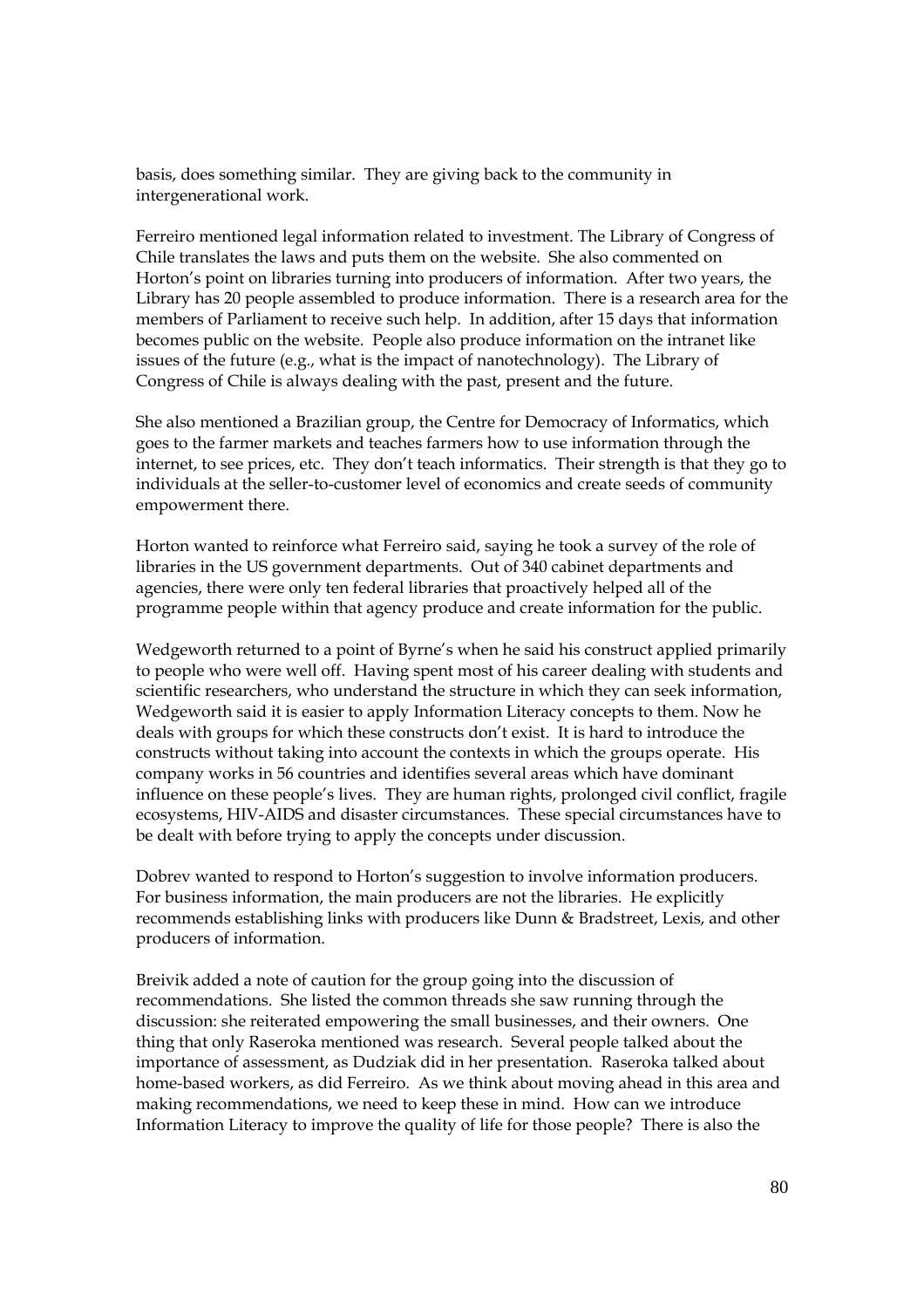basis, does something similar. They are giving back to the community in intergenerational work.

Ferreiro mentioned legal information related to investment. The Library of Congress of Chile translates the laws and puts them on the website. She also commented on Horton's point on libraries turning into producers of information. After two years, the Library has 20 people assembled to produce information. There is a research area for the members of Parliament to receive such help. In addition, after 15 days that information becomes public on the website. People also produce information on the intranet like issues of the future (e.g., what is the impact of nanotechnology). The Library of Congress of Chile is always dealing with the past, present and the future.

She also mentioned a Brazilian group, the Centre for Democracy of Informatics, which goes to the farmer markets and teaches farmers how to use information through the internet, to see prices, etc. They don't teach informatics. Their strength is that they go to individuals at the seller-to-customer level of economics and create seeds of community empowerment there.

Horton wanted to reinforce what Ferreiro said, saying he took a survey of the role of libraries in the US government departments. Out of 340 cabinet departments and agencies, there were only ten federal libraries that proactively helped all of the programme people within that agency produce and create information for the public.

Wedgeworth returned to a point of Byrne's when he said his construct applied primarily to people who were well off. Having spent most of his career dealing with students and scientific researchers, who understand the structure in which they can seek information, Wedgeworth said it is easier to apply Information Literacy concepts to them. Now he deals with groups for which these constructs don't exist. It is hard to introduce the constructs without taking into account the contexts in which the groups operate. His company works in 56 countries and identifies several areas which have dominant influence on these people's lives. They are human rights, prolonged civil conflict, fragile ecosystems, HIV-AIDS and disaster circumstances. These special circumstances have to be dealt with before trying to apply the concepts under discussion.

Dobrev wanted to respond to Horton's suggestion to involve information producers. For business information, the main producers are not the libraries. He explicitly recommends establishing links with producers like Dunn & Bradstreet, Lexis, and other producers of information.

Breivik added a note of caution for the group going into the discussion of recommendations. She listed the common threads she saw running through the discussion: she reiterated empowering the small businesses, and their owners. One thing that only Raseroka mentioned was research. Several people talked about the importance of assessment, as Dudziak did in her presentation. Raseroka talked about home-based workers, as did Ferreiro. As we think about moving ahead in this area and making recommendations, we need to keep these in mind. How can we introduce Information Literacy to improve the quality of life for those people? There is also the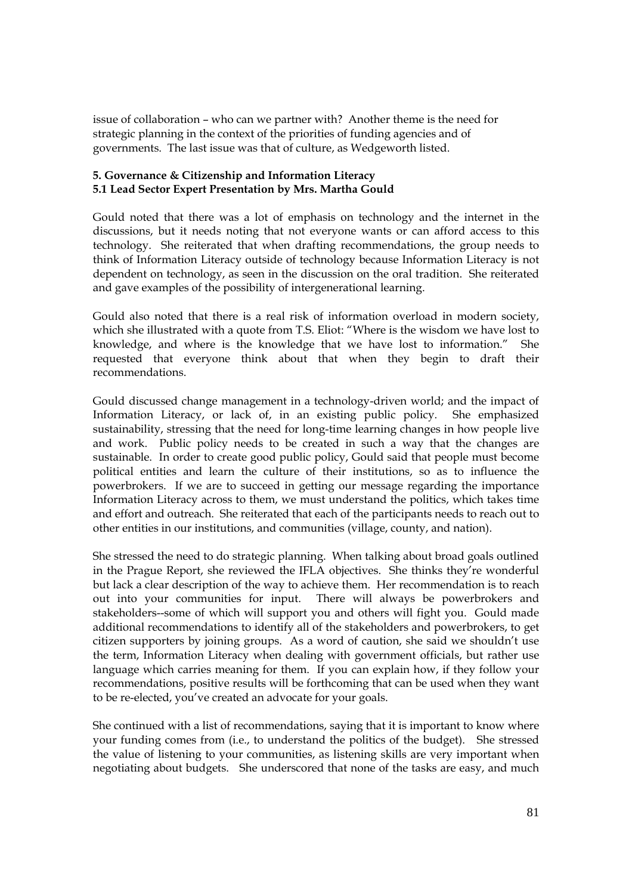issue of collaboration – who can we partner with? Another theme is the need for strategic planning in the context of the priorities of funding agencies and of governments. The last issue was that of culture, as Wedgeworth listed.

### 5. Governance & Citizenship and Information Literacy
### 5.1 Lead Sector Expert Presentation by Mrs. Martha Gould

Gould noted that there was a lot of emphasis on technology and the internet in the discussions, but it needs noting that not everyone wants or can afford access to this technology. She reiterated that when drafting recommendations, the group needs to think of Information Literacy outside of technology because Information Literacy is not dependent on technology, as seen in the discussion on the oral tradition. She reiterated and gave examples of the possibility of intergenerational learning.

Gould also noted that there is a real risk of information overload in modern society, which she illustrated with a quote from T.S. Eliot: "Where is the wisdom we have lost to knowledge, and where is the knowledge that we have lost to information." She requested that everyone think about that when they begin to draft their recommendations.

Gould discussed change management in a technology-driven world; and the impact of Information Literacy, or lack of, in an existing public policy. She emphasized sustainability, stressing that the need for long-time learning changes in how people live and work. Public policy needs to be created in such a way that the changes are sustainable. In order to create good public policy, Gould said that people must become political entities and learn the culture of their institutions, so as to influence the powerbrokers. If we are to succeed in getting our message regarding the importance Information Literacy across to them, we must understand the politics, which takes time and effort and outreach. She reiterated that each of the participants needs to reach out to other entities in our institutions, and communities (village, county, and nation).

She stressed the need to do strategic planning. When talking about broad goals outlined in the Prague Report, she reviewed the IFLA objectives. She thinks they're wonderful but lack a clear description of the way to achieve them. Her recommendation is to reach out into your communities for input. There will always be powerbrokers and stakeholders--some of which will support you and others will fight you. Gould made additional recommendations to identify all of the stakeholders and powerbrokers, to get citizen supporters by joining groups. As a word of caution, she said we shouldn't use the term, Information Literacy when dealing with government officials, but rather use language which carries meaning for them. If you can explain how, if they follow your recommendations, positive results will be forthcoming that can be used when they want to be re-elected, you've created an advocate for your goals.

She continued with a list of recommendations, saying that it is important to know where your funding comes from (i.e., to understand the politics of the budget). She stressed the value of listening to your communities, as listening skills are very important when negotiating about budgets. She underscored that none of the tasks are easy, and much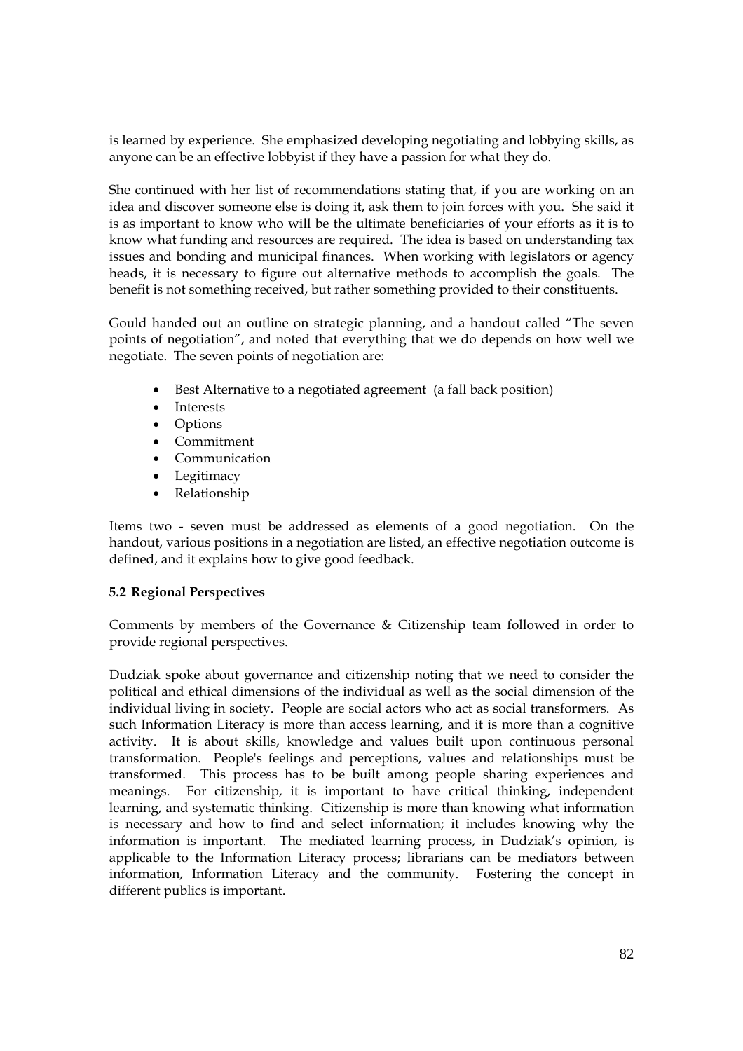is learned by experience. She emphasized developing negotiating and lobbying skills, as anyone can be an effective lobbyist if they have a passion for what they do.

She continued with her list of recommendations stating that, if you are working on an idea and discover someone else is doing it, ask them to join forces with you. She said it is as important to know who will be the ultimate beneficiaries of your efforts as it is to know what funding and resources are required. The idea is based on understanding tax issues and bonding and municipal finances. When working with legislators or agency heads, it is necessary to figure out alternative methods to accomplish the goals. The benefit is not something received, but rather something provided to their constituents.

Gould handed out an outline on strategic planning, and a handout called "The seven points of negotiation", and noted that everything that we do depends on how well we negotiate. The seven points of negotiation are:

- Best Alternative to a negotiated agreement (a fall back position)
- Interests
- Options
- Commitment
- Communication
- Legitimacy
- Relationship

Items two - seven must be addressed as elements of a good negotiation. On the handout, various positions in a negotiation are listed, an effective negotiation outcome is defined, and it explains how to give good feedback.

### 5.2 Regional Perspectives

Comments by members of the Governance & Citizenship team followed in order to provide regional perspectives.

Dudziak spoke about governance and citizenship noting that we need to consider the political and ethical dimensions of the individual as well as the social dimension of the individual living in society. People are social actors who act as social transformers. As such Information Literacy is more than access learning, and it is more than a cognitive activity. It is about skills, knowledge and values built upon continuous personal transformation. People's feelings and perceptions, values and relationships must be transformed. This process has to be built among people sharing experiences and meanings. For citizenship, it is important to have critical thinking, independent learning, and systematic thinking. Citizenship is more than knowing what information is necessary and how to find and select information; it includes knowing why the information is important. The mediated learning process, in Dudziak's opinion, is applicable to the Information Literacy process; librarians can be mediators between information, Information Literacy and the community. Fostering the concept in different publics is important.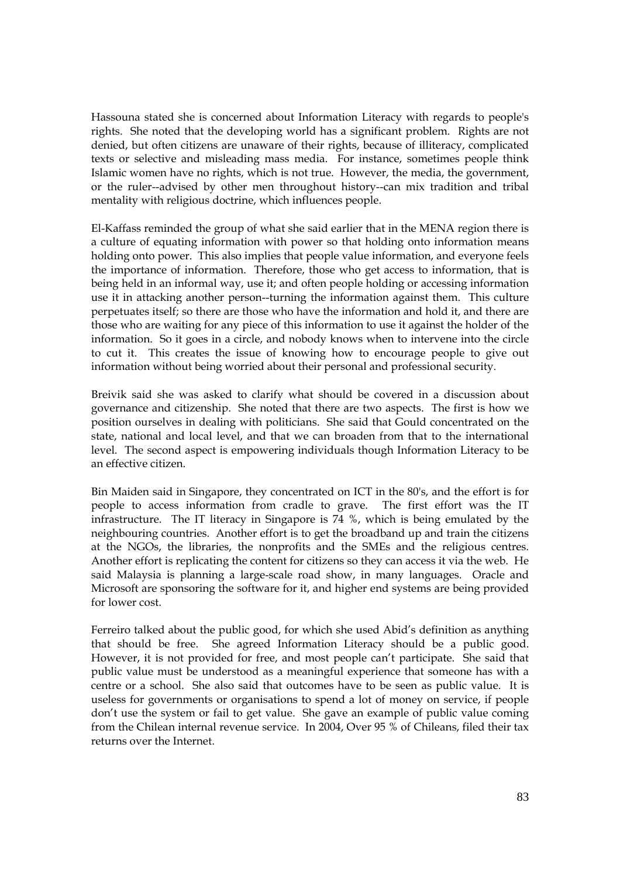Hassouna stated she is concerned about Information Literacy with regards to people's rights. She noted that the developing world has a significant problem. Rights are not denied, but often citizens are unaware of their rights, because of illiteracy, complicated texts or selective and misleading mass media. For instance, sometimes people think Islamic women have no rights, which is not true. However, the media, the government, or the ruler--advised by other men throughout history--can mix tradition and tribal mentality with religious doctrine, which influences people.

El-Kaffass reminded the group of what she said earlier that in the MENA region there is a culture of equating information with power so that holding onto information means holding onto power. This also implies that people value information, and everyone feels the importance of information. Therefore, those who get access to information, that is being held in an informal way, use it; and often people holding or accessing information use it in attacking another person--turning the information against them. This culture perpetuates itself; so there are those who have the information and hold it, and there are those who are waiting for any piece of this information to use it against the holder of the information. So it goes in a circle, and nobody knows when to intervene into the circle to cut it. This creates the issue of knowing how to encourage people to give out information without being worried about their personal and professional security.

Breivik said she was asked to clarify what should be covered in a discussion about governance and citizenship. She noted that there are two aspects. The first is how we position ourselves in dealing with politicians. She said that Gould concentrated on the state, national and local level, and that we can broaden from that to the international level. The second aspect is empowering individuals though Information Literacy to be an effective citizen.

Bin Maiden said in Singapore, they concentrated on ICT in the 80's, and the effort is for people to access information from cradle to grave. The first effort was the IT infrastructure. The IT literacy in Singapore is 74 %, which is being emulated by the neighbouring countries. Another effort is to get the broadband up and train the citizens at the NGOs, the libraries, the nonprofits and the SMEs and the religious centres. Another effort is replicating the content for citizens so they can access it via the web. He said Malaysia is planning a large-scale road show, in many languages. Oracle and Microsoft are sponsoring the software for it, and higher end systems are being provided for lower cost.

Ferreiro talked about the public good, for which she used Abid's definition as anything that should be free. She agreed Information Literacy should be a public good. However, it is not provided for free, and most people can't participate. She said that public value must be understood as a meaningful experience that someone has with a centre or a school. She also said that outcomes have to be seen as public value. It is useless for governments or organisations to spend a lot of money on service, if people don't use the system or fail to get value. She gave an example of public value coming from the Chilean internal revenue service. In 2004, Over 95 % of Chileans, filed their tax returns over the Internet.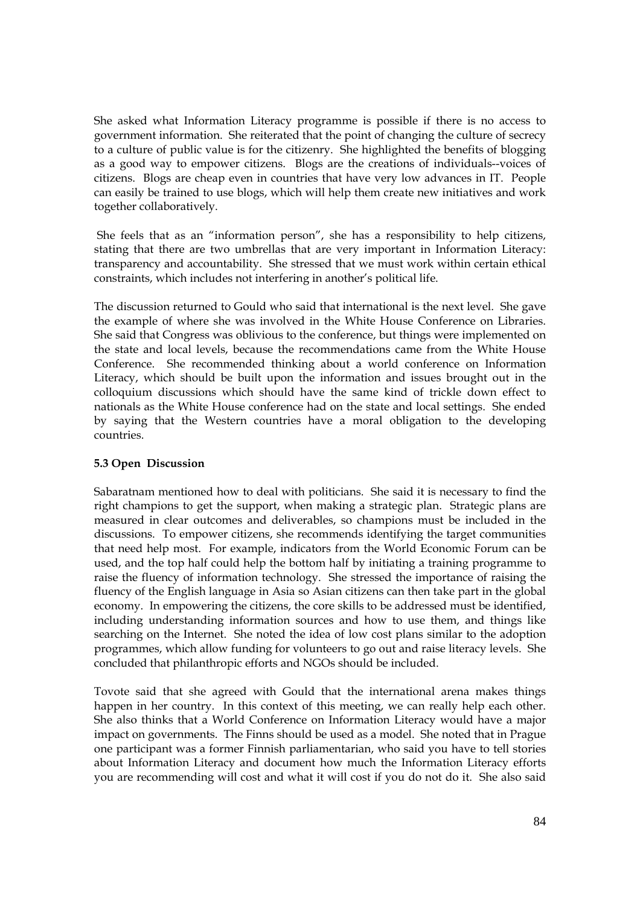She asked what Information Literacy programme is possible if there is no access to government information. She reiterated that the point of changing the culture of secrecy to a culture of public value is for the citizenry. She highlighted the benefits of blogging as a good way to empower citizens. Blogs are the creations of individuals--voices of citizens. Blogs are cheap even in countries that have very low advances in IT. People can easily be trained to use blogs, which will help them create new initiatives and work together collaboratively.

She feels that as an "information person", she has a responsibility to help citizens, stating that there are two umbrellas that are very important in Information Literacy: transparency and accountability. She stressed that we must work within certain ethical constraints, which includes not interfering in another's political life.

The discussion returned to Gould who said that international is the next level. She gave the example of where she was involved in the White House Conference on Libraries. She said that Congress was oblivious to the conference, but things were implemented on the state and local levels, because the recommendations came from the White House Conference. She recommended thinking about a world conference on Information Literacy, which should be built upon the information and issues brought out in the colloquium discussions which should have the same kind of trickle down effect to nationals as the White House conference had on the state and local settings. She ended by saying that the Western countries have a moral obligation to the developing countries.

**5.3 Open Discussion**

Sabaratnam mentioned how to deal with politicians. She said it is necessary to find the right champions to get the support, when making a strategic plan. Strategic plans are measured in clear outcomes and deliverables, so champions must be included in the discussions. To empower citizens, she recommends identifying the target communities that need help most. For example, indicators from the World Economic Forum can be used, and the top half could help the bottom half by initiating a training programme to raise the fluency of information technology. She stressed the importance of raising the fluency of the English language in Asia so Asian citizens can then take part in the global economy. In empowering the citizens, the core skills to be addressed must be identified, including understanding information sources and how to use them, and things like searching on the Internet. She noted the idea of low cost plans similar to the adoption programmes, which allow funding for volunteers to go out and raise literacy levels. She concluded that philanthropic efforts and NGOs should be included.

Tovote said that she agreed with Gould that the international arena makes things happen in her country. In this context of this meeting, we can really help each other. She also thinks that a World Conference on Information Literacy would have a major impact on governments. The Finns should be used as a model. She noted that in Prague one participant was a former Finnish parliamentarian, who said you have to tell stories about Information Literacy and document how much the Information Literacy efforts you are recommending will cost and what it will cost if you do not do it. She also said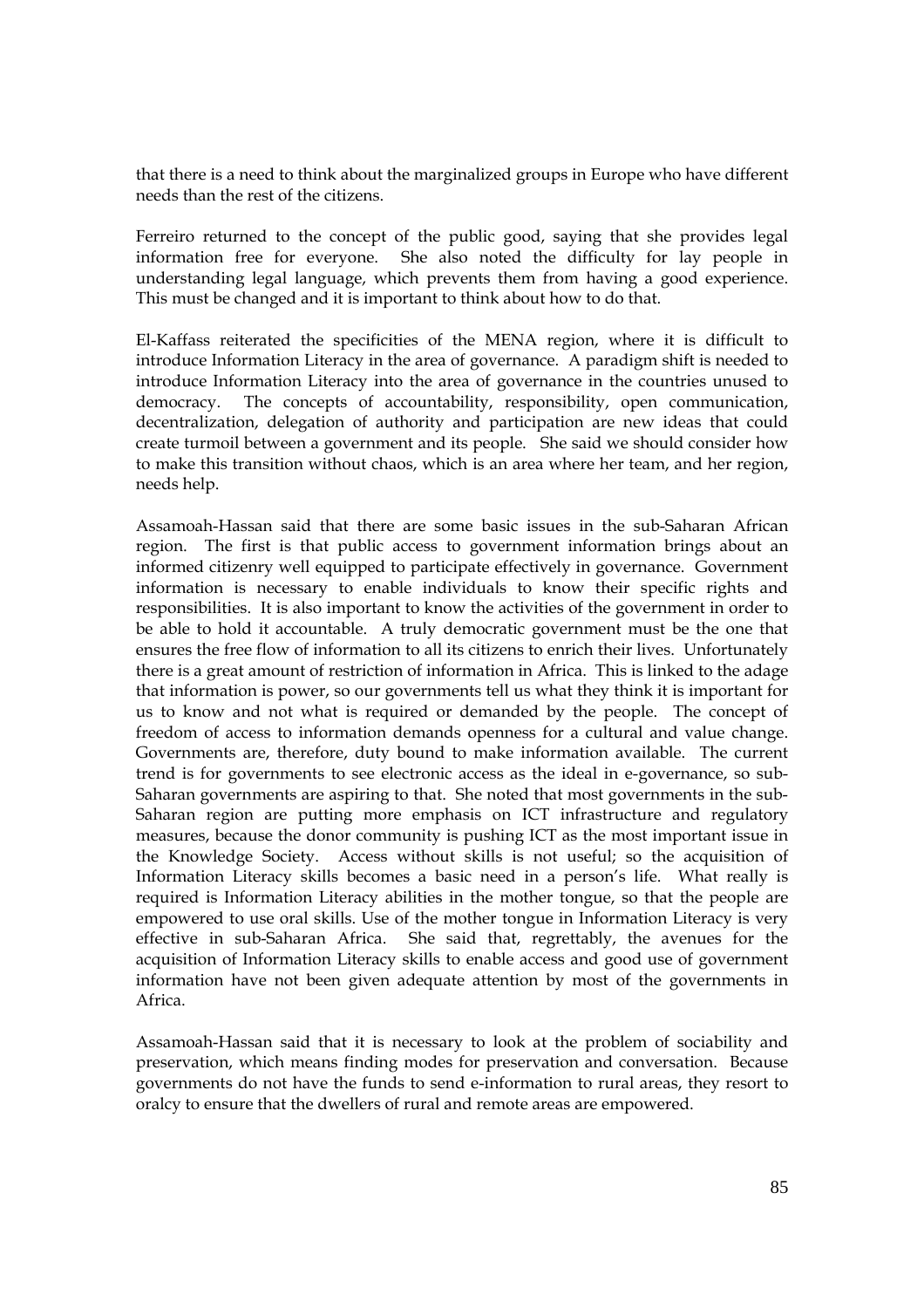that there is a need to think about the marginalized groups in Europe who have different needs than the rest of the citizens.

Ferreiro returned to the concept of the public good, saying that she provides legal information free for everyone. She also noted the difficulty for lay people in understanding legal language, which prevents them from having a good experience. This must be changed and it is important to think about how to do that.

El-Kaffass reiterated the specificities of the MENA region, where it is difficult to introduce Information Literacy in the area of governance. A paradigm shift is needed to introduce Information Literacy into the area of governance in the countries unused to democracy. The concepts of accountability, responsibility, open communication, decentralization, delegation of authority and participation are new ideas that could create turmoil between a government and its people. She said we should consider how to make this transition without chaos, which is an area where her team, and her region, needs help.

Assamoah-Hassan said that there are some basic issues in the sub-Saharan African region. The first is that public access to government information brings about an informed citizenry well equipped to participate effectively in governance. Government information is necessary to enable individuals to know their specific rights and responsibilities. It is also important to know the activities of the government in order to be able to hold it accountable. A truly democratic government must be the one that ensures the free flow of information to all its citizens to enrich their lives. Unfortunately there is a great amount of restriction of information in Africa. This is linked to the adage that information is power, so our governments tell us what they think it is important for us to know and not what is required or demanded by the people. The concept of freedom of access to information demands openness for a cultural and value change. Governments are, therefore, duty bound to make information available. The current trend is for governments to see electronic access as the ideal in e-governance, so sub-Saharan governments are aspiring to that. She noted that most governments in the sub-Saharan region are putting more emphasis on ICT infrastructure and regulatory measures, because the donor community is pushing ICT as the most important issue in the Knowledge Society. Access without skills is not useful; so the acquisition of Information Literacy skills becomes a basic need in a person's life. What really is required is Information Literacy abilities in the mother tongue, so that the people are empowered to use oral skills. Use of the mother tongue in Information Literacy is very effective in sub-Saharan Africa. She said that, regrettably, the avenues for the acquisition of Information Literacy skills to enable access and good use of government information have not been given adequate attention by most of the governments in Africa.

Assamoah-Hassan said that it is necessary to look at the problem of sociability and preservation, which means finding modes for preservation and conversation. Because governments do not have the funds to send e-information to rural areas, they resort to oralcy to ensure that the dwellers of rural and remote areas are empowered.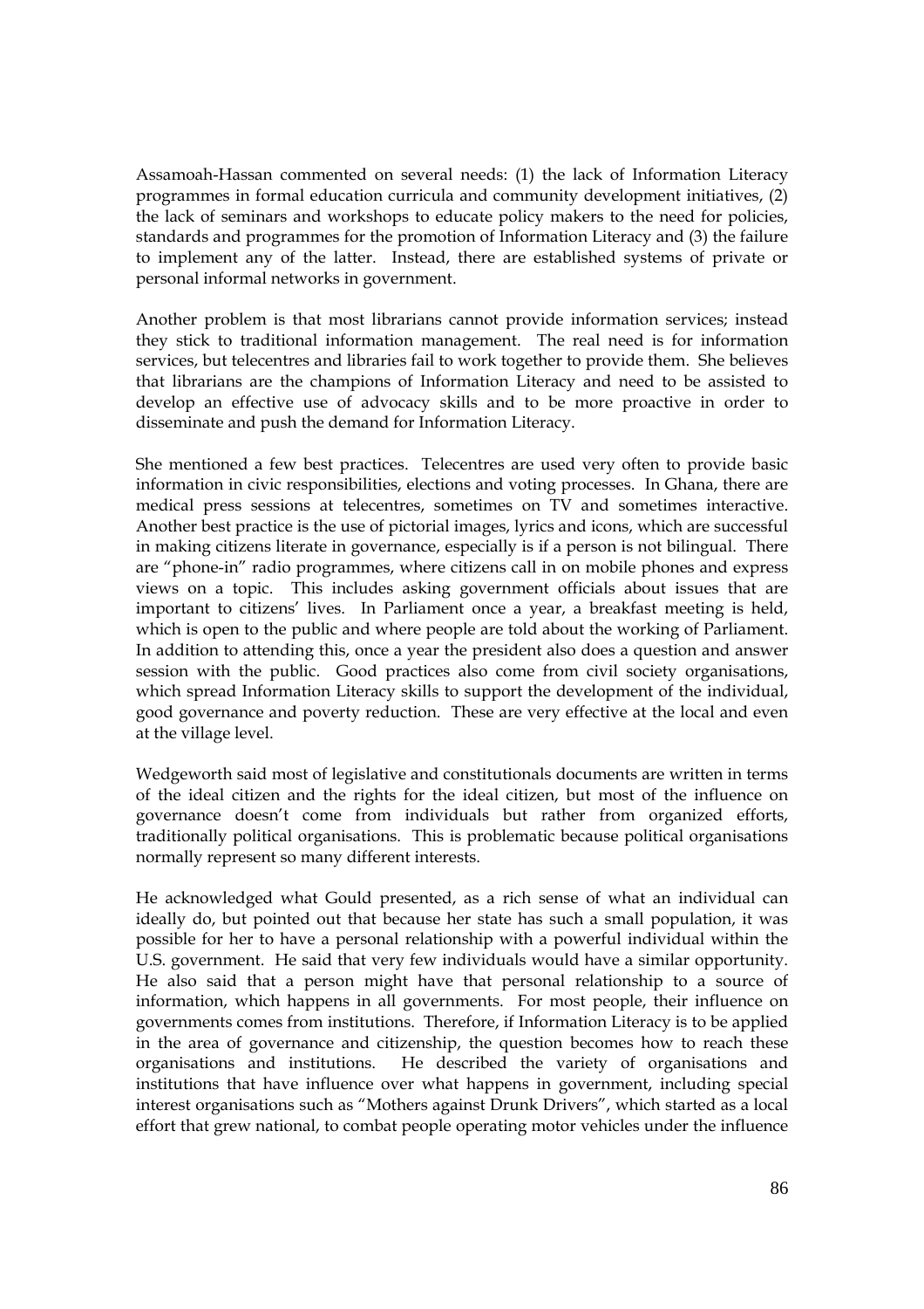Assamoah-Hassan commented on several needs: (1) the lack of Information Literacy programmes in formal education curricula and community development initiatives, (2) the lack of seminars and workshops to educate policy makers to the need for policies, standards and programmes for the promotion of Information Literacy and (3) the failure to implement any of the latter. Instead, there are established systems of private or personal informal networks in government.

Another problem is that most librarians cannot provide information services; instead they stick to traditional information management. The real need is for information services, but telecentres and libraries fail to work together to provide them. She believes that librarians are the champions of Information Literacy and need to be assisted to develop an effective use of advocacy skills and to be more proactive in order to disseminate and push the demand for Information Literacy.

She mentioned a few best practices. Telecentres are used very often to provide basic information in civic responsibilities, elections and voting processes. In Ghana, there are medical press sessions at telecentres, sometimes on TV and sometimes interactive. Another best practice is the use of pictorial images, lyrics and icons, which are successful in making citizens literate in governance, especially is if a person is not bilingual. There are "phone-in" radio programmes, where citizens call in on mobile phones and express views on a topic. This includes asking government officials about issues that are important to citizens' lives. In Parliament once a year, a breakfast meeting is held, which is open to the public and where people are told about the working of Parliament. In addition to attending this, once a year the president also does a question and answer session with the public. Good practices also come from civil society organisations, which spread Information Literacy skills to support the development of the individual, good governance and poverty reduction. These are very effective at the local and even at the village level.

Wedgeworth said most of legislative and constitutionals documents are written in terms of the ideal citizen and the rights for the ideal citizen, but most of the influence on governance doesn't come from individuals but rather from organized efforts, traditionally political organisations. This is problematic because political organisations normally represent so many different interests.

He acknowledged what Gould presented, as a rich sense of what an individual can ideally do, but pointed out that because her state has such a small population, it was possible for her to have a personal relationship with a powerful individual within the U.S. government. He said that very few individuals would have a similar opportunity. He also said that a person might have that personal relationship to a source of information, which happens in all governments. For most people, their influence on governments comes from institutions. Therefore, if Information Literacy is to be applied in the area of governance and citizenship, the question becomes how to reach these organisations and institutions. He described the variety of organisations and institutions that have influence over what happens in government, including special interest organisations such as "Mothers against Drunk Drivers", which started as a local effort that grew national, to combat people operating motor vehicles under the influence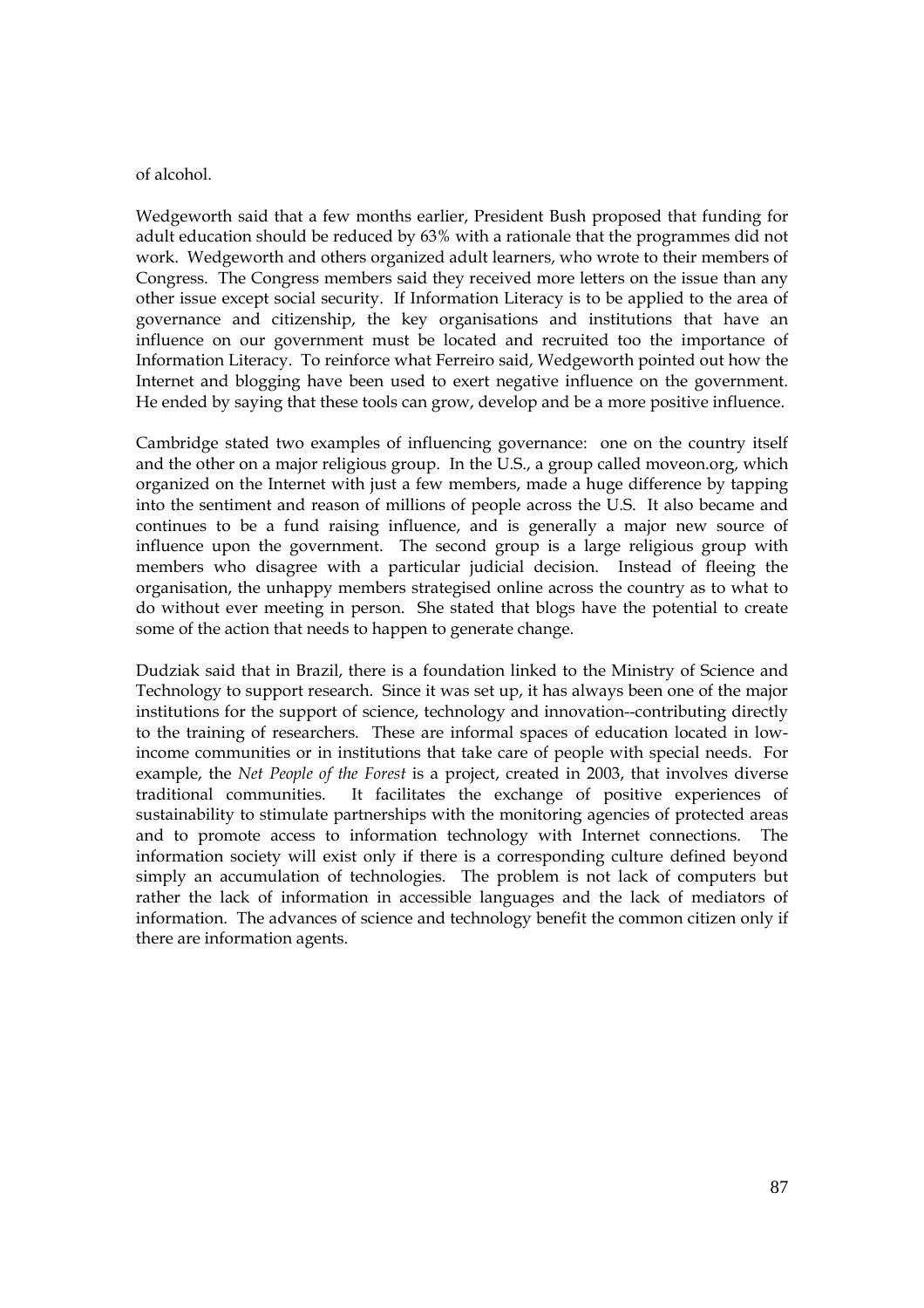of alcohol.

Wedgeworth said that a few months earlier, President Bush proposed that funding for adult education should be reduced by 63% with a rationale that the programmes did not work. Wedgeworth and others organized adult learners, who wrote to their members of Congress. The Congress members said they received more letters on the issue than any other issue except social security. If Information Literacy is to be applied to the area of governance and citizenship, the key organisations and institutions that have an influence on our government must be located and recruited too the importance of Information Literacy. To reinforce what Ferreiro said, Wedgeworth pointed out how the Internet and blogging have been used to exert negative influence on the government. He ended by saying that these tools can grow, develop and be a more positive influence.

Cambridge stated two examples of influencing governance: one on the country itself and the other on a major religious group. In the U.S., a group called moveon.org, which organized on the Internet with just a few members, made a huge difference by tapping into the sentiment and reason of millions of people across the U.S. It also became and continues to be a fund raising influence, and is generally a major new source of influence upon the government. The second group is a large religious group with members who disagree with a particular judicial decision. Instead of fleeing the organisation, the unhappy members strategised online across the country as to what to do without ever meeting in person. She stated that blogs have the potential to create some of the action that needs to happen to generate change.

Dudziak said that in Brazil, there is a foundation linked to the Ministry of Science and Technology to support research. Since it was set up, it has always been one of the major institutions for the support of science, technology and innovation--contributing directly to the training of researchers. These are informal spaces of education located in low-income communities or in institutions that take care of people with special needs. For example, the *Net People of the Forest* is a project, created in 2003, that involves diverse traditional communities. It facilitates the exchange of positive experiences of sustainability to stimulate partnerships with the monitoring agencies of protected areas and to promote access to information technology with Internet connections. The information society will exist only if there is a corresponding culture defined beyond simply an accumulation of technologies. The problem is not lack of computers but rather the lack of information in accessible languages and the lack of mediators of information. The advances of science and technology benefit the common citizen only if there are information agents.